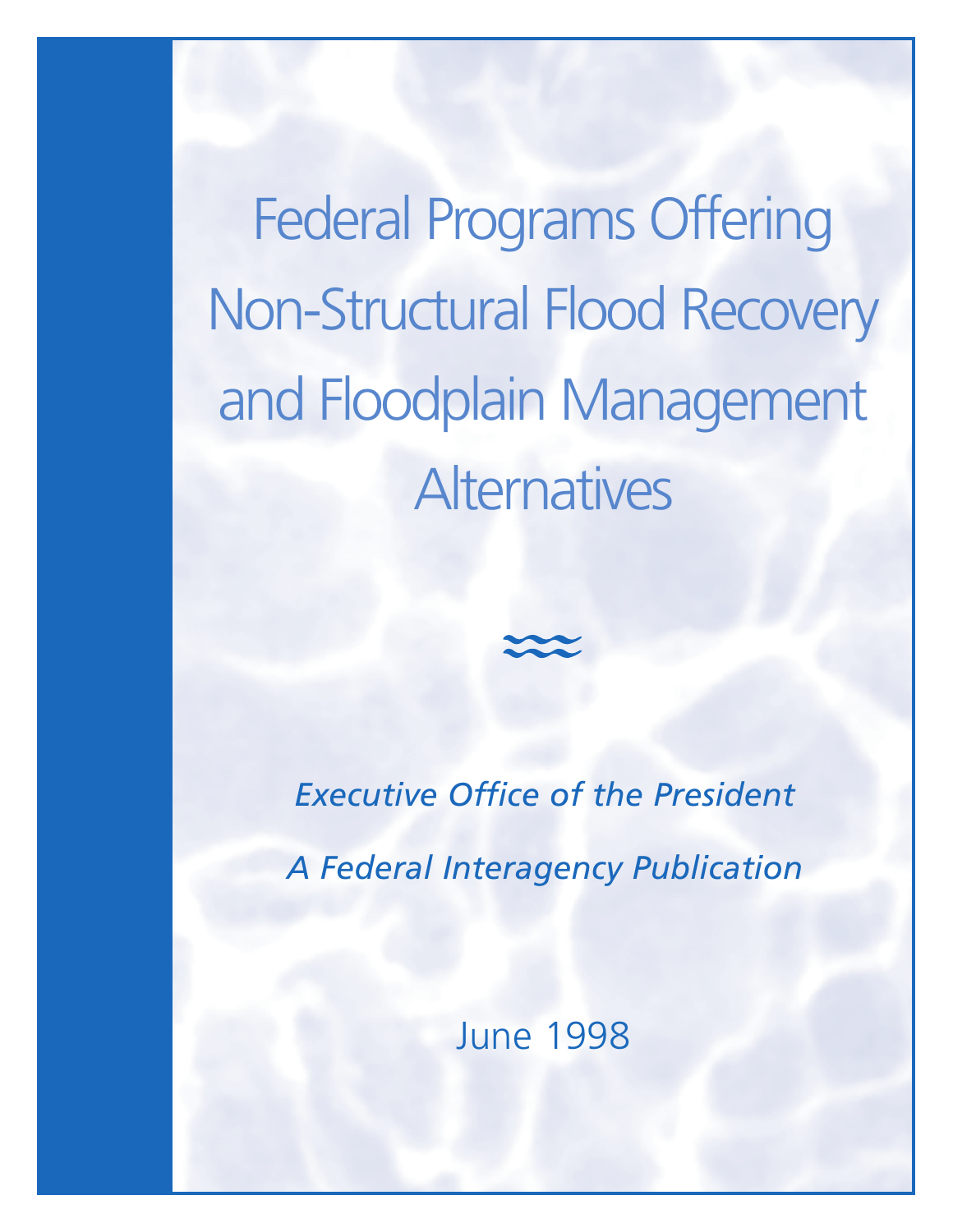# Federal Programs Offering Non-Structural Flood Recovery and Floodplain Management Alternatives

*Executive Office of the President*

*A Federal Interagency Publication*

June 1998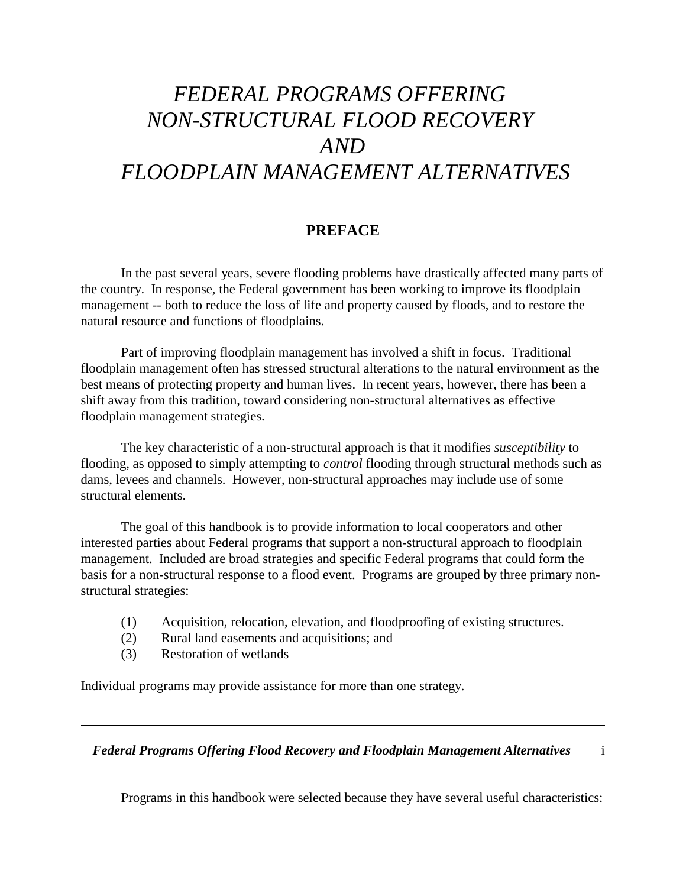# FEDERAL PROGRAMS OFFERING NON-STRUCTURAL FLOOD RECOVERY AND FLOODPLAIN MANAGEMENT ALTERNATIVES

## PREFACE

In the past several years, severe flooding problems have drastically affected many parts of the country. In response, the Federal government has been working to improve its floodplain management -- both to reduce the loss of life and property caused by floods, and to restore the natural resource and functions of floodplains.

Part of improving floodplain management has involved a shift in focus. Traditional floodplain management often has stressed structural alterations to the natural environment as the best means of protecting property and human lives. In recent years, however, there has been a shift away from this tradition, toward considering non-structural alternatives as effective floodplain management strategies.

The key characteristic of a non-structural approach is that it modifies *susceptibility* to flooding, as opposed to simply attempting to *control* flooding through structural methods such as dams, levees and channels. However, non-structural approaches may include use of some structural elements.

The goal of this handbook is to provide information to local cooperators and other interested parties about Federal programs that support a non-structural approach to floodplain management. Included are broad strategies and specific Federal programs that could form the basis for a non-structural response to a flood event. Programs are grouped by three primary non-structural strategies:

(1) Acquisition, relocation, elevation, and floodproofing of existing structures.
(2) Rural land easements and acquisitions; and
(3) Restoration of wetlands

Individual programs may provide assistance for more than one strategy.

Programs in this handbook were selected because they have several useful characteristics: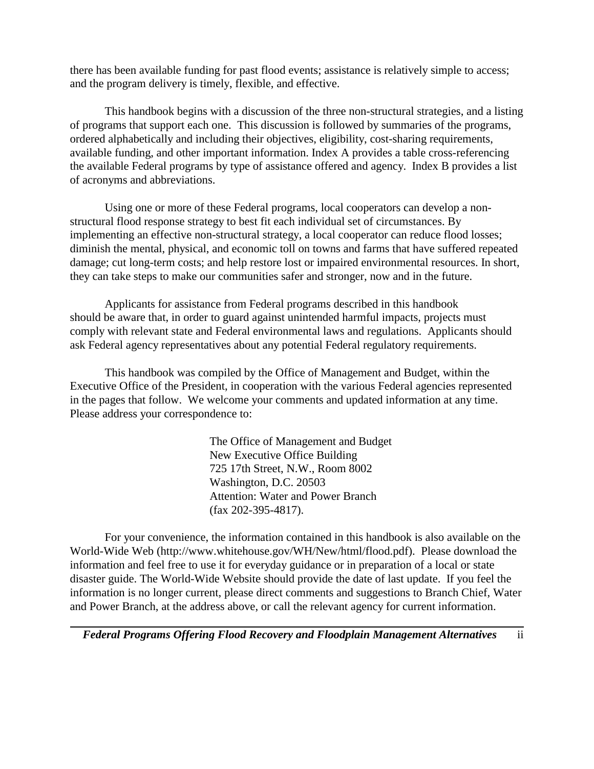there has been available funding for past flood events; assistance is relatively simple to access; and the program delivery is timely, flexible, and effective.

This handbook begins with a discussion of the three non-structural strategies, and a listing of programs that support each one. This discussion is followed by summaries of the programs, ordered alphabetically and including their objectives, eligibility, cost-sharing requirements, available funding, and other important information. Index A provides a table cross-referencing the available Federal programs by type of assistance offered and agency. Index B provides a list of acronyms and abbreviations.

Using one or more of these Federal programs, local cooperators can develop a non-structural flood response strategy to best fit each individual set of circumstances. By implementing an effective non-structural strategy, a local cooperator can reduce flood losses; diminish the mental, physical, and economic toll on towns and farms that have suffered repeated damage; cut long-term costs; and help restore lost or impaired environmental resources. In short, they can take steps to make our communities safer and stronger, now and in the future.

Applicants for assistance from Federal programs described in this handbook should be aware that, in order to guard against unintended harmful impacts, projects must comply with relevant state and Federal environmental laws and regulations. Applicants should ask Federal agency representatives about any potential Federal regulatory requirements.

This handbook was compiled by the Office of Management and Budget, within the Executive Office of the President, in cooperation with the various Federal agencies represented in the pages that follow. We welcome your comments and updated information at any time. Please address your correspondence to:

The Office of Management and Budget
New Executive Office Building
725 17th Street, N.W., Room 8002
Washington, D.C. 20503
Attention: Water and Power Branch
(fax 202-395-4817).

For your convenience, the information contained in this handbook is also available on the World-Wide Web (http://www.whitehouse.gov/WH/New/html/flood.pdf). Please download the information and feel free to use it for everyday guidance or in preparation of a local or state disaster guide. The World-Wide Website should provide the date of last update. If you feel the information is no longer current, please direct comments and suggestions to Branch Chief, Water and Power Branch, at the address above, or call the relevant agency for current information.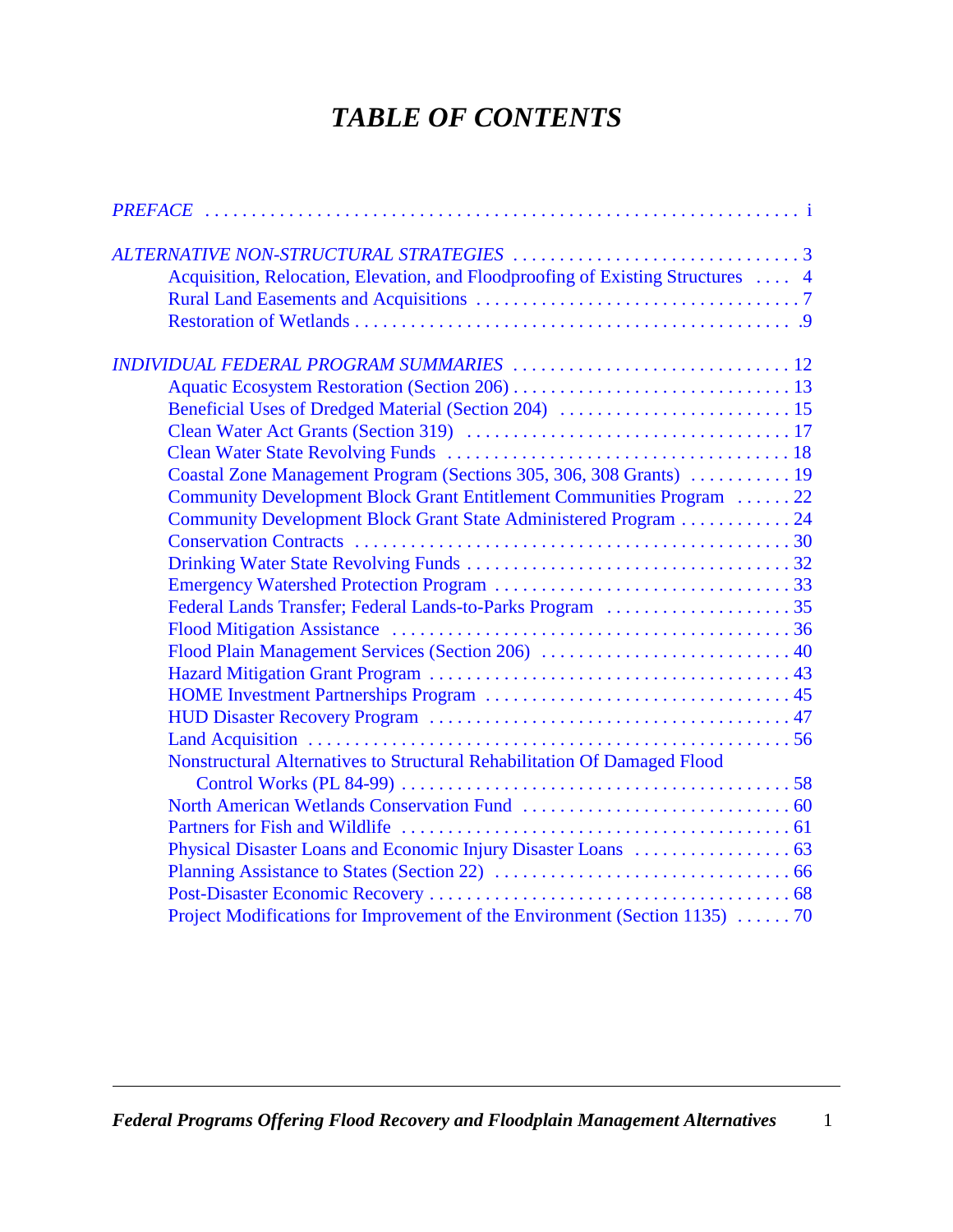# *TABLE OF CONTENTS*

*PREFACE* . . . . . . . . . . . . . . . . . . . . . . . . . . . . . . . . . . . . . . . . . . . . . . . . . . . . . . . . . i

*ALTERNATIVE NON-STRUCTURAL STRATEGIES* . . . . . . . . . . . . . . . . . . . . . . . . . . . . . . 3
- Acquisition, Relocation, Elevation, and Floodproofing of Existing Structures . . . . 4
- Rural Land Easements and Acquisitions . . . . . . . . . . . . . . . . . . . . . . . . . . . . . . . . . . 7
- Restoration of Wetlands . . . . . . . . . . . . . . . . . . . . . . . . . . . . . . . . . . . . . . . . . . . . . .9

*INDIVIDUAL FEDERAL PROGRAM SUMMARIES* . . . . . . . . . . . . . . . . . . . . . . . . . . . . . . 12
- Aquatic Ecosystem Restoration (Section 206) . . . . . . . . . . . . . . . . . . . . . . . . . . . . . . 13
- Beneficial Uses of Dredged Material (Section 204) . . . . . . . . . . . . . . . . . . . . . . . . . 15
- Clean Water Act Grants (Section 319) . . . . . . . . . . . . . . . . . . . . . . . . . . . . . . . . . . 17
- Clean Water State Revolving Funds . . . . . . . . . . . . . . . . . . . . . . . . . . . . . . . . . . . . 18
- Coastal Zone Management Program (Sections 305, 306, 308 Grants) . . . . . . . . . . . 19
- Community Development Block Grant Entitlement Communities Program . . . . . . 22
- Community Development Block Grant State Administered Program . . . . . . . . . . . . 24
- Conservation Contracts . . . . . . . . . . . . . . . . . . . . . . . . . . . . . . . . . . . . . . . . . . . . . . 30
- Drinking Water State Revolving Funds . . . . . . . . . . . . . . . . . . . . . . . . . . . . . . . . . . 32
- Emergency Watershed Protection Program . . . . . . . . . . . . . . . . . . . . . . . . . . . . . . . . 33
- Federal Lands Transfer; Federal Lands-to-Parks Program . . . . . . . . . . . . . . . . . . . . 35
- Flood Mitigation Assistance . . . . . . . . . . . . . . . . . . . . . . . . . . . . . . . . . . . . . . . . . . 36
- Flood Plain Management Services (Section 206) . . . . . . . . . . . . . . . . . . . . . . . . . . . 40
- Hazard Mitigation Grant Program . . . . . . . . . . . . . . . . . . . . . . . . . . . . . . . . . . . . . . 43
- HOME Investment Partnerships Program . . . . . . . . . . . . . . . . . . . . . . . . . . . . . . . . . 45
- HUD Disaster Recovery Program . . . . . . . . . . . . . . . . . . . . . . . . . . . . . . . . . . . . . . 47
- Land Acquisition . . . . . . . . . . . . . . . . . . . . . . . . . . . . . . . . . . . . . . . . . . . . . . . . . . . 56
- Nonstructural Alternatives to Structural Rehabilitation Of Damaged Flood Control Works (PL 84-99) . . . . . . . . . . . . . . . . . . . . . . . . . . . . . . . . . . . . . . . . . 58
- North American Wetlands Conservation Fund . . . . . . . . . . . . . . . . . . . . . . . . . . . . . 60
- Partners for Fish and Wildlife . . . . . . . . . . . . . . . . . . . . . . . . . . . . . . . . . . . . . . . . . 61
- Physical Disaster Loans and Economic Injury Disaster Loans . . . . . . . . . . . . . . . . . 63
- Planning Assistance to States (Section 22) . . . . . . . . . . . . . . . . . . . . . . . . . . . . . . . . 66
- Post-Disaster Economic Recovery . . . . . . . . . . . . . . . . . . . . . . . . . . . . . . . . . . . . . . 68
- Project Modifications for Improvement of the Environment (Section 1135) . . . . . . 70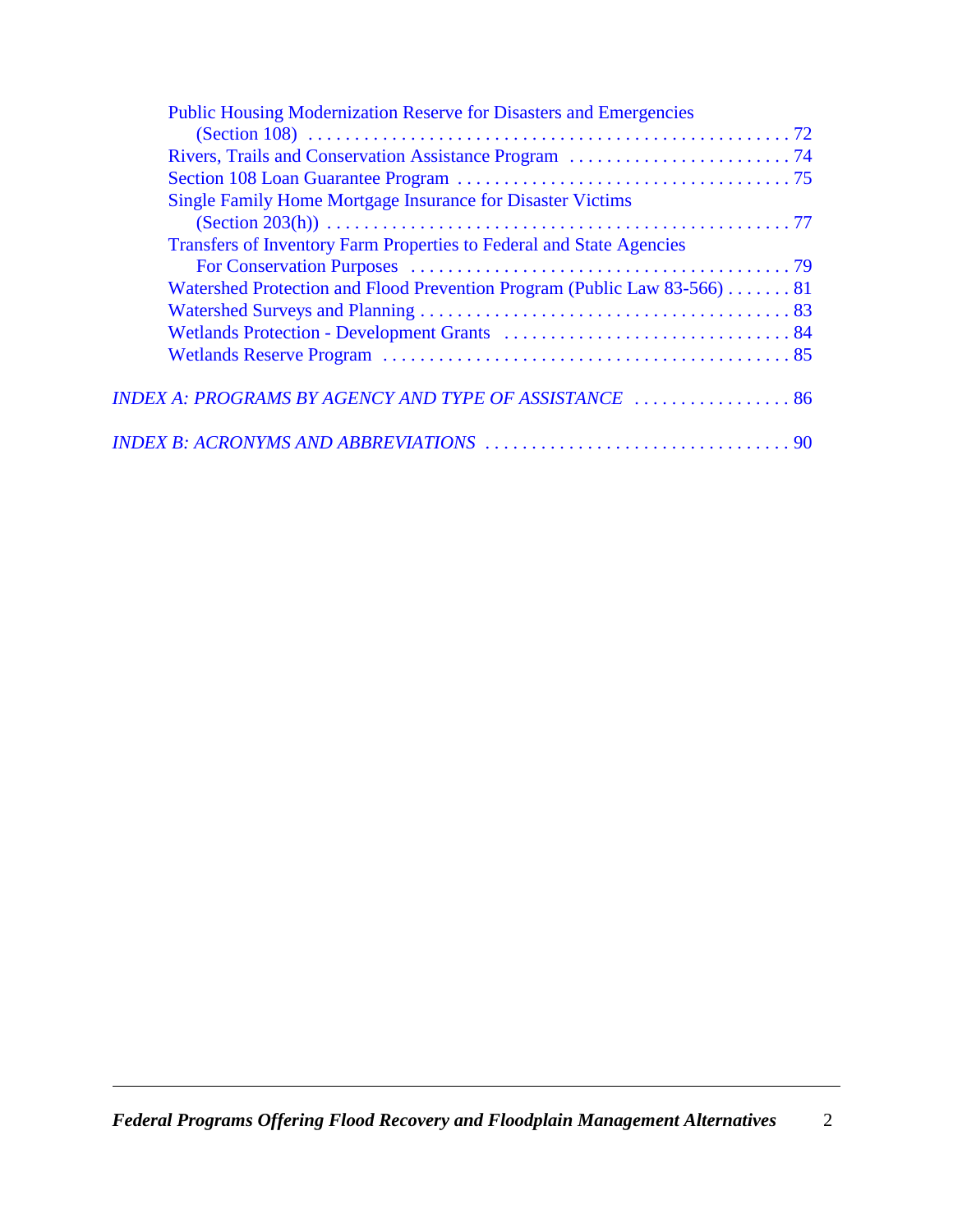Public Housing Modernization Reserve for Disasters and Emergencies (Section 108) . . . . . . . . . . . . . . . . . . . . . . . . . . . . . . . . . . . . . . . . . . . . . . . . . . . 72
Rivers, Trails and Conservation Assistance Program . . . . . . . . . . . . . . . . . . . . . . . . 74
Section 108 Loan Guarantee Program . . . . . . . . . . . . . . . . . . . . . . . . . . . . . . . . . . . 75
Single Family Home Mortgage Insurance for Disaster Victims (Section 203(h)) . . . . . . . . . . . . . . . . . . . . . . . . . . . . . . . . . . . . . . . . . . . . . . . . . 77
Transfers of Inventory Farm Properties to Federal and State Agencies For Conservation Purposes . . . . . . . . . . . . . . . . . . . . . . . . . . . . . . . . . . . . . . . . 79
Watershed Protection and Flood Prevention Program (Public Law 83-566) . . . . . . . 81
Watershed Surveys and Planning . . . . . . . . . . . . . . . . . . . . . . . . . . . . . . . . . . . . . . . 83
Wetlands Protection - Development Grants . . . . . . . . . . . . . . . . . . . . . . . . . . . . . . . 84
Wetlands Reserve Program . . . . . . . . . . . . . . . . . . . . . . . . . . . . . . . . . . . . . . . . . . . 85

*INDEX A: PROGRAMS BY AGENCY AND TYPE OF ASSISTANCE* . . . . . . . . . . . . . . . . . 86

*INDEX B: ACRONYMS AND ABBREVIATIONS* . . . . . . . . . . . . . . . . . . . . . . . . . . . . . . . . . 90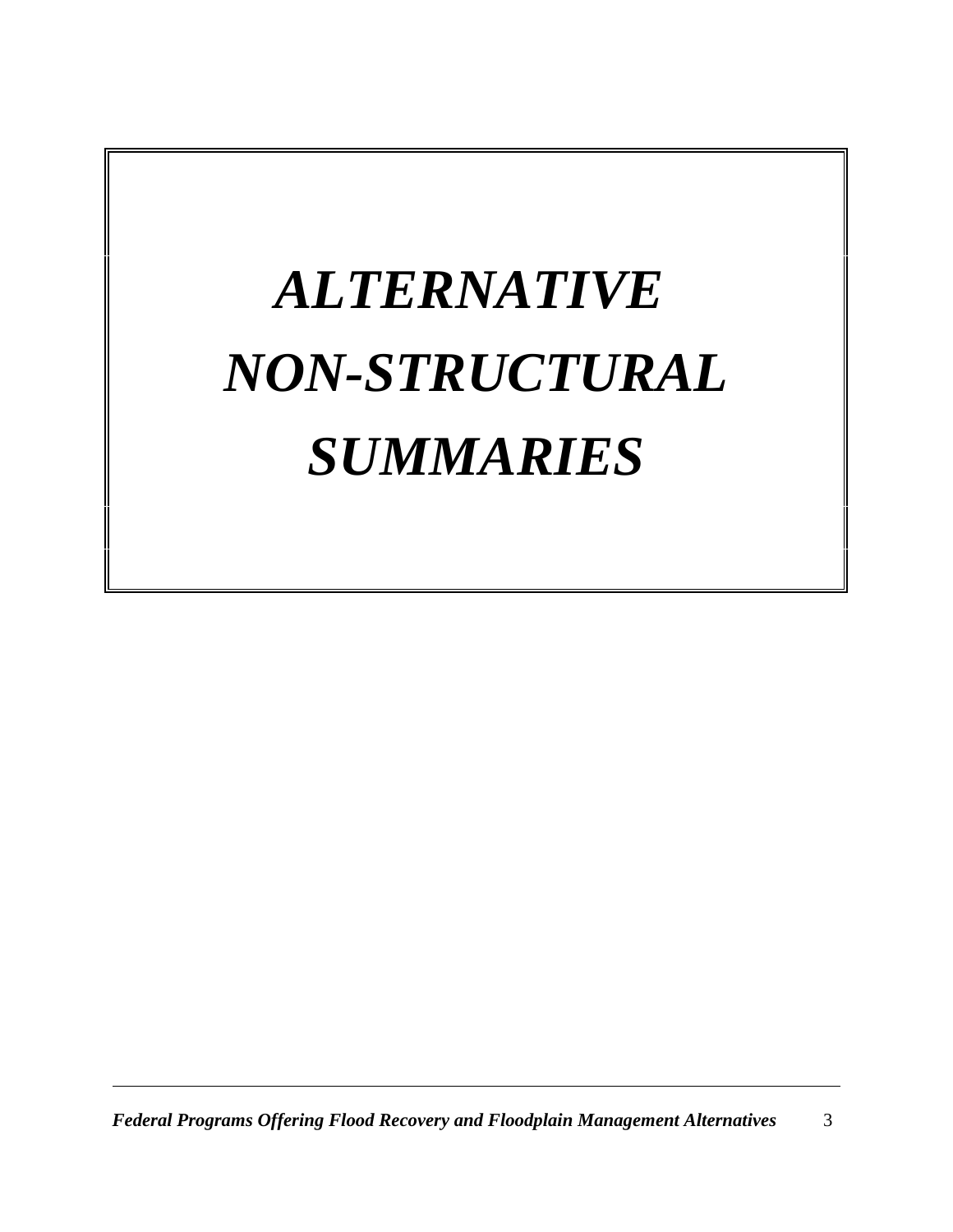# *ALTERNATIVE NON-STRUCTURAL SUMMARIES*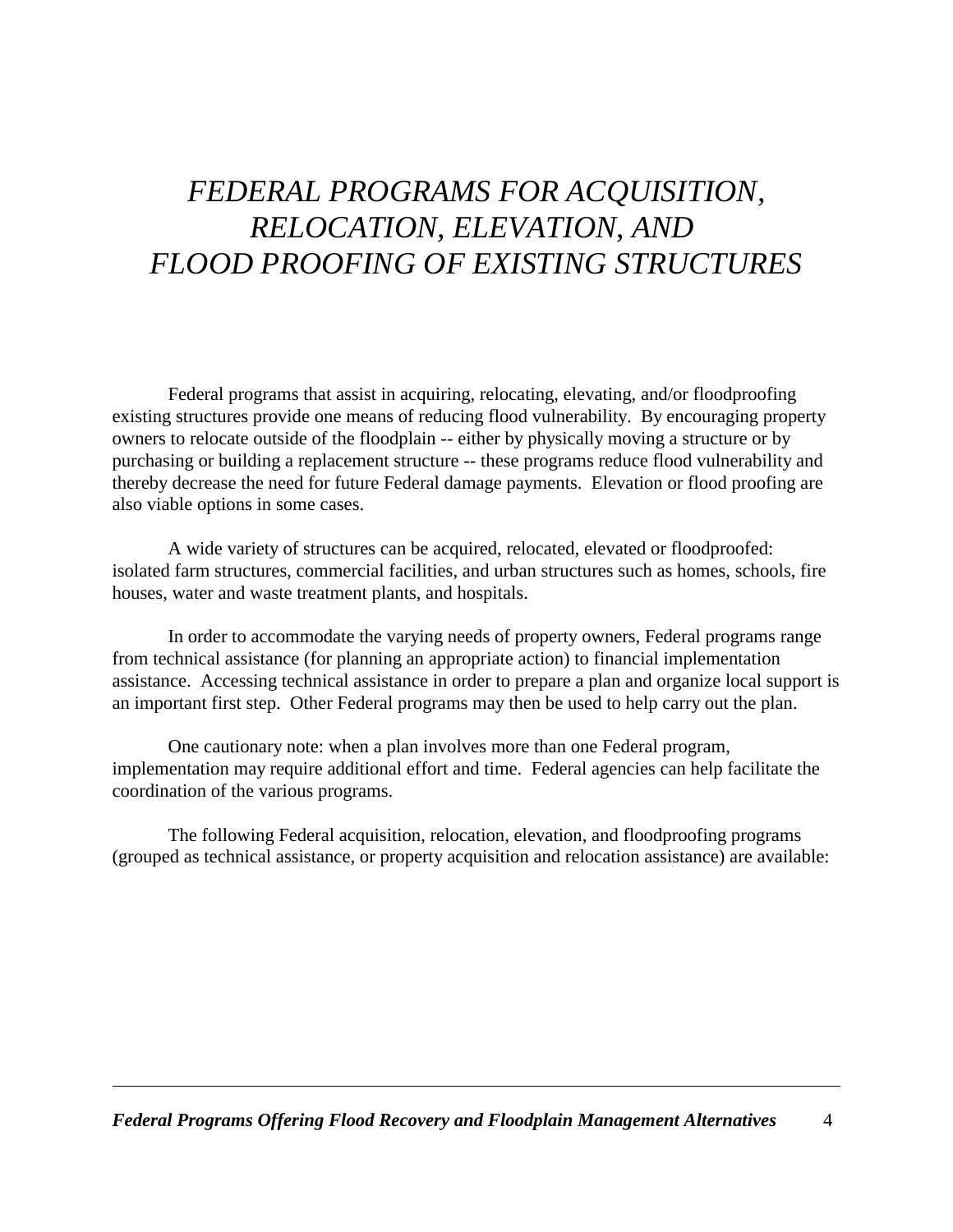# *FEDERAL PROGRAMS FOR ACQUISITION, RELOCATION, ELEVATION, AND FLOOD PROOFING OF EXISTING STRUCTURES*

Federal programs that assist in acquiring, relocating, elevating, and/or floodproofing existing structures provide one means of reducing flood vulnerability. By encouraging property owners to relocate outside of the floodplain -- either by physically moving a structure or by purchasing or building a replacement structure -- these programs reduce flood vulnerability and thereby decrease the need for future Federal damage payments. Elevation or flood proofing are also viable options in some cases.

A wide variety of structures can be acquired, relocated, elevated or floodproofed: isolated farm structures, commercial facilities, and urban structures such as homes, schools, fire houses, water and waste treatment plants, and hospitals.

In order to accommodate the varying needs of property owners, Federal programs range from technical assistance (for planning an appropriate action) to financial implementation assistance. Accessing technical assistance in order to prepare a plan and organize local support is an important first step. Other Federal programs may then be used to help carry out the plan.

One cautionary note: when a plan involves more than one Federal program, implementation may require additional effort and time. Federal agencies can help facilitate the coordination of the various programs.

The following Federal acquisition, relocation, elevation, and floodproofing programs (grouped as technical assistance, or property acquisition and relocation assistance) are available: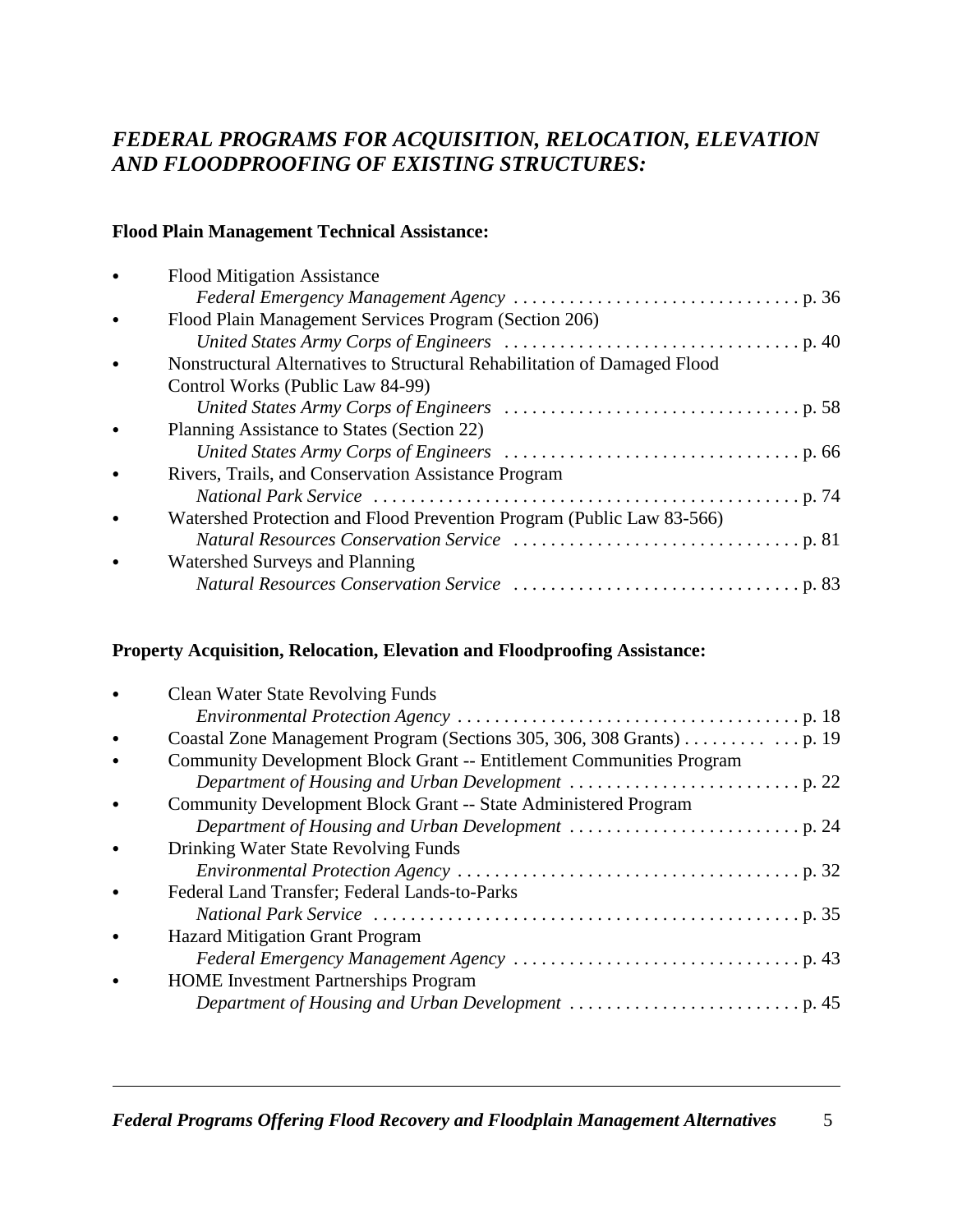## *FEDERAL PROGRAMS FOR ACQUISITION, RELOCATION, ELEVATION AND FLOODPROOFING OF EXISTING STRUCTURES:*

### Flood Plain Management Technical Assistance:

- Flood Mitigation Assistance
  *Federal Emergency Management Agency* . . . . . . . . . . . . . . . . . . . . . . . . . . . . . . . p. 36
- Flood Plain Management Services Program (Section 206)
  *United States Army Corps of Engineers* . . . . . . . . . . . . . . . . . . . . . . . . . . . . . . . p. 40
- Nonstructural Alternatives to Structural Rehabilitation of Damaged Flood Control Works (Public Law 84-99)
  *United States Army Corps of Engineers* . . . . . . . . . . . . . . . . . . . . . . . . . . . . . . . p. 58
- Planning Assistance to States (Section 22)
  *United States Army Corps of Engineers* . . . . . . . . . . . . . . . . . . . . . . . . . . . . . . . p. 66
- Rivers, Trails, and Conservation Assistance Program
  *National Park Service* . . . . . . . . . . . . . . . . . . . . . . . . . . . . . . . . . . . . . . . . . . . . . p. 74
- Watershed Protection and Flood Prevention Program (Public Law 83-566)
  *Natural Resources Conservation Service* . . . . . . . . . . . . . . . . . . . . . . . . . . . . . . p. 81
- Watershed Surveys and Planning
  *Natural Resources Conservation Service* . . . . . . . . . . . . . . . . . . . . . . . . . . . . . . p. 83

### Property Acquisition, Relocation, Elevation and Floodproofing Assistance:

- Clean Water State Revolving Funds
  *Environmental Protection Agency* . . . . . . . . . . . . . . . . . . . . . . . . . . . . . . . . . . . . p. 18
- Coastal Zone Management Program (Sections 305, 306, 308 Grants) . . . . . . . . . . . . p. 19
- Community Development Block Grant -- Entitlement Communities Program
  *Department of Housing and Urban Development* . . . . . . . . . . . . . . . . . . . . . . . . . p. 22
- Community Development Block Grant -- State Administered Program
  *Department of Housing and Urban Development* . . . . . . . . . . . . . . . . . . . . . . . . . p. 24
- Drinking Water State Revolving Funds
  *Environmental Protection Agency* . . . . . . . . . . . . . . . . . . . . . . . . . . . . . . . . . . . . p. 32
- Federal Land Transfer; Federal Lands-to-Parks
  *National Park Service* . . . . . . . . . . . . . . . . . . . . . . . . . . . . . . . . . . . . . . . . . . . . . p. 35
- Hazard Mitigation Grant Program
  *Federal Emergency Management Agency* . . . . . . . . . . . . . . . . . . . . . . . . . . . . . . . p. 43
- HOME Investment Partnerships Program
  *Department of Housing and Urban Development* . . . . . . . . . . . . . . . . . . . . . . . . . p. 45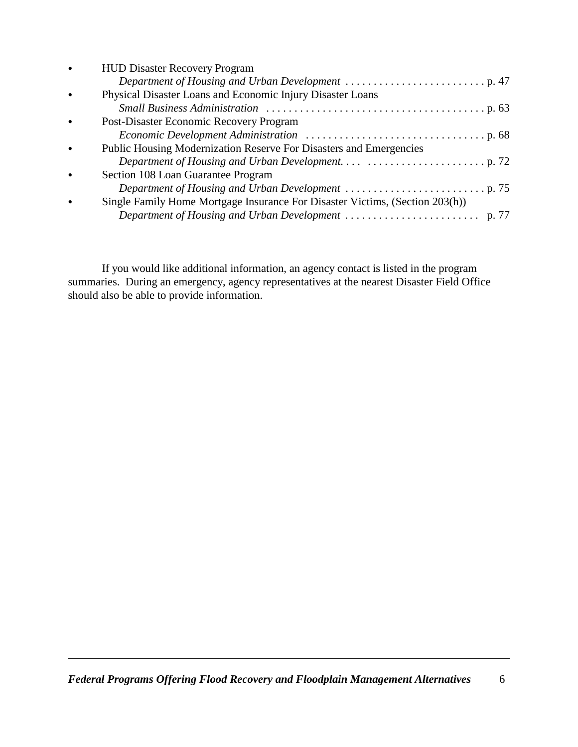- HUD Disaster Recovery Program
  *Department of Housing and Urban Development* . . . . . . . . . . . . . . . . . . . . . . . . . p. 47
- Physical Disaster Loans and Economic Injury Disaster Loans
  *Small Business Administration* . . . . . . . . . . . . . . . . . . . . . . . . . . . . . . . . . . . . . . . p. 63
- Post-Disaster Economic Recovery Program
  *Economic Development Administration* . . . . . . . . . . . . . . . . . . . . . . . . . . . . . . . . p. 68
- Public Housing Modernization Reserve For Disasters and Emergencies
  *Department of Housing and Urban Development.* . . . . . . . . . . . . . . . . . . . . . . . . . . p. 72
- Section 108 Loan Guarantee Program
  *Department of Housing and Urban Development* . . . . . . . . . . . . . . . . . . . . . . . . . p. 75
- Single Family Home Mortgage Insurance For Disaster Victims, (Section 203(h))
  *Department of Housing and Urban Development* . . . . . . . . . . . . . . . . . . . . . . . . p. 77

If you would like additional information, an agency contact is listed in the program summaries. During an emergency, agency representatives at the nearest Disaster Field Office should also be able to provide information.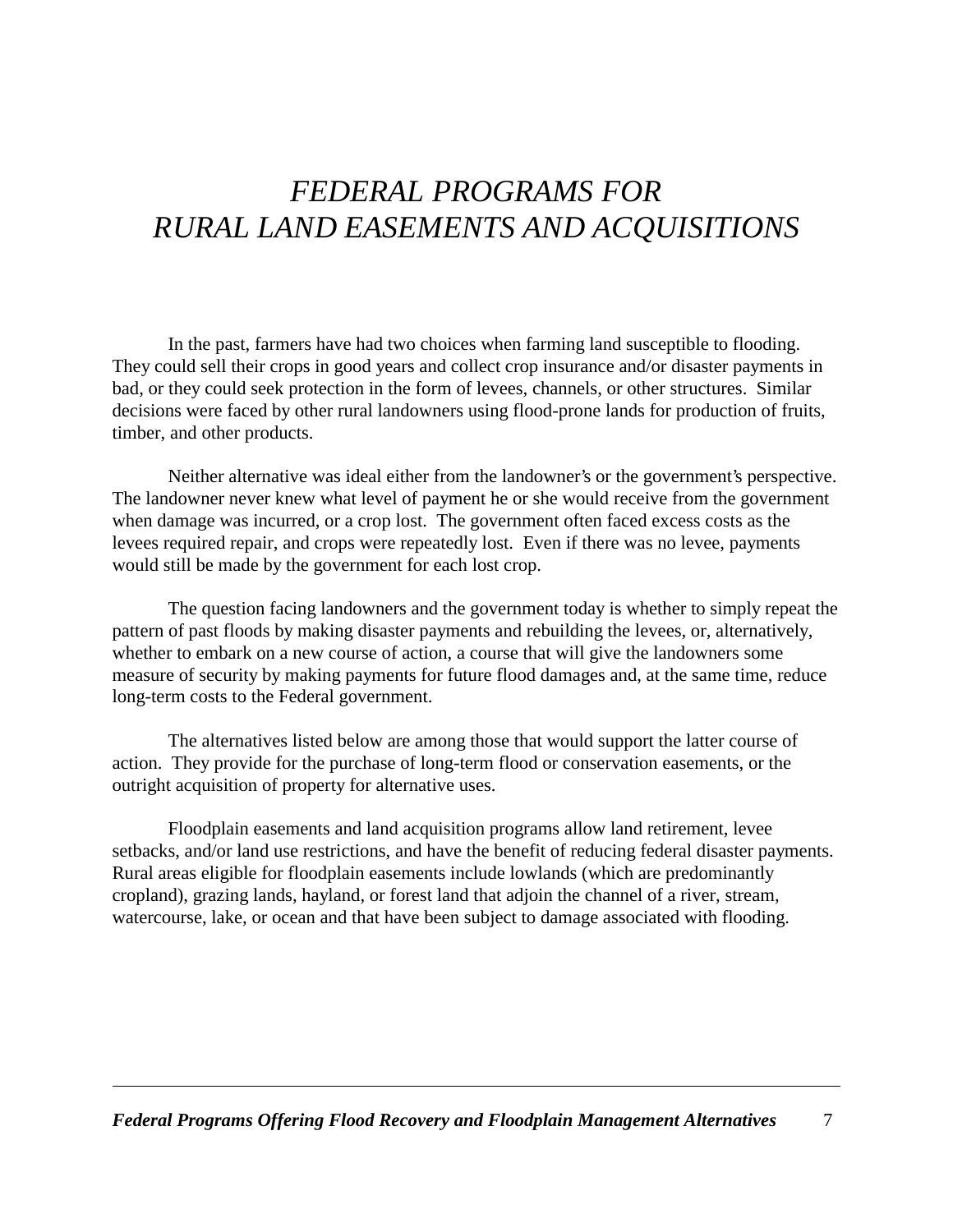# *FEDERAL PROGRAMS FOR RURAL LAND EASEMENTS AND ACQUISITIONS*

In the past, farmers have had two choices when farming land susceptible to flooding. They could sell their crops in good years and collect crop insurance and/or disaster payments in bad, or they could seek protection in the form of levees, channels, or other structures. Similar decisions were faced by other rural landowners using flood-prone lands for production of fruits, timber, and other products.

Neither alternative was ideal either from the landowner's or the government's perspective. The landowner never knew what level of payment he or she would receive from the government when damage was incurred, or a crop lost. The government often faced excess costs as the levees required repair, and crops were repeatedly lost. Even if there was no levee, payments would still be made by the government for each lost crop.

The question facing landowners and the government today is whether to simply repeat the pattern of past floods by making disaster payments and rebuilding the levees, or, alternatively, whether to embark on a new course of action, a course that will give the landowners some measure of security by making payments for future flood damages and, at the same time, reduce long-term costs to the Federal government.

The alternatives listed below are among those that would support the latter course of action. They provide for the purchase of long-term flood or conservation easements, or the outright acquisition of property for alternative uses.

Floodplain easements and land acquisition programs allow land retirement, levee setbacks, and/or land use restrictions, and have the benefit of reducing federal disaster payments. Rural areas eligible for floodplain easements include lowlands (which are predominantly cropland), grazing lands, hayland, or forest land that adjoin the channel of a river, stream, watercourse, lake, or ocean and that have been subject to damage associated with flooding.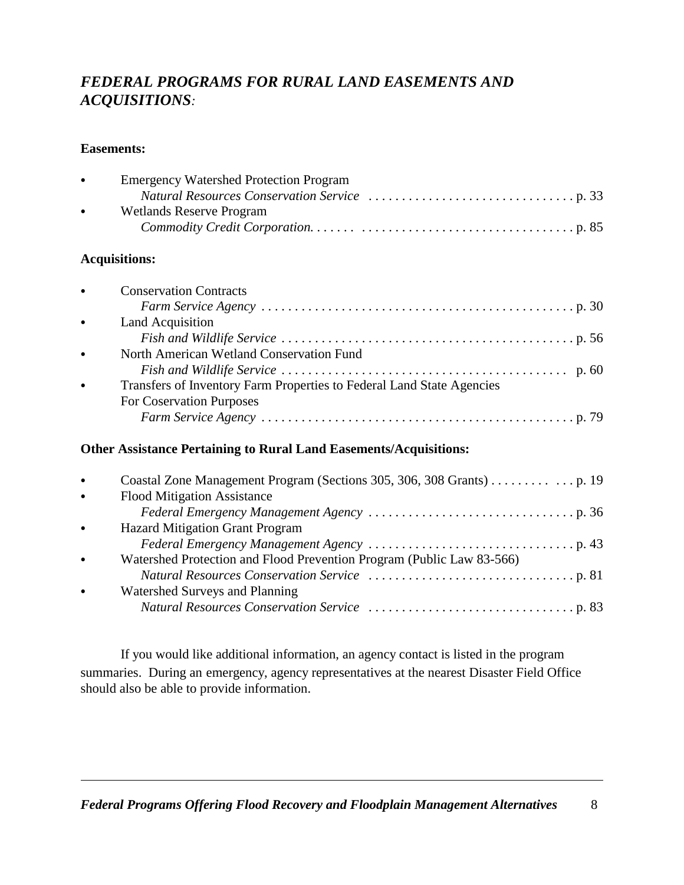## *FEDERAL PROGRAMS FOR RURAL LAND EASEMENTS AND ACQUISITIONS:*

**Easements:**

- Emergency Watershed Protection Program
  *Natural Resources Conservation Service* . . . . . . . . . . . . . . . . . . . . . . . . . . . . . . . p. 33
- Wetlands Reserve Program
  *Commodity Credit Corporation.* . . . . . . . . . . . . . . . . . . . . . . . . . . . . . . . . . . . . . . p. 85

**Acquisitions:**

- Conservation Contracts
  *Farm Service Agency* . . . . . . . . . . . . . . . . . . . . . . . . . . . . . . . . . . . . . . . . . . . . . . p. 30
- Land Acquisition
  *Fish and Wildlife Service* . . . . . . . . . . . . . . . . . . . . . . . . . . . . . . . . . . . . . . . . . . . p. 56
- North American Wetland Conservation Fund
  *Fish and Wildlife Service* . . . . . . . . . . . . . . . . . . . . . . . . . . . . . . . . . . . . . . . . . . p. 60
- Transfers of Inventory Farm Properties to Federal Land State Agencies For Coservation Purposes
  *Farm Service Agency* . . . . . . . . . . . . . . . . . . . . . . . . . . . . . . . . . . . . . . . . . . . . . . p. 79

**Other Assistance Pertaining to Rural Land Easements/Acquisitions:**

- Coastal Zone Management Program (Sections 305, 306, 308 Grants) . . . . . . . . . . . . . p. 19
- Flood Mitigation Assistance
  *Federal Emergency Management Agency* . . . . . . . . . . . . . . . . . . . . . . . . . . . . . . . p. 36
- Hazard Mitigation Grant Program
  *Federal Emergency Management Agency* . . . . . . . . . . . . . . . . . . . . . . . . . . . . . . . p. 43
- Watershed Protection and Flood Prevention Program (Public Law 83-566)
  *Natural Resources Conservation Service* . . . . . . . . . . . . . . . . . . . . . . . . . . . . . . . p. 81
- Watershed Surveys and Planning
  *Natural Resources Conservation Service* . . . . . . . . . . . . . . . . . . . . . . . . . . . . . . . p. 83

If you would like additional information, an agency contact is listed in the program summaries. During an emergency, agency representatives at the nearest Disaster Field Office should also be able to provide information.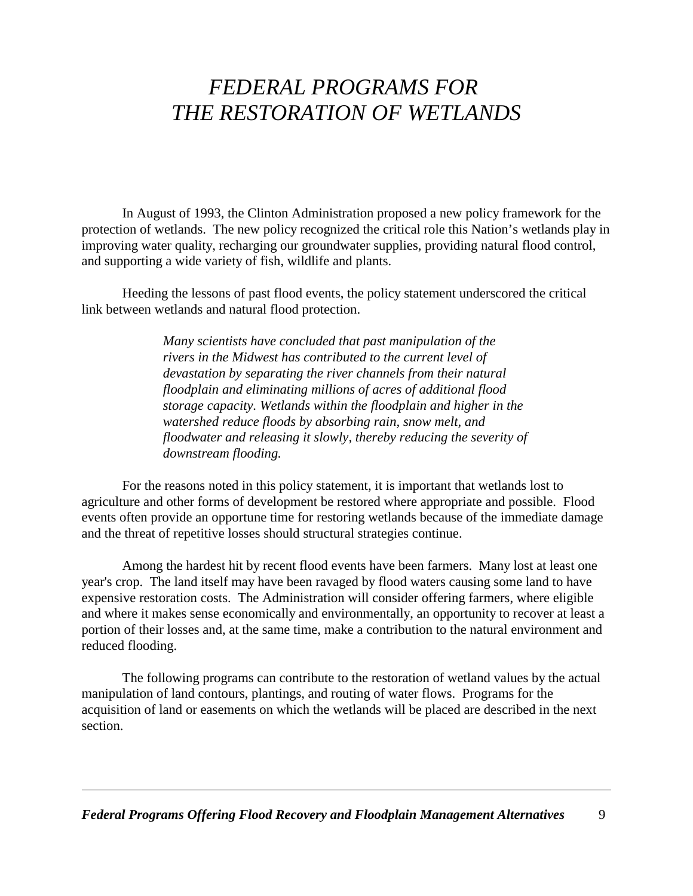# *FEDERAL PROGRAMS FOR THE RESTORATION OF WETLANDS*

In August of 1993, the Clinton Administration proposed a new policy framework for the protection of wetlands. The new policy recognized the critical role this Nation's wetlands play in improving water quality, recharging our groundwater supplies, providing natural flood control, and supporting a wide variety of fish, wildlife and plants.

Heeding the lessons of past flood events, the policy statement underscored the critical link between wetlands and natural flood protection.

> *Many scientists have concluded that past manipulation of the rivers in the Midwest has contributed to the current level of devastation by separating the river channels from their natural floodplain and eliminating millions of acres of additional flood storage capacity. Wetlands within the floodplain and higher in the watershed reduce floods by absorbing rain, snow melt, and floodwater and releasing it slowly, thereby reducing the severity of downstream flooding.*

For the reasons noted in this policy statement, it is important that wetlands lost to agriculture and other forms of development be restored where appropriate and possible. Flood events often provide an opportune time for restoring wetlands because of the immediate damage and the threat of repetitive losses should structural strategies continue.

Among the hardest hit by recent flood events have been farmers. Many lost at least one year's crop. The land itself may have been ravaged by flood waters causing some land to have expensive restoration costs. The Administration will consider offering farmers, where eligible and where it makes sense economically and environmentally, an opportunity to recover at least a portion of their losses and, at the same time, make a contribution to the natural environment and reduced flooding.

The following programs can contribute to the restoration of wetland values by the actual manipulation of land contours, plantings, and routing of water flows. Programs for the acquisition of land or easements on which the wetlands will be placed are described in the next section.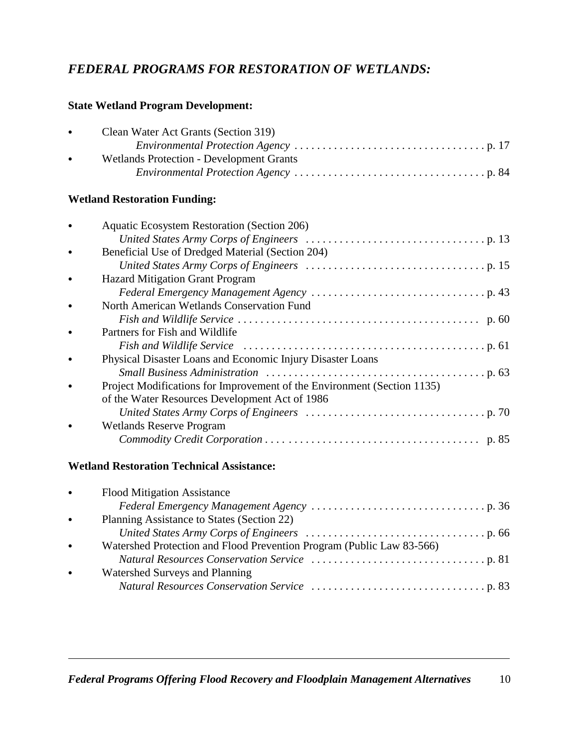## *FEDERAL PROGRAMS FOR RESTORATION OF WETLANDS:*

### State Wetland Program Development:

- Clean Water Act Grants (Section 319)
  *Environmental Protection Agency* . . . . . . . . . . . . . . . . . . . . . . . . . . . . . . . . . . p. 17
- Wetlands Protection - Development Grants
  *Environmental Protection Agency* . . . . . . . . . . . . . . . . . . . . . . . . . . . . . . . . . . p. 84

### Wetland Restoration Funding:

- Aquatic Ecosystem Restoration (Section 206)
  *United States Army Corps of Engineers* . . . . . . . . . . . . . . . . . . . . . . . . . . . . . . . . p. 13
- Beneficial Use of Dredged Material (Section 204)
  *United States Army Corps of Engineers* . . . . . . . . . . . . . . . . . . . . . . . . . . . . . . . . p. 15
- Hazard Mitigation Grant Program
  *Federal Emergency Management Agency* . . . . . . . . . . . . . . . . . . . . . . . . . . . . . . . p. 43
- North American Wetlands Conservation Fund
  *Fish and Wildlife Service* . . . . . . . . . . . . . . . . . . . . . . . . . . . . . . . . . . . . . . . . . . p. 60
- Partners for Fish and Wildlife
  *Fish and Wildlife Service* . . . . . . . . . . . . . . . . . . . . . . . . . . . . . . . . . . . . . . . . . . p. 61
- Physical Disaster Loans and Economic Injury Disaster Loans
  *Small Business Administration* . . . . . . . . . . . . . . . . . . . . . . . . . . . . . . . . . . . . . . p. 63
- Project Modifications for Improvement of the Environment (Section 1135) of the Water Resources Development Act of 1986
  *United States Army Corps of Engineers* . . . . . . . . . . . . . . . . . . . . . . . . . . . . . . . . p. 70
- Wetlands Reserve Program
  *Commodity Credit Corporation* . . . . . . . . . . . . . . . . . . . . . . . . . . . . . . . . . . . . . . p. 85

### Wetland Restoration Technical Assistance:

- Flood Mitigation Assistance
  *Federal Emergency Management Agency* . . . . . . . . . . . . . . . . . . . . . . . . . . . . . . . p. 36
- Planning Assistance to States (Section 22)
  *United States Army Corps of Engineers* . . . . . . . . . . . . . . . . . . . . . . . . . . . . . . . . p. 66
- Watershed Protection and Flood Prevention Program (Public Law 83-566)
  *Natural Resources Conservation Service* . . . . . . . . . . . . . . . . . . . . . . . . . . . . . . . p. 81
- Watershed Surveys and Planning
  *Natural Resources Conservation Service* . . . . . . . . . . . . . . . . . . . . . . . . . . . . . . . p. 83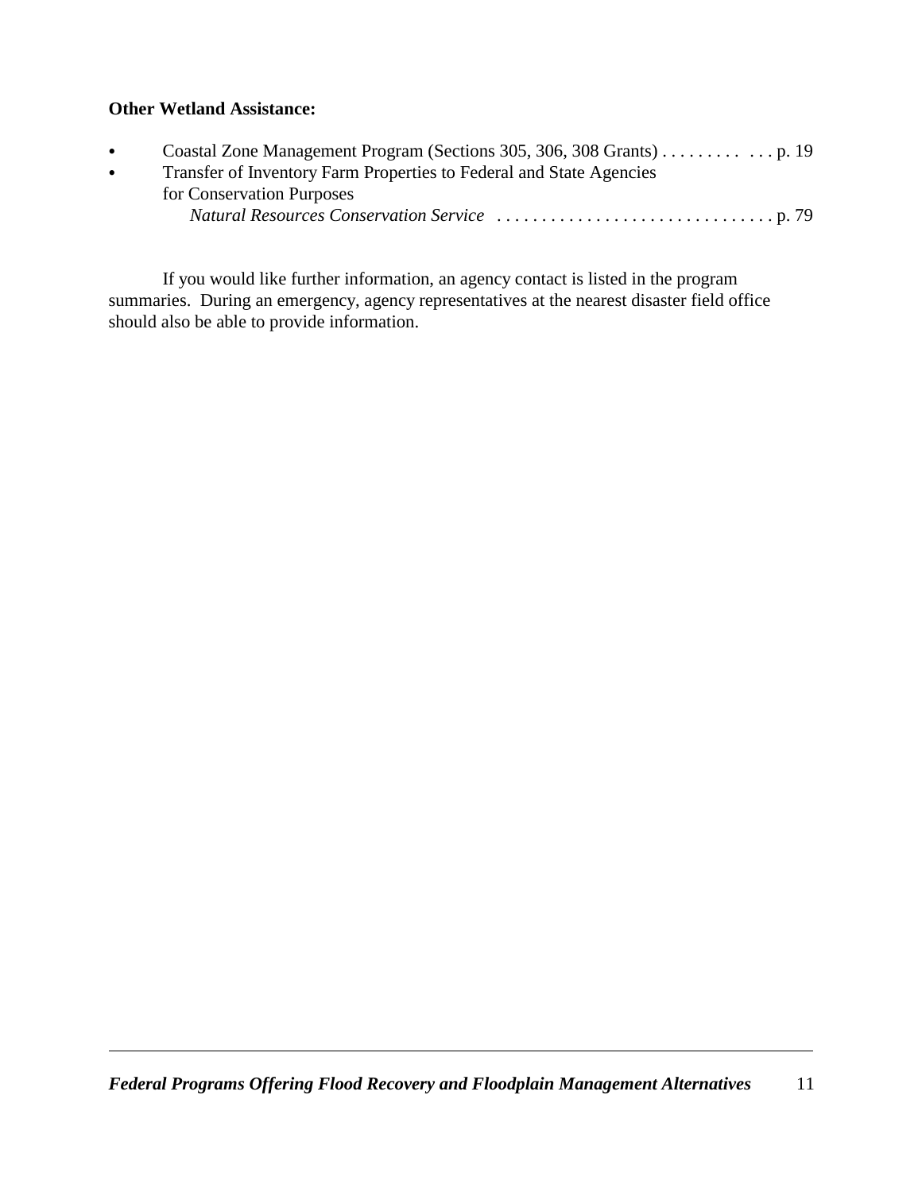**Other Wetland Assistance:**

- Coastal Zone Management Program (Sections 305, 306, 308 Grants) . . . . . . . . . . . . p. 19
- Transfer of Inventory Farm Properties to Federal and State Agencies for Conservation Purposes
  *Natural Resources Conservation Service* . . . . . . . . . . . . . . . . . . . . . . . . . . . . . . . p. 79

If you would like further information, an agency contact is listed in the program summaries. During an emergency, agency representatives at the nearest disaster field office should also be able to provide information.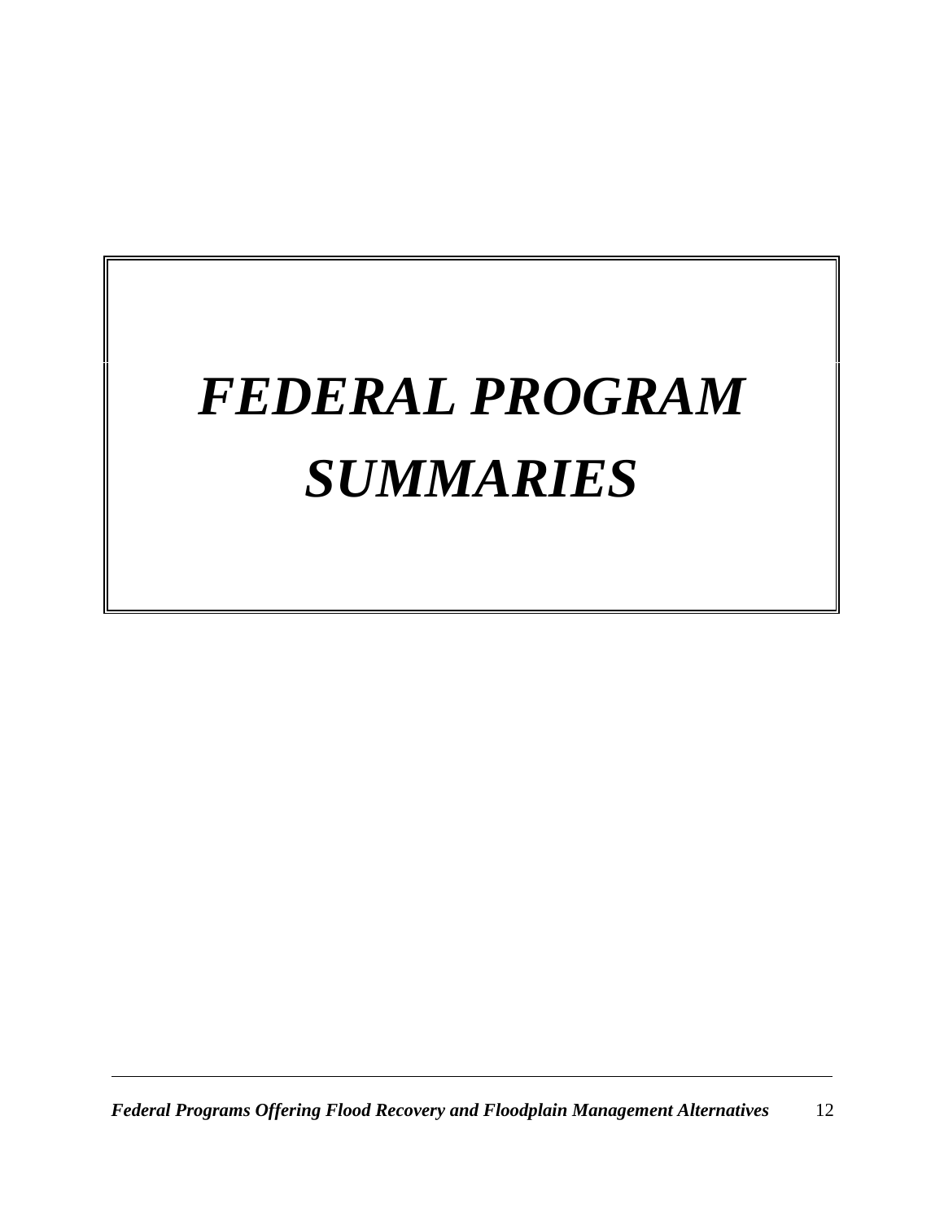# *FEDERAL PROGRAM SUMMARIES*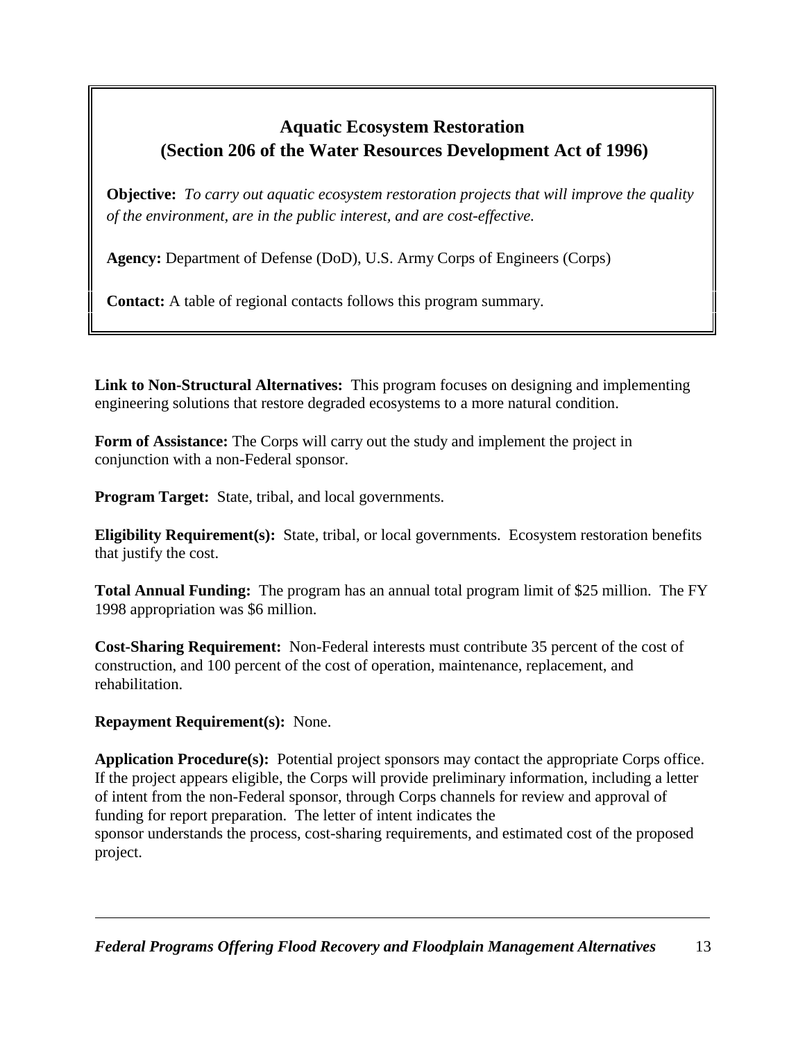## Aquatic Ecosystem Restoration
## (Section 206 of the Water Resources Development Act of 1996)

**Objective:** *To carry out aquatic ecosystem restoration projects that will improve the quality of the environment, are in the public interest, and are cost-effective.*

**Agency:** Department of Defense (DoD), U.S. Army Corps of Engineers (Corps)

**Contact:** A table of regional contacts follows this program summary.

**Link to Non-Structural Alternatives:** This program focuses on designing and implementing engineering solutions that restore degraded ecosystems to a more natural condition.

**Form of Assistance:** The Corps will carry out the study and implement the project in conjunction with a non-Federal sponsor.

**Program Target:** State, tribal, and local governments.

**Eligibility Requirement(s):** State, tribal, or local governments. Ecosystem restoration benefits that justify the cost.

**Total Annual Funding:** The program has an annual total program limit of $25 million. The FY 1998 appropriation was $6 million.

**Cost-Sharing Requirement:** Non-Federal interests must contribute 35 percent of the cost of construction, and 100 percent of the cost of operation, maintenance, replacement, and rehabilitation.

**Repayment Requirement(s):** None.

**Application Procedure(s):** Potential project sponsors may contact the appropriate Corps office. If the project appears eligible, the Corps will provide preliminary information, including a letter of intent from the non-Federal sponsor, through Corps channels for review and approval of funding for report preparation. The letter of intent indicates the sponsor understands the process, cost-sharing requirements, and estimated cost of the proposed project.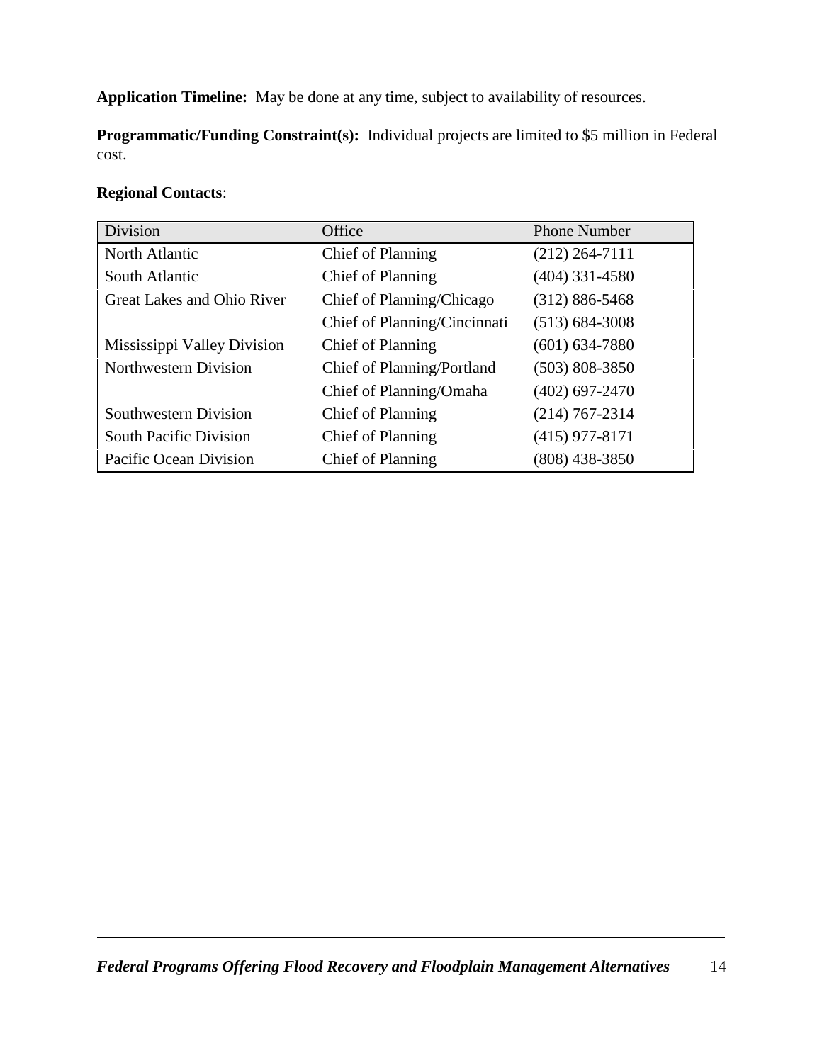**Application Timeline:** May be done at any time, subject to availability of resources.

**Programmatic/Funding Constraint(s):** Individual projects are limited to $5 million in Federal cost.

**Regional Contacts**:

| Division | Office | Phone Number |
|---|---|---|
| North Atlantic | Chief of Planning | (212) 264-7111 |
| South Atlantic | Chief of Planning | (404) 331-4580 |
| Great Lakes and Ohio River | Chief of Planning/Chicago | (312) 886-5468 |
| | Chief of Planning/Cincinnati | (513) 684-3008 |
| Mississippi Valley Division | Chief of Planning | (601) 634-7880 |
| Northwestern Division | Chief of Planning/Portland | (503) 808-3850 |
| | Chief of Planning/Omaha | (402) 697-2470 |
| Southwestern Division | Chief of Planning | (214) 767-2314 |
| South Pacific Division | Chief of Planning | (415) 977-8171 |
| Pacific Ocean Division | Chief of Planning | (808) 438-3850 |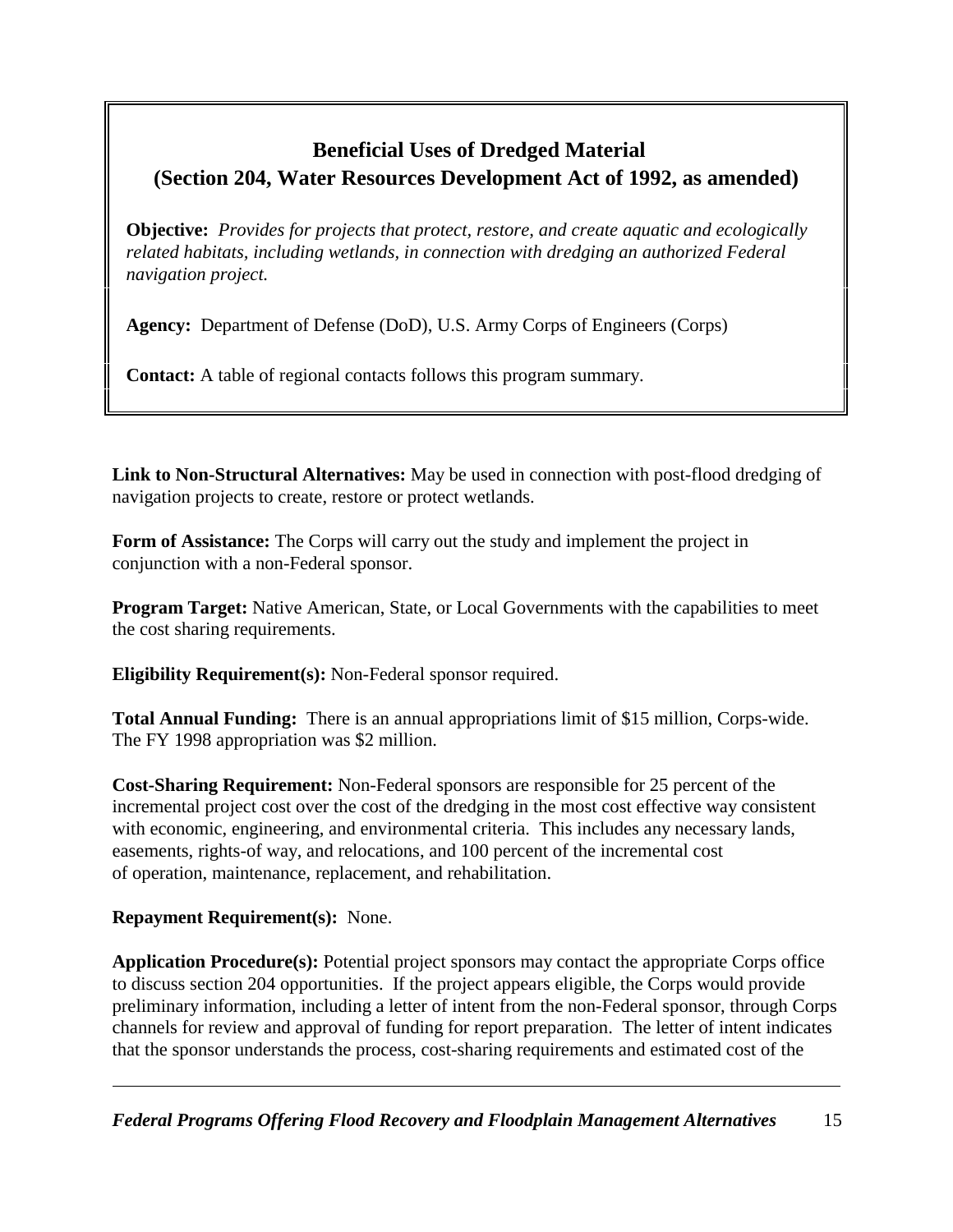## Beneficial Uses of Dredged Material
## (Section 204, Water Resources Development Act of 1992, as amended)

**Objective:** *Provides for projects that protect, restore, and create aquatic and ecologically related habitats, including wetlands, in connection with dredging an authorized Federal navigation project.*

**Agency:** Department of Defense (DoD), U.S. Army Corps of Engineers (Corps)

**Contact:** A table of regional contacts follows this program summary.

**Link to Non-Structural Alternatives:** May be used in connection with post-flood dredging of navigation projects to create, restore or protect wetlands.

**Form of Assistance:** The Corps will carry out the study and implement the project in conjunction with a non-Federal sponsor.

**Program Target:** Native American, State, or Local Governments with the capabilities to meet the cost sharing requirements.

**Eligibility Requirement(s):** Non-Federal sponsor required.

**Total Annual Funding:** There is an annual appropriations limit of $15 million, Corps-wide. The FY 1998 appropriation was $2 million.

**Cost-Sharing Requirement:** Non-Federal sponsors are responsible for 25 percent of the incremental project cost over the cost of the dredging in the most cost effective way consistent with economic, engineering, and environmental criteria. This includes any necessary lands, easements, rights-of way, and relocations, and 100 percent of the incremental cost of operation, maintenance, replacement, and rehabilitation.

**Repayment Requirement(s):** None.

**Application Procedure(s):** Potential project sponsors may contact the appropriate Corps office to discuss section 204 opportunities. If the project appears eligible, the Corps would provide preliminary information, including a letter of intent from the non-Federal sponsor, through Corps channels for review and approval of funding for report preparation. The letter of intent indicates that the sponsor understands the process, cost-sharing requirements and estimated cost of the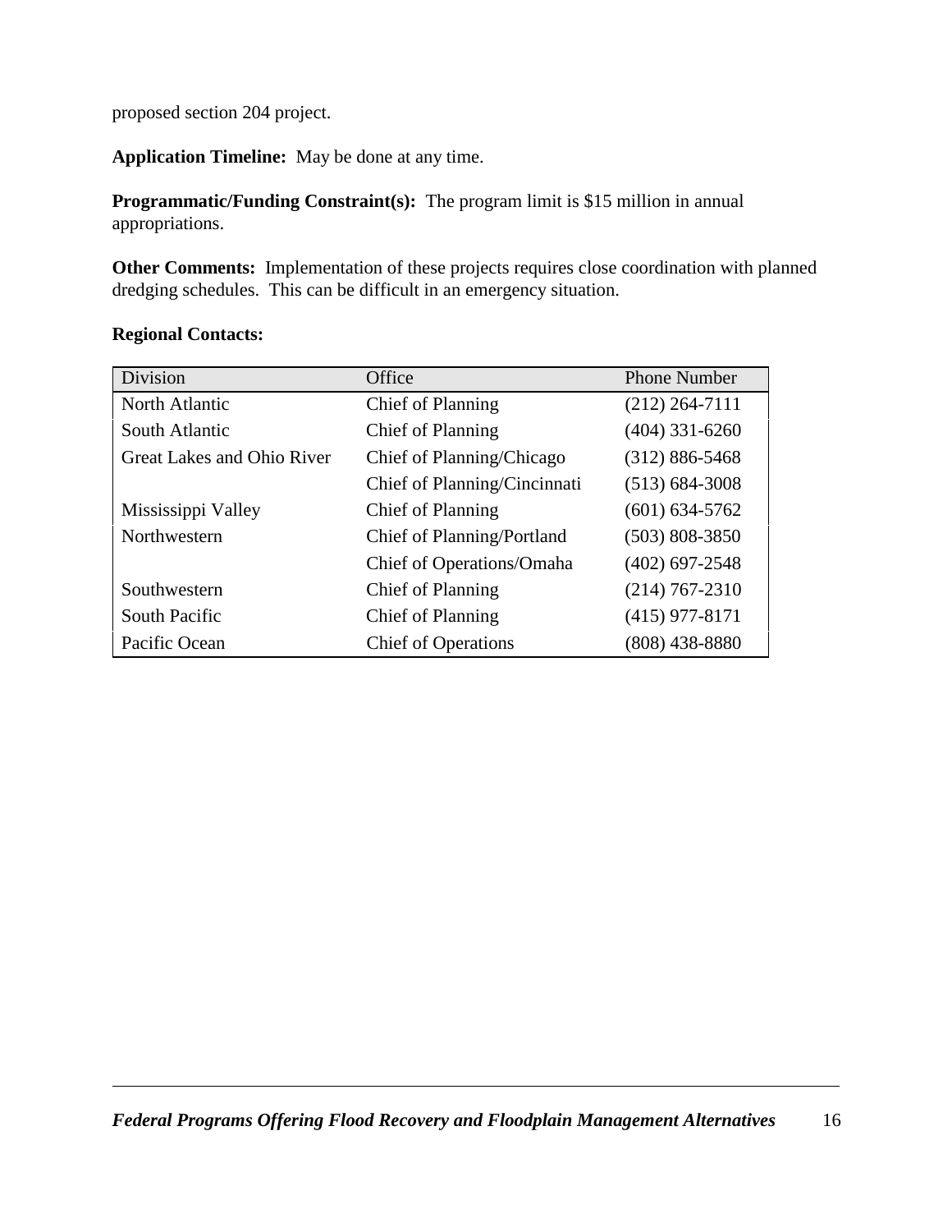proposed section 204 project.

**Application Timeline:** May be done at any time.

**Programmatic/Funding Constraint(s):** The program limit is $15 million in annual appropriations.

**Other Comments:** Implementation of these projects requires close coordination with planned dredging schedules. This can be difficult in an emergency situation.

**Regional Contacts:**

| Division | Office | Phone Number |
|---|---|---|
| North Atlantic | Chief of Planning | (212) 264-7111 |
| South Atlantic | Chief of Planning | (404) 331-6260 |
| Great Lakes and Ohio River | Chief of Planning/Chicago | (312) 886-5468 |
| | Chief of Planning/Cincinnati | (513) 684-3008 |
| Mississippi Valley | Chief of Planning | (601) 634-5762 |
| Northwestern | Chief of Planning/Portland | (503) 808-3850 |
| | Chief of Operations/Omaha | (402) 697-2548 |
| Southwestern | Chief of Planning | (214) 767-2310 |
| South Pacific | Chief of Planning | (415) 977-8171 |
| Pacific Ocean | Chief of Operations | (808) 438-8880 |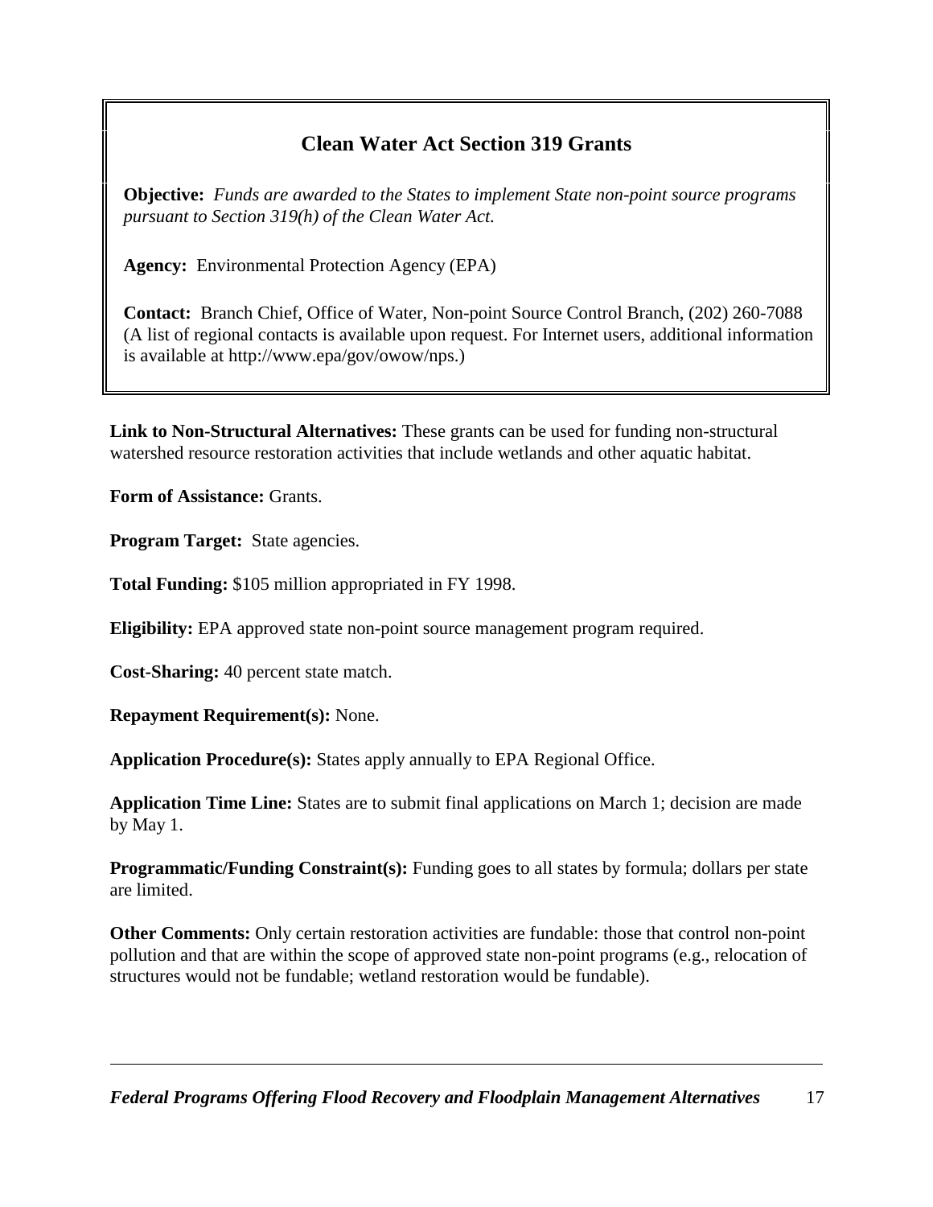## Clean Water Act Section 319 Grants

**Objective:** *Funds are awarded to the States to implement State non-point source programs pursuant to Section 319(h) of the Clean Water Act.*

**Agency:** Environmental Protection Agency (EPA)

**Contact:** Branch Chief, Office of Water, Non-point Source Control Branch, (202) 260-7088 (A list of regional contacts is available upon request. For Internet users, additional information is available at http://www.epa/gov/owow/nps.)

**Link to Non-Structural Alternatives:** These grants can be used for funding non-structural watershed resource restoration activities that include wetlands and other aquatic habitat.

**Form of Assistance:** Grants.

**Program Target:** State agencies.

**Total Funding:** $105 million appropriated in FY 1998.

**Eligibility:** EPA approved state non-point source management program required.

**Cost-Sharing:** 40 percent state match.

**Repayment Requirement(s):** None.

**Application Procedure(s):** States apply annually to EPA Regional Office.

**Application Time Line:** States are to submit final applications on March 1; decision are made by May 1.

**Programmatic/Funding Constraint(s):** Funding goes to all states by formula; dollars per state are limited.

**Other Comments:** Only certain restoration activities are fundable: those that control non-point pollution and that are within the scope of approved state non-point programs (e.g., relocation of structures would not be fundable; wetland restoration would be fundable).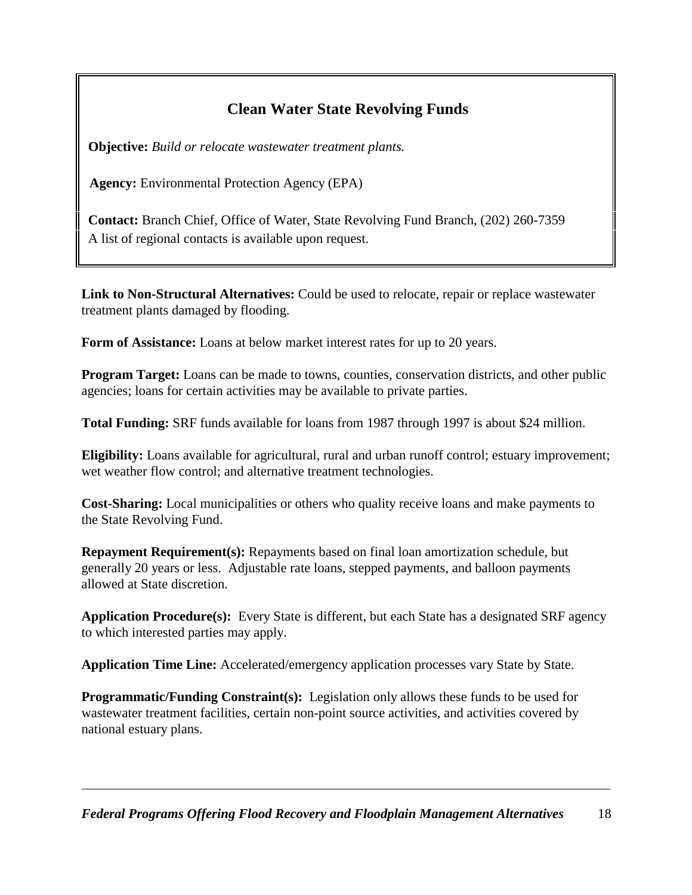## Clean Water State Revolving Funds

**Objective:** *Build or relocate wastewater treatment plants.*

**Agency:** Environmental Protection Agency (EPA)

**Contact:** Branch Chief, Office of Water, State Revolving Fund Branch, (202) 260-7359
A list of regional contacts is available upon request.

**Link to Non-Structural Alternatives:** Could be used to relocate, repair or replace wastewater treatment plants damaged by flooding.

**Form of Assistance:** Loans at below market interest rates for up to 20 years.

**Program Target:** Loans can be made to towns, counties, conservation districts, and other public agencies; loans for certain activities may be available to private parties.

**Total Funding:** SRF funds available for loans from 1987 through 1997 is about $24 million.

**Eligibility:** Loans available for agricultural, rural and urban runoff control; estuary improvement; wet weather flow control; and alternative treatment technologies.

**Cost-Sharing:** Local municipalities or others who quality receive loans and make payments to the State Revolving Fund.

**Repayment Requirement(s):** Repayments based on final loan amortization schedule, but generally 20 years or less. Adjustable rate loans, stepped payments, and balloon payments allowed at State discretion.

**Application Procedure(s):** Every State is different, but each State has a designated SRF agency to which interested parties may apply.

**Application Time Line:** Accelerated/emergency application processes vary State by State.

**Programmatic/Funding Constraint(s):** Legislation only allows these funds to be used for wastewater treatment facilities, certain non-point source activities, and activities covered by national estuary plans.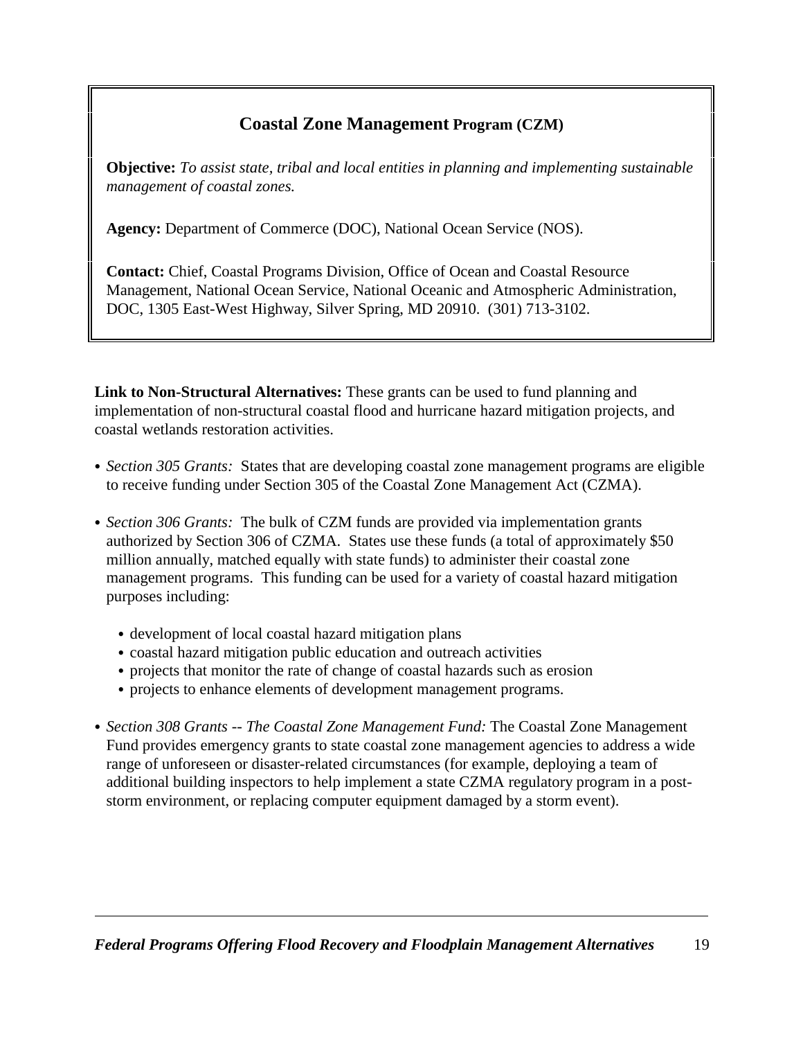## Coastal Zone Management Program (CZM)

**Objective:** *To assist state, tribal and local entities in planning and implementing sustainable management of coastal zones.*

**Agency:** Department of Commerce (DOC), National Ocean Service (NOS).

**Contact:** Chief, Coastal Programs Division, Office of Ocean and Coastal Resource Management, National Ocean Service, National Oceanic and Atmospheric Administration, DOC, 1305 East-West Highway, Silver Spring, MD 20910. (301) 713-3102.

**Link to Non-Structural Alternatives:** These grants can be used to fund planning and implementation of non-structural coastal flood and hurricane hazard mitigation projects, and coastal wetlands restoration activities.

- *Section 305 Grants:* States that are developing coastal zone management programs are eligible to receive funding under Section 305 of the Coastal Zone Management Act (CZMA).

- *Section 306 Grants:* The bulk of CZM funds are provided via implementation grants authorized by Section 306 of CZMA. States use these funds (a total of approximately $50 million annually, matched equally with state funds) to administer their coastal zone management programs. This funding can be used for a variety of coastal hazard mitigation purposes including:

  - development of local coastal hazard mitigation plans
  - coastal hazard mitigation public education and outreach activities
  - projects that monitor the rate of change of coastal hazards such as erosion
  - projects to enhance elements of development management programs.

- *Section 308 Grants -- The Coastal Zone Management Fund:* The Coastal Zone Management Fund provides emergency grants to state coastal zone management agencies to address a wide range of unforeseen or disaster-related circumstances (for example, deploying a team of additional building inspectors to help implement a state CZMA regulatory program in a post-storm environment, or replacing computer equipment damaged by a storm event).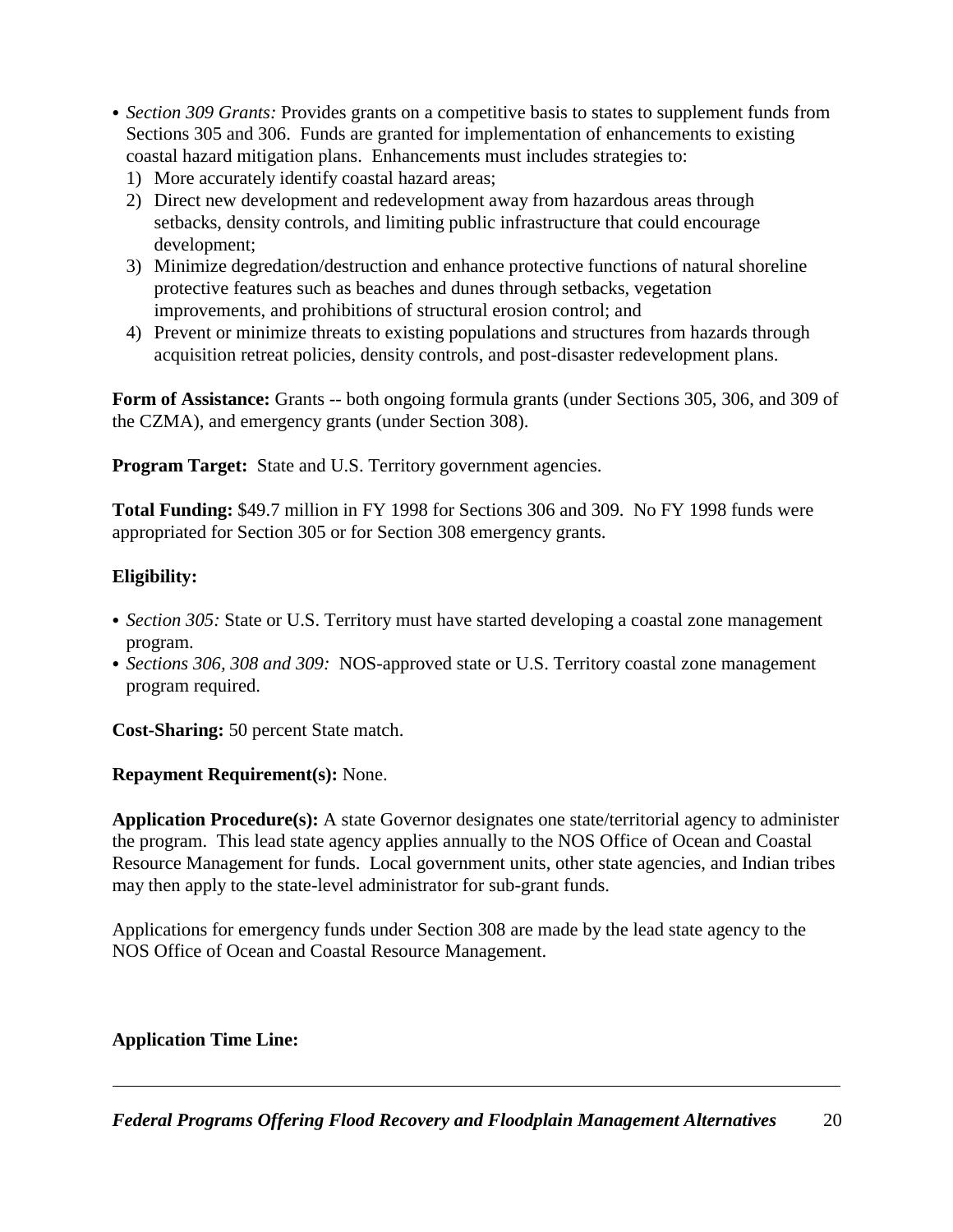- *Section 309 Grants:* Provides grants on a competitive basis to states to supplement funds from Sections 305 and 306. Funds are granted for implementation of enhancements to existing coastal hazard mitigation plans. Enhancements must includes strategies to:
  1) More accurately identify coastal hazard areas;
  2) Direct new development and redevelopment away from hazardous areas through setbacks, density controls, and limiting public infrastructure that could encourage development;
  3) Minimize degredation/destruction and enhance protective functions of natural shoreline protective features such as beaches and dunes through setbacks, vegetation improvements, and prohibitions of structural erosion control; and
  4) Prevent or minimize threats to existing populations and structures from hazards through acquisition retreat policies, density controls, and post-disaster redevelopment plans.

**Form of Assistance:** Grants -- both ongoing formula grants (under Sections 305, 306, and 309 of the CZMA), and emergency grants (under Section 308).

**Program Target:** State and U.S. Territory government agencies.

**Total Funding:** $49.7 million in FY 1998 for Sections 306 and 309. No FY 1998 funds were appropriated for Section 305 or for Section 308 emergency grants.

**Eligibility:**

- *Section 305:* State or U.S. Territory must have started developing a coastal zone management program.
- *Sections 306, 308 and 309:* NOS-approved state or U.S. Territory coastal zone management program required.

**Cost-Sharing:** 50 percent State match.

**Repayment Requirement(s):** None.

**Application Procedure(s):** A state Governor designates one state/territorial agency to administer the program. This lead state agency applies annually to the NOS Office of Ocean and Coastal Resource Management for funds. Local government units, other state agencies, and Indian tribes may then apply to the state-level administrator for sub-grant funds.

Applications for emergency funds under Section 308 are made by the lead state agency to the NOS Office of Ocean and Coastal Resource Management.

**Application Time Line:**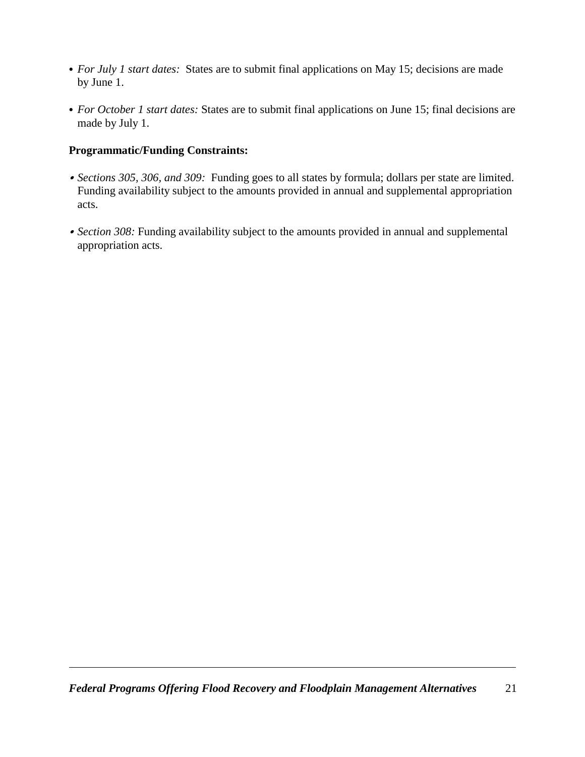- *For July 1 start dates:* States are to submit final applications on May 15; decisions are made by June 1.

- *For October 1 start dates:* States are to submit final applications on June 15; final decisions are made by July 1.

**Programmatic/Funding Constraints:**

- *Sections 305, 306, and 309:* Funding goes to all states by formula; dollars per state are limited. Funding availability subject to the amounts provided in annual and supplemental appropriation acts.

- *Section 308:* Funding availability subject to the amounts provided in annual and supplemental appropriation acts.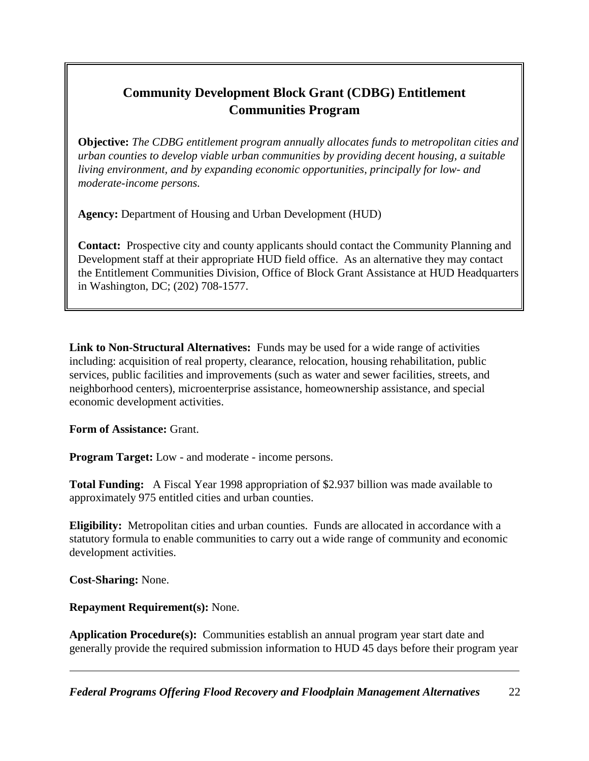## Community Development Block Grant (CDBG) Entitlement Communities Program

**Objective:** *The CDBG entitlement program annually allocates funds to metropolitan cities and urban counties to develop viable urban communities by providing decent housing, a suitable living environment, and by expanding economic opportunities, principally for low- and moderate-income persons.*

**Agency:** Department of Housing and Urban Development (HUD)

**Contact:** Prospective city and county applicants should contact the Community Planning and Development staff at their appropriate HUD field office. As an alternative they may contact the Entitlement Communities Division, Office of Block Grant Assistance at HUD Headquarters in Washington, DC; (202) 708-1577.

**Link to Non-Structural Alternatives:** Funds may be used for a wide range of activities including: acquisition of real property, clearance, relocation, housing rehabilitation, public services, public facilities and improvements (such as water and sewer facilities, streets, and neighborhood centers), microenterprise assistance, homeownership assistance, and special economic development activities.

**Form of Assistance:** Grant.

**Program Target:** Low - and moderate - income persons.

**Total Funding:** A Fiscal Year 1998 appropriation of $2.937 billion was made available to approximately 975 entitled cities and urban counties.

**Eligibility:** Metropolitan cities and urban counties. Funds are allocated in accordance with a statutory formula to enable communities to carry out a wide range of community and economic development activities.

**Cost-Sharing:** None.

**Repayment Requirement(s):** None.

**Application Procedure(s):** Communities establish an annual program year start date and generally provide the required submission information to HUD 45 days before their program year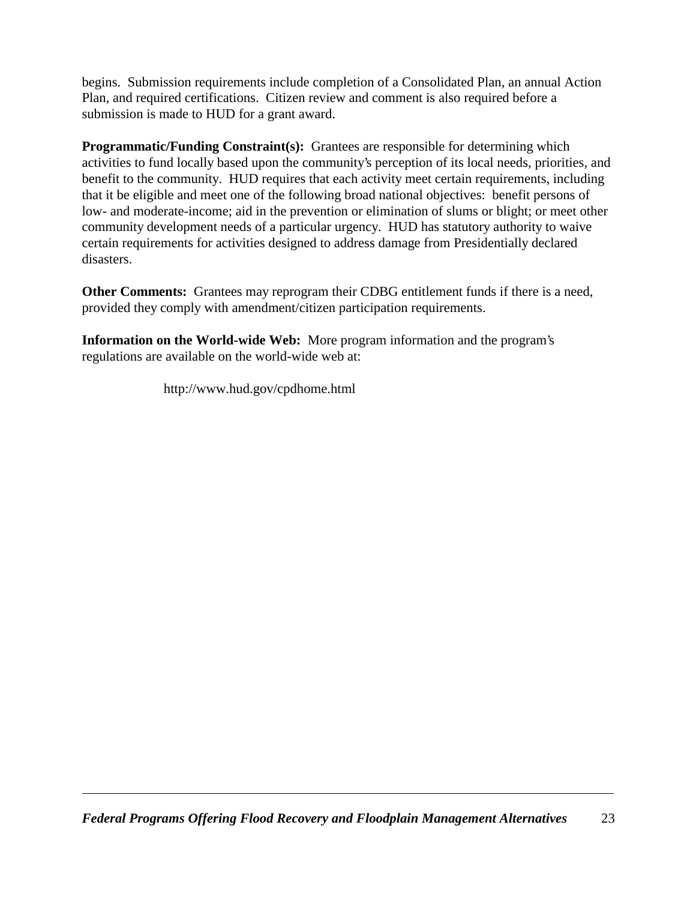begins. Submission requirements include completion of a Consolidated Plan, an annual Action Plan, and required certifications. Citizen review and comment is also required before a submission is made to HUD for a grant award.

**Programmatic/Funding Constraint(s):** Grantees are responsible for determining which activities to fund locally based upon the community's perception of its local needs, priorities, and benefit to the community. HUD requires that each activity meet certain requirements, including that it be eligible and meet one of the following broad national objectives: benefit persons of low- and moderate-income; aid in the prevention or elimination of slums or blight; or meet other community development needs of a particular urgency. HUD has statutory authority to waive certain requirements for activities designed to address damage from Presidentially declared disasters.

**Other Comments:** Grantees may reprogram their CDBG entitlement funds if there is a need, provided they comply with amendment/citizen participation requirements.

**Information on the World-wide Web:** More program information and the program's regulations are available on the world-wide web at:

http://www.hud.gov/cpdhome.html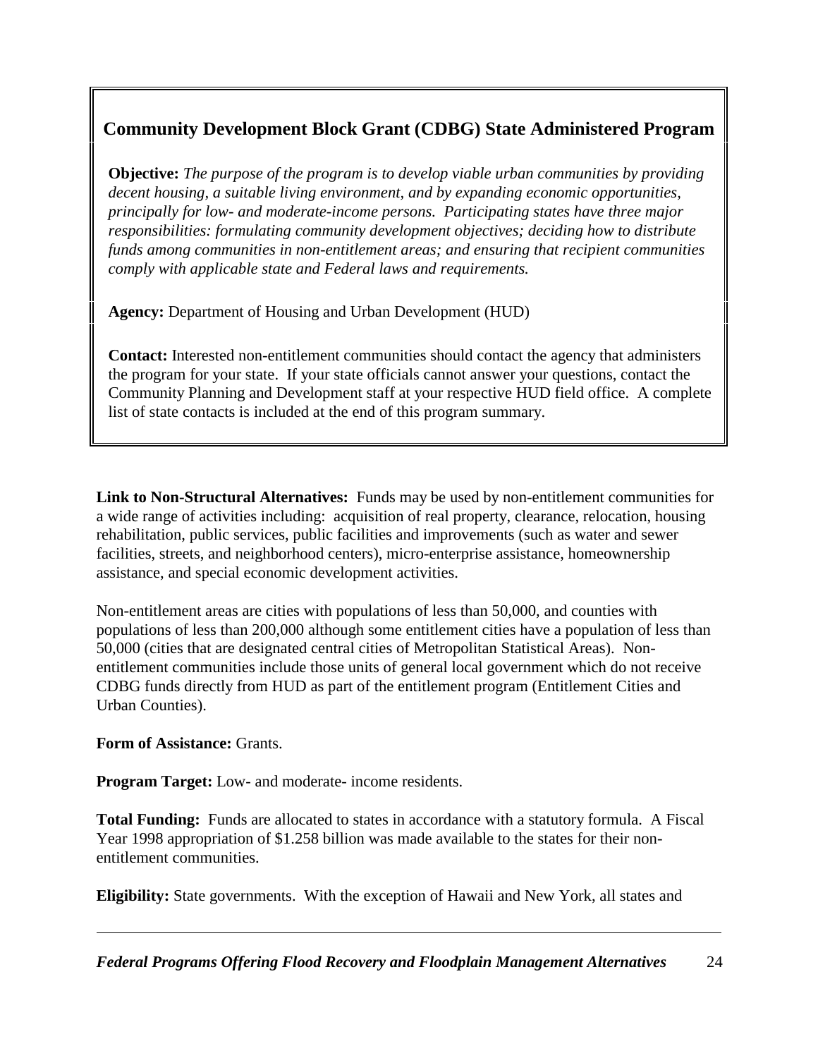## Community Development Block Grant (CDBG) State Administered Program

**Objective:** *The purpose of the program is to develop viable urban communities by providing decent housing, a suitable living environment, and by expanding economic opportunities, principally for low- and moderate-income persons. Participating states have three major responsibilities: formulating community development objectives; deciding how to distribute funds among communities in non-entitlement areas; and ensuring that recipient communities comply with applicable state and Federal laws and requirements.*

**Agency:** Department of Housing and Urban Development (HUD)

**Contact:** Interested non-entitlement communities should contact the agency that administers the program for your state. If your state officials cannot answer your questions, contact the Community Planning and Development staff at your respective HUD field office. A complete list of state contacts is included at the end of this program summary.

**Link to Non-Structural Alternatives:** Funds may be used by non-entitlement communities for a wide range of activities including: acquisition of real property, clearance, relocation, housing rehabilitation, public services, public facilities and improvements (such as water and sewer facilities, streets, and neighborhood centers), micro-enterprise assistance, homeownership assistance, and special economic development activities.

Non-entitlement areas are cities with populations of less than 50,000, and counties with populations of less than 200,000 although some entitlement cities have a population of less than 50,000 (cities that are designated central cities of Metropolitan Statistical Areas). Non-entitlement communities include those units of general local government which do not receive CDBG funds directly from HUD as part of the entitlement program (Entitlement Cities and Urban Counties).

**Form of Assistance:** Grants.

**Program Target:** Low- and moderate- income residents.

**Total Funding:** Funds are allocated to states in accordance with a statutory formula. A Fiscal Year 1998 appropriation of $1.258 billion was made available to the states for their non-entitlement communities.

**Eligibility:** State governments. With the exception of Hawaii and New York, all states and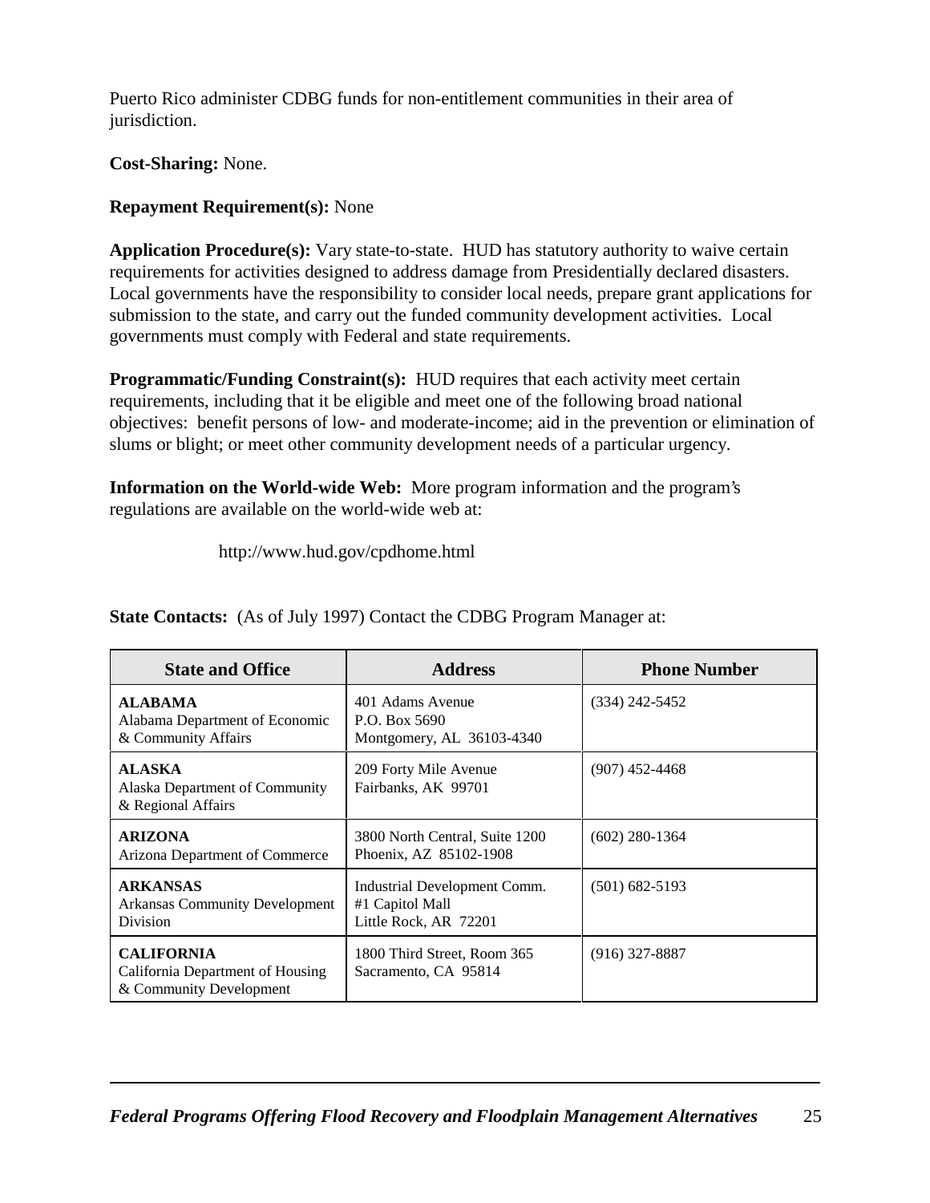Puerto Rico administer CDBG funds for non-entitlement communities in their area of jurisdiction.

**Cost-Sharing:** None.

**Repayment Requirement(s):** None

**Application Procedure(s):** Vary state-to-state. HUD has statutory authority to waive certain requirements for activities designed to address damage from Presidentially declared disasters. Local governments have the responsibility to consider local needs, prepare grant applications for submission to the state, and carry out the funded community development activities. Local governments must comply with Federal and state requirements.

**Programmatic/Funding Constraint(s):** HUD requires that each activity meet certain requirements, including that it be eligible and meet one of the following broad national objectives: benefit persons of low- and moderate-income; aid in the prevention or elimination of slums or blight; or meet other community development needs of a particular urgency.

**Information on the World-wide Web:** More program information and the program's regulations are available on the world-wide web at:

http://www.hud.gov/cpdhome.html

**State Contacts:** (As of July 1997) Contact the CDBG Program Manager at:

| State and Office | Address | Phone Number |
|---|---|---|
| **ALABAMA**<br>Alabama Department of Economic & Community Affairs | 401 Adams Avenue<br>P.O. Box 5690<br>Montgomery, AL 36103-4340 | (334) 242-5452 |
| **ALASKA**<br>Alaska Department of Community & Regional Affairs | 209 Forty Mile Avenue<br>Fairbanks, AK 99701 | (907) 452-4468 |
| **ARIZONA**<br>Arizona Department of Commerce | 3800 North Central, Suite 1200<br>Phoenix, AZ 85102-1908 | (602) 280-1364 |
| **ARKANSAS**<br>Arkansas Community Development Division | Industrial Development Comm.<br>#1 Capitol Mall<br>Little Rock, AR 72201 | (501) 682-5193 |
| **CALIFORNIA**<br>California Department of Housing & Community Development | 1800 Third Street, Room 365<br>Sacramento, CA 95814 | (916) 327-8887 |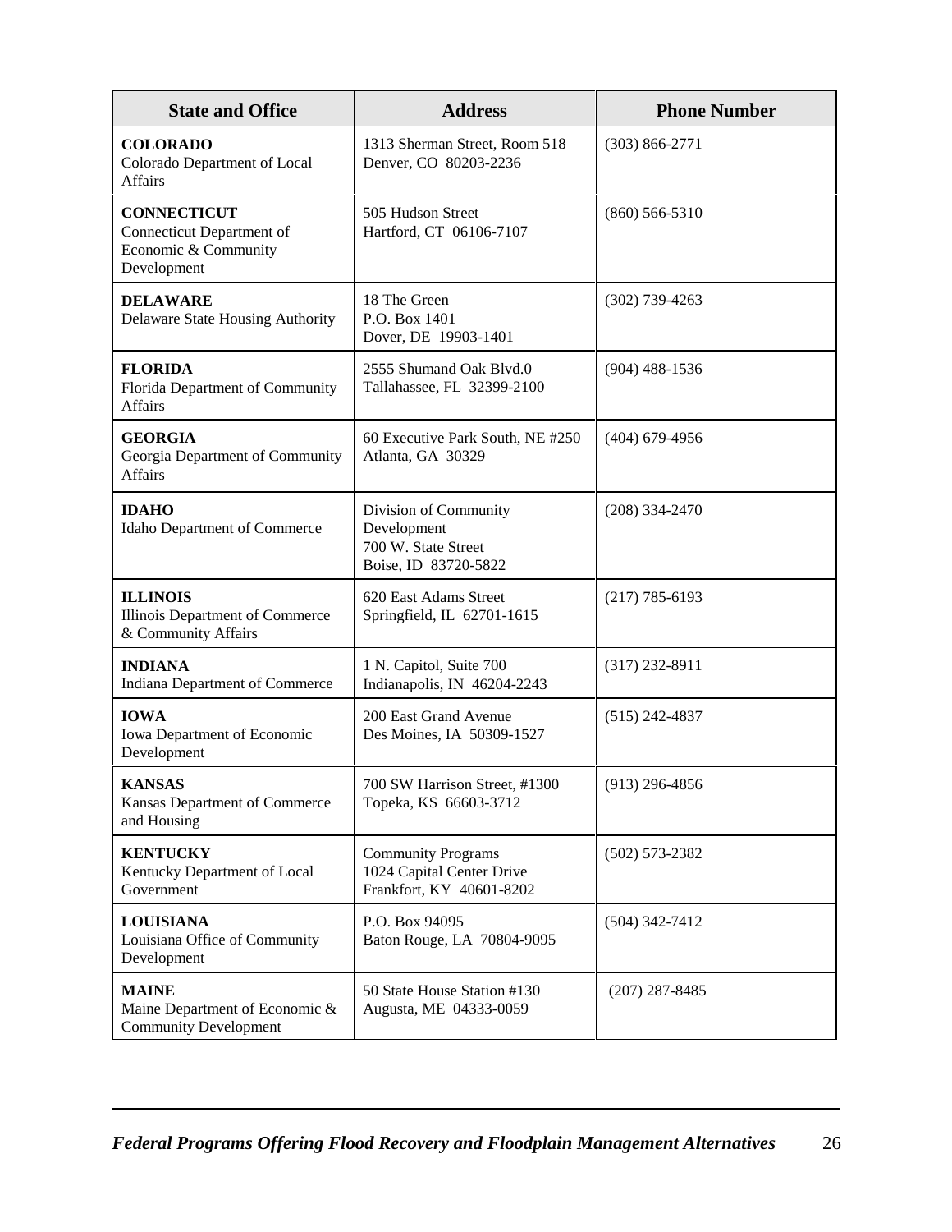| State and Office | Address | Phone Number |
|---|---|---|
| **COLORADO**<br>Colorado Department of Local Affairs | 1313 Sherman Street, Room 518<br>Denver, CO 80203-2236 | (303) 866-2771 |
| **CONNECTICUT**<br>Connecticut Department of Economic & Community Development | 505 Hudson Street<br>Hartford, CT 06106-7107 | (860) 566-5310 |
| **DELAWARE**<br>Delaware State Housing Authority | 18 The Green<br>P.O. Box 1401<br>Dover, DE 19903-1401 | (302) 739-4263 |
| **FLORIDA**<br>Florida Department of Community Affairs | 2555 Shumand Oak Blvd.0<br>Tallahassee, FL 32399-2100 | (904) 488-1536 |
| **GEORGIA**<br>Georgia Department of Community Affairs | 60 Executive Park South, NE #250<br>Atlanta, GA 30329 | (404) 679-4956 |
| **IDAHO**<br>Idaho Department of Commerce | Division of Community Development<br>700 W. State Street<br>Boise, ID 83720-5822 | (208) 334-2470 |
| **ILLINOIS**<br>Illinois Department of Commerce & Community Affairs | 620 East Adams Street<br>Springfield, IL 62701-1615 | (217) 785-6193 |
| **INDIANA**<br>Indiana Department of Commerce | 1 N. Capitol, Suite 700<br>Indianapolis, IN 46204-2243 | (317) 232-8911 |
| **IOWA**<br>Iowa Department of Economic Development | 200 East Grand Avenue<br>Des Moines, IA 50309-1527 | (515) 242-4837 |
| **KANSAS**<br>Kansas Department of Commerce and Housing | 700 SW Harrison Street, #1300<br>Topeka, KS 66603-3712 | (913) 296-4856 |
| **KENTUCKY**<br>Kentucky Department of Local Government | Community Programs<br>1024 Capital Center Drive<br>Frankfort, KY 40601-8202 | (502) 573-2382 |
| **LOUISIANA**<br>Louisiana Office of Community Development | P.O. Box 94095<br>Baton Rouge, LA 70804-9095 | (504) 342-7412 |
| **MAINE**<br>Maine Department of Economic & Community Development | 50 State House Station #130<br>Augusta, ME 04333-0059 | (207) 287-8485 |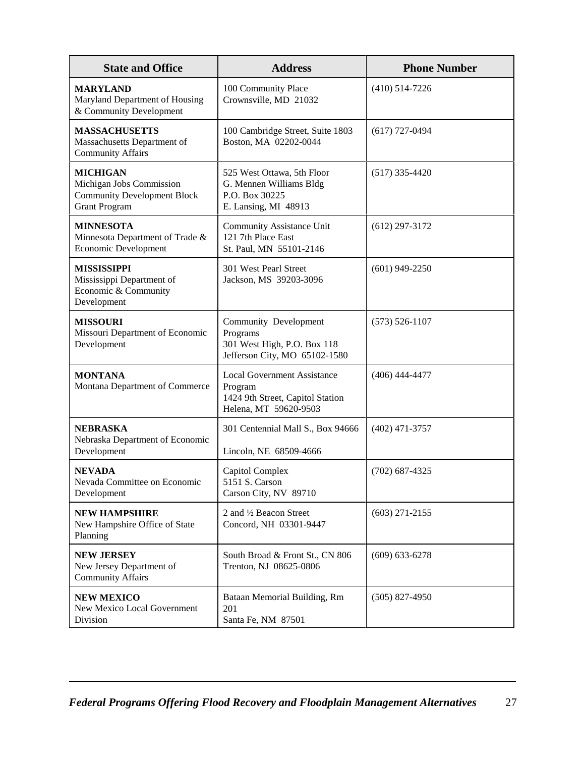| State and Office | Address | Phone Number |
|---|---|---|
| **MARYLAND**<br>Maryland Department of Housing & Community Development | 100 Community Place<br>Crownsville, MD 21032 | (410) 514-7226 |
| **MASSACHUSETTS**<br>Massachusetts Department of Community Affairs | 100 Cambridge Street, Suite 1803<br>Boston, MA 02202-0044 | (617) 727-0494 |
| **MICHIGAN**<br>Michigan Jobs Commission Community Development Block Grant Program | 525 West Ottawa, 5th Floor<br>G. Mennen Williams Bldg<br>P.O. Box 30225<br>E. Lansing, MI 48913 | (517) 335-4420 |
| **MINNESOTA**<br>Minnesota Department of Trade & Economic Development | Community Assistance Unit<br>121 7th Place East<br>St. Paul, MN 55101-2146 | (612) 297-3172 |
| **MISSISSIPPI**<br>Mississippi Department of Economic & Community Development | 301 West Pearl Street<br>Jackson, MS 39203-3096 | (601) 949-2250 |
| **MISSOURI**<br>Missouri Department of Economic Development | Community Development Programs<br>301 West High, P.O. Box 118<br>Jefferson City, MO 65102-1580 | (573) 526-1107 |
| **MONTANA**<br>Montana Department of Commerce | Local Government Assistance Program<br>1424 9th Street, Capitol Station<br>Helena, MT 59620-9503 | (406) 444-4477 |
| **NEBRASKA**<br>Nebraska Department of Economic Development | 301 Centennial Mall S., Box 94666<br>Lincoln, NE 68509-4666 | (402) 471-3757 |
| **NEVADA**<br>Nevada Committee on Economic Development | Capitol Complex<br>5151 S. Carson<br>Carson City, NV 89710 | (702) 687-4325 |
| **NEW HAMPSHIRE**<br>New Hampshire Office of State Planning | 2 and ½ Beacon Street<br>Concord, NH 03301-9447 | (603) 271-2155 |
| **NEW JERSEY**<br>New Jersey Department of Community Affairs | South Broad & Front St., CN 806<br>Trenton, NJ 08625-0806 | (609) 633-6278 |
| **NEW MEXICO**<br>New Mexico Local Government Division | Bataan Memorial Building, Rm 201<br>Santa Fe, NM 87501 | (505) 827-4950 |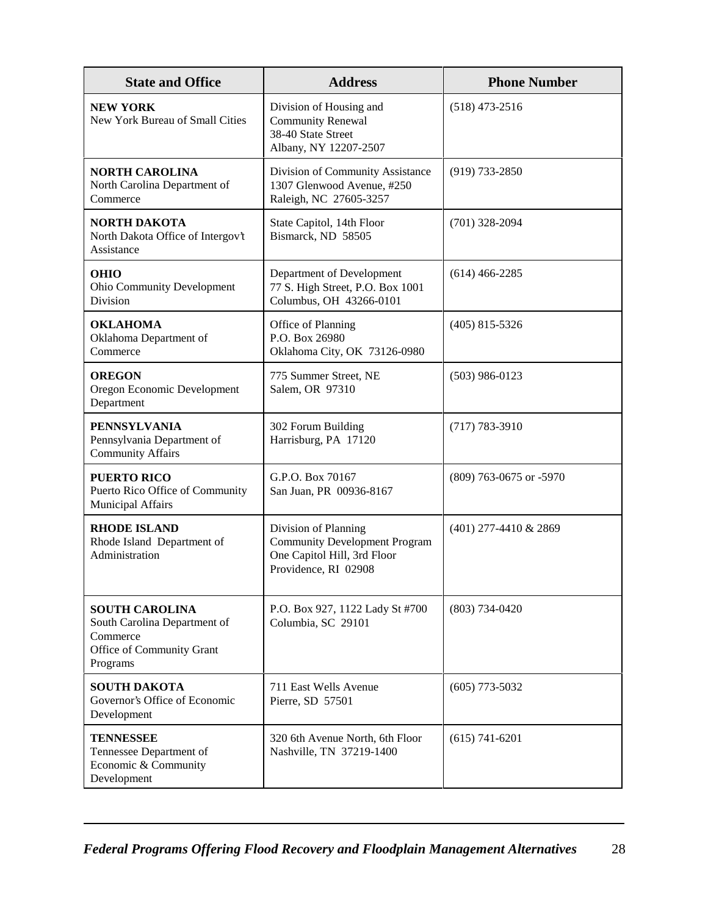| State and Office | Address | Phone Number |
|---|---|---|
| **NEW YORK**<br>New York Bureau of Small Cities | Division of Housing and Community Renewal<br>38-40 State Street<br>Albany, NY 12207-2507 | (518) 473-2516 |
| **NORTH CAROLINA**<br>North Carolina Department of Commerce | Division of Community Assistance<br>1307 Glenwood Avenue, #250<br>Raleigh, NC 27605-3257 | (919) 733-2850 |
| **NORTH DAKOTA**<br>North Dakota Office of Intergov't Assistance | State Capitol, 14th Floor<br>Bismarck, ND 58505 | (701) 328-2094 |
| **OHIO**<br>Ohio Community Development Division | Department of Development<br>77 S. High Street, P.O. Box 1001<br>Columbus, OH 43266-0101 | (614) 466-2285 |
| **OKLAHOMA**<br>Oklahoma Department of Commerce | Office of Planning<br>P.O. Box 26980<br>Oklahoma City, OK 73126-0980 | (405) 815-5326 |
| **OREGON**<br>Oregon Economic Development Department | 775 Summer Street, NE<br>Salem, OR 97310 | (503) 986-0123 |
| **PENNSYLVANIA**<br>Pennsylvania Department of Community Affairs | 302 Forum Building<br>Harrisburg, PA 17120 | (717) 783-3910 |
| **PUERTO RICO**<br>Puerto Rico Office of Community Municipal Affairs | G.P.O. Box 70167<br>San Juan, PR 00936-8167 | (809) 763-0675 or -5970 |
| **RHODE ISLAND**<br>Rhode Island Department of Administration | Division of Planning<br>Community Development Program<br>One Capitol Hill, 3rd Floor<br>Providence, RI 02908 | (401) 277-4410 & 2869 |
| **SOUTH CAROLINA**<br>South Carolina Department of Commerce<br>Office of Community Grant Programs | P.O. Box 927, 1122 Lady St #700<br>Columbia, SC 29101 | (803) 734-0420 |
| **SOUTH DAKOTA**<br>Governor's Office of Economic Development | 711 East Wells Avenue<br>Pierre, SD 57501 | (605) 773-5032 |
| **TENNESSEE**<br>Tennessee Department of Economic & Community Development | 320 6th Avenue North, 6th Floor<br>Nashville, TN 37219-1400 | (615) 741-6201 |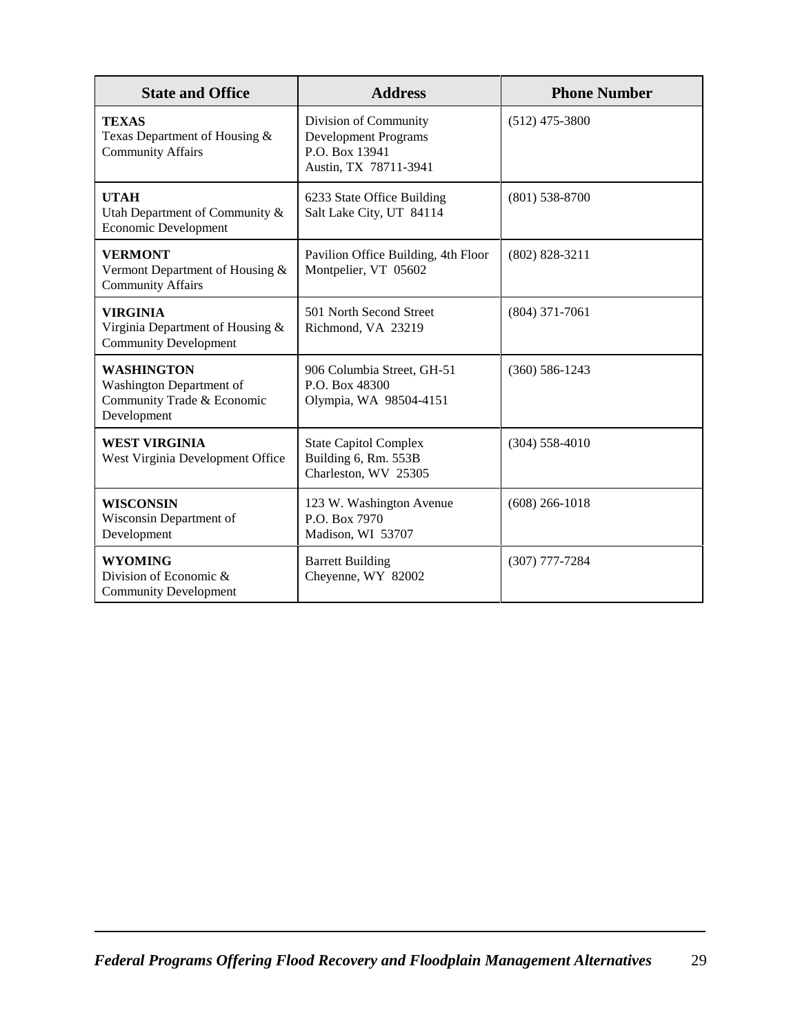| State and Office | Address | Phone Number |
|---|---|---|
| **TEXAS**<br>Texas Department of Housing & Community Affairs | Division of Community Development Programs<br>P.O. Box 13941<br>Austin, TX 78711-3941 | (512) 475-3800 |
| **UTAH**<br>Utah Department of Community & Economic Development | 6233 State Office Building<br>Salt Lake City, UT 84114 | (801) 538-8700 |
| **VERMONT**<br>Vermont Department of Housing & Community Affairs | Pavilion Office Building, 4th Floor<br>Montpelier, VT 05602 | (802) 828-3211 |
| **VIRGINIA**<br>Virginia Department of Housing & Community Development | 501 North Second Street<br>Richmond, VA 23219 | (804) 371-7061 |
| **WASHINGTON**<br>Washington Department of Community Trade & Economic Development | 906 Columbia Street, GH-51<br>P.O. Box 48300<br>Olympia, WA 98504-4151 | (360) 586-1243 |
| **WEST VIRGINIA**<br>West Virginia Development Office | State Capitol Complex<br>Building 6, Rm. 553B<br>Charleston, WV 25305 | (304) 558-4010 |
| **WISCONSIN**<br>Wisconsin Department of Development | 123 W. Washington Avenue<br>P.O. Box 7970<br>Madison, WI 53707 | (608) 266-1018 |
| **WYOMING**<br>Division of Economic & Community Development | Barrett Building<br>Cheyenne, WY 82002 | (307) 777-7284 |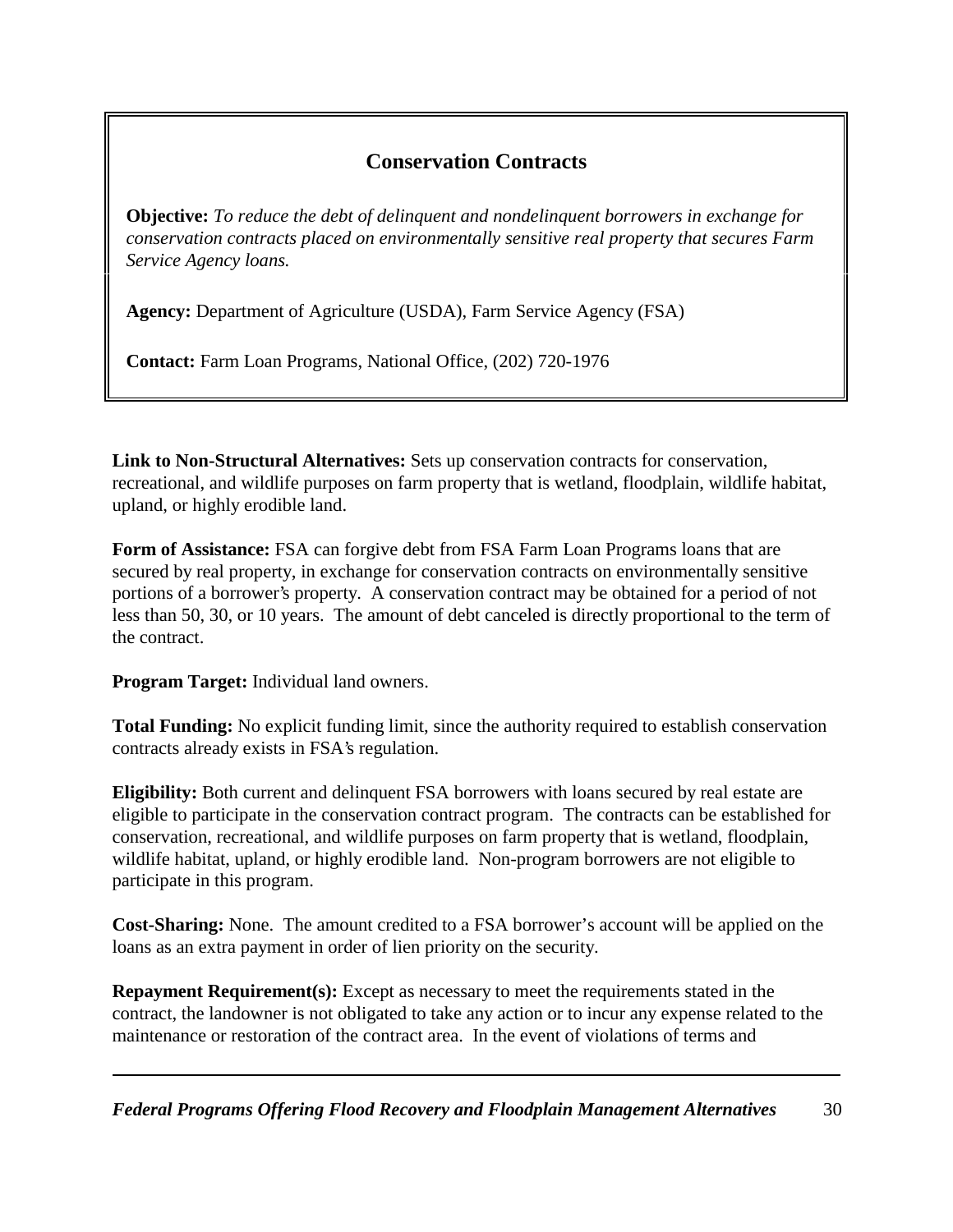## Conservation Contracts

**Objective:** *To reduce the debt of delinquent and nondelinquent borrowers in exchange for conservation contracts placed on environmentally sensitive real property that secures Farm Service Agency loans.*

**Agency:** Department of Agriculture (USDA), Farm Service Agency (FSA)

**Contact:** Farm Loan Programs, National Office, (202) 720-1976

**Link to Non-Structural Alternatives:** Sets up conservation contracts for conservation, recreational, and wildlife purposes on farm property that is wetland, floodplain, wildlife habitat, upland, or highly erodible land.

**Form of Assistance:** FSA can forgive debt from FSA Farm Loan Programs loans that are secured by real property, in exchange for conservation contracts on environmentally sensitive portions of a borrower's property. A conservation contract may be obtained for a period of not less than 50, 30, or 10 years. The amount of debt canceled is directly proportional to the term of the contract.

**Program Target:** Individual land owners.

**Total Funding:** No explicit funding limit, since the authority required to establish conservation contracts already exists in FSA's regulation.

**Eligibility:** Both current and delinquent FSA borrowers with loans secured by real estate are eligible to participate in the conservation contract program. The contracts can be established for conservation, recreational, and wildlife purposes on farm property that is wetland, floodplain, wildlife habitat, upland, or highly erodible land. Non-program borrowers are not eligible to participate in this program.

**Cost-Sharing:** None. The amount credited to a FSA borrower's account will be applied on the loans as an extra payment in order of lien priority on the security.

**Repayment Requirement(s):** Except as necessary to meet the requirements stated in the contract, the landowner is not obligated to take any action or to incur any expense related to the maintenance or restoration of the contract area. In the event of violations of terms and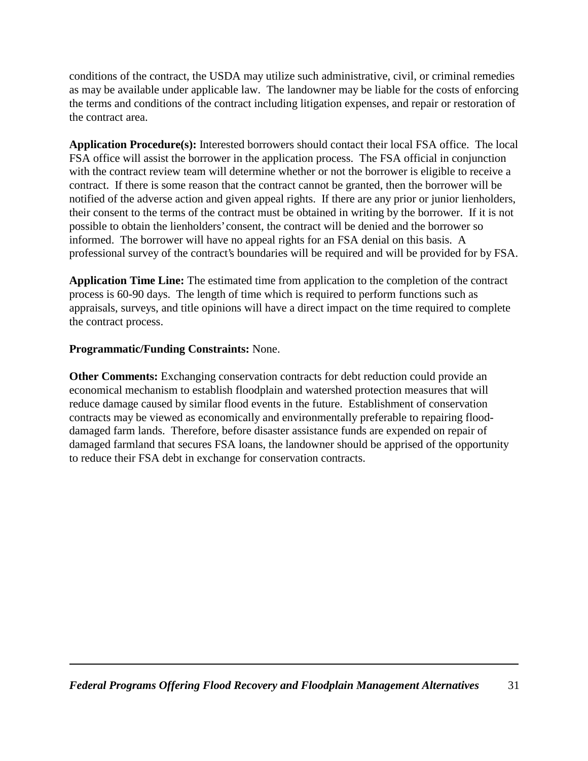conditions of the contract, the USDA may utilize such administrative, civil, or criminal remedies as may be available under applicable law. The landowner may be liable for the costs of enforcing the terms and conditions of the contract including litigation expenses, and repair or restoration of the contract area.

**Application Procedure(s):** Interested borrowers should contact their local FSA office. The local FSA office will assist the borrower in the application process. The FSA official in conjunction with the contract review team will determine whether or not the borrower is eligible to receive a contract. If there is some reason that the contract cannot be granted, then the borrower will be notified of the adverse action and given appeal rights. If there are any prior or junior lienholders, their consent to the terms of the contract must be obtained in writing by the borrower. If it is not possible to obtain the lienholders' consent, the contract will be denied and the borrower so informed. The borrower will have no appeal rights for an FSA denial on this basis. A professional survey of the contract's boundaries will be required and will be provided for by FSA.

**Application Time Line:** The estimated time from application to the completion of the contract process is 60-90 days. The length of time which is required to perform functions such as appraisals, surveys, and title opinions will have a direct impact on the time required to complete the contract process.

**Programmatic/Funding Constraints:** None.

**Other Comments:** Exchanging conservation contracts for debt reduction could provide an economical mechanism to establish floodplain and watershed protection measures that will reduce damage caused by similar flood events in the future. Establishment of conservation contracts may be viewed as economically and environmentally preferable to repairing flood-damaged farm lands. Therefore, before disaster assistance funds are expended on repair of damaged farmland that secures FSA loans, the landowner should be apprised of the opportunity to reduce their FSA debt in exchange for conservation contracts.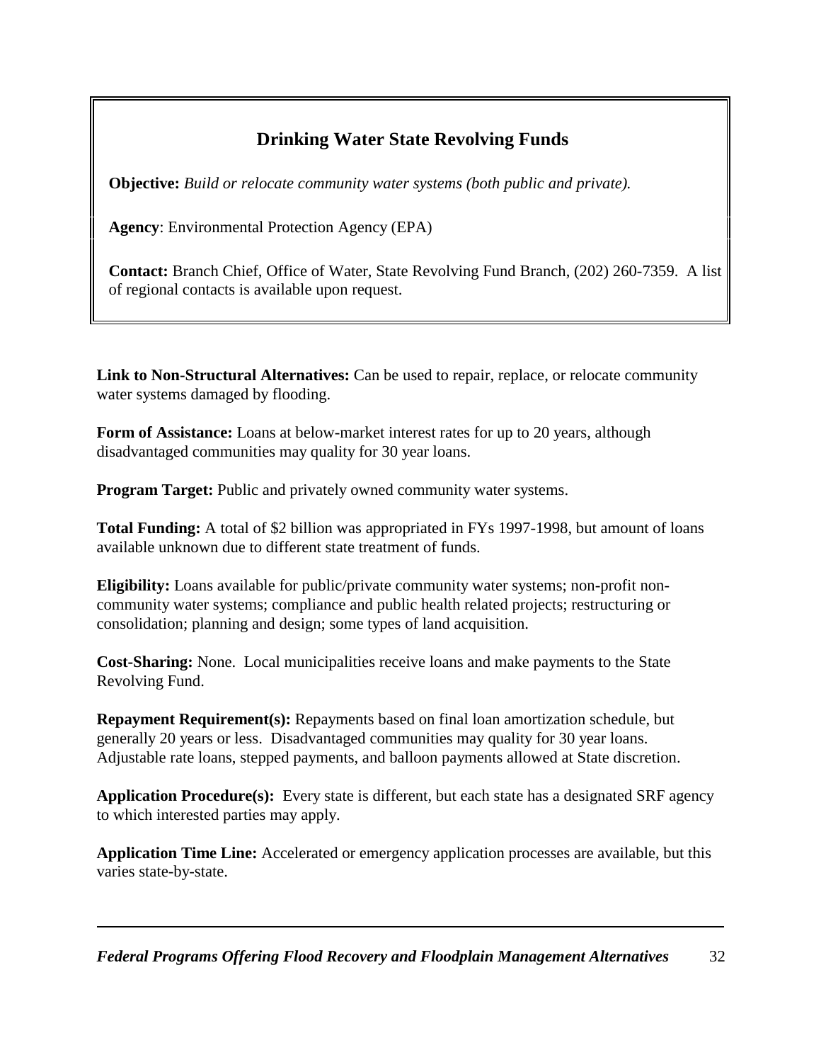## Drinking Water State Revolving Funds

**Objective:** *Build or relocate community water systems (both public and private).*

**Agency**: Environmental Protection Agency (EPA)

**Contact:** Branch Chief, Office of Water, State Revolving Fund Branch, (202) 260-7359. A list of regional contacts is available upon request.

**Link to Non-Structural Alternatives:** Can be used to repair, replace, or relocate community water systems damaged by flooding.

**Form of Assistance:** Loans at below-market interest rates for up to 20 years, although disadvantaged communities may quality for 30 year loans.

**Program Target:** Public and privately owned community water systems.

**Total Funding:** A total of $2 billion was appropriated in FYs 1997-1998, but amount of loans available unknown due to different state treatment of funds.

**Eligibility:** Loans available for public/private community water systems; non-profit non-community water systems; compliance and public health related projects; restructuring or consolidation; planning and design; some types of land acquisition.

**Cost-Sharing:** None. Local municipalities receive loans and make payments to the State Revolving Fund.

**Repayment Requirement(s):** Repayments based on final loan amortization schedule, but generally 20 years or less. Disadvantaged communities may quality for 30 year loans. Adjustable rate loans, stepped payments, and balloon payments allowed at State discretion.

**Application Procedure(s):** Every state is different, but each state has a designated SRF agency to which interested parties may apply.

**Application Time Line:** Accelerated or emergency application processes are available, but this varies state-by-state.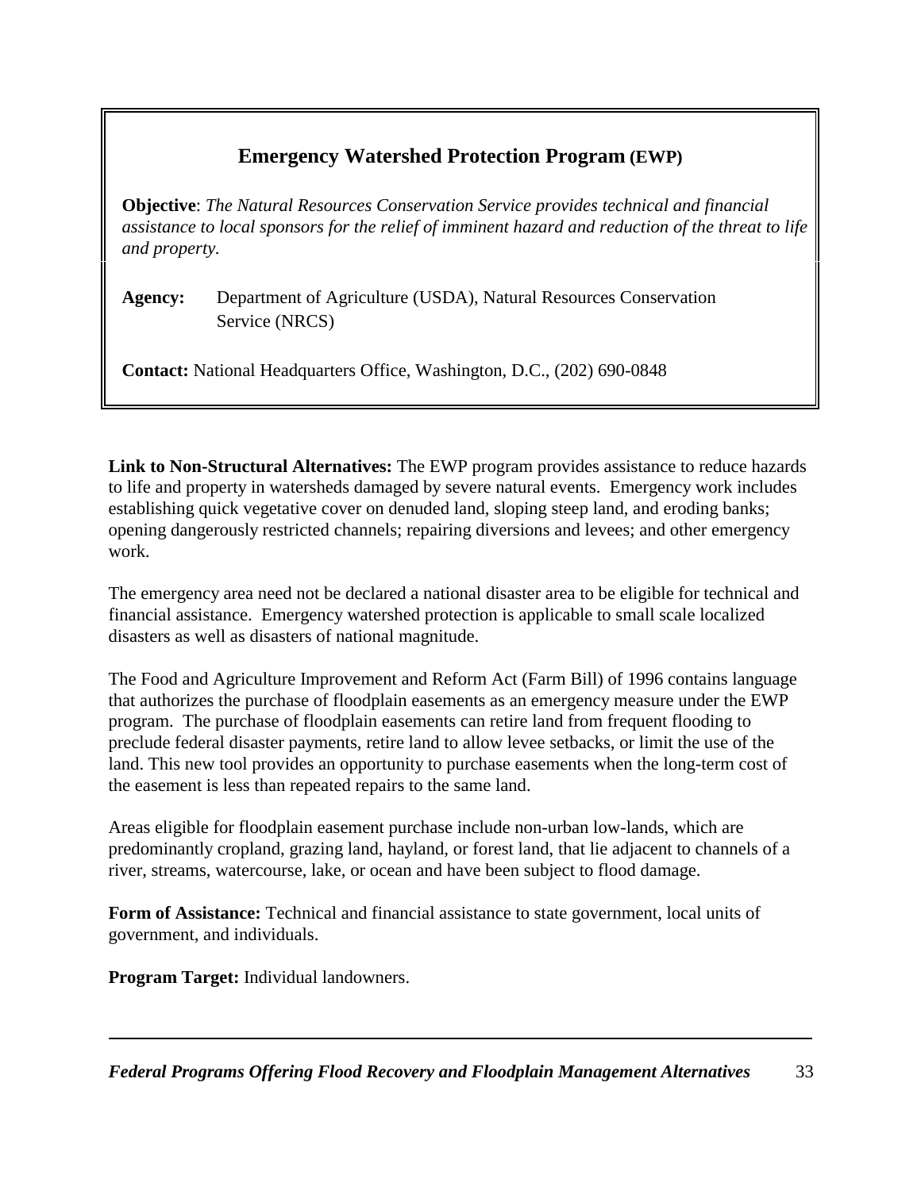## Emergency Watershed Protection Program (EWP)

**Objective**: *The Natural Resources Conservation Service provides technical and financial assistance to local sponsors for the relief of imminent hazard and reduction of the threat to life and property.*

**Agency:** Department of Agriculture (USDA), Natural Resources Conservation Service (NRCS)

**Contact:** National Headquarters Office, Washington, D.C., (202) 690-0848

**Link to Non-Structural Alternatives:** The EWP program provides assistance to reduce hazards to life and property in watersheds damaged by severe natural events. Emergency work includes establishing quick vegetative cover on denuded land, sloping steep land, and eroding banks; opening dangerously restricted channels; repairing diversions and levees; and other emergency work.

The emergency area need not be declared a national disaster area to be eligible for technical and financial assistance. Emergency watershed protection is applicable to small scale localized disasters as well as disasters of national magnitude.

The Food and Agriculture Improvement and Reform Act (Farm Bill) of 1996 contains language that authorizes the purchase of floodplain easements as an emergency measure under the EWP program. The purchase of floodplain easements can retire land from frequent flooding to preclude federal disaster payments, retire land to allow levee setbacks, or limit the use of the land. This new tool provides an opportunity to purchase easements when the long-term cost of the easement is less than repeated repairs to the same land.

Areas eligible for floodplain easement purchase include non-urban low-lands, which are predominantly cropland, grazing land, hayland, or forest land, that lie adjacent to channels of a river, streams, watercourse, lake, or ocean and have been subject to flood damage.

**Form of Assistance:** Technical and financial assistance to state government, local units of government, and individuals.

**Program Target:** Individual landowners.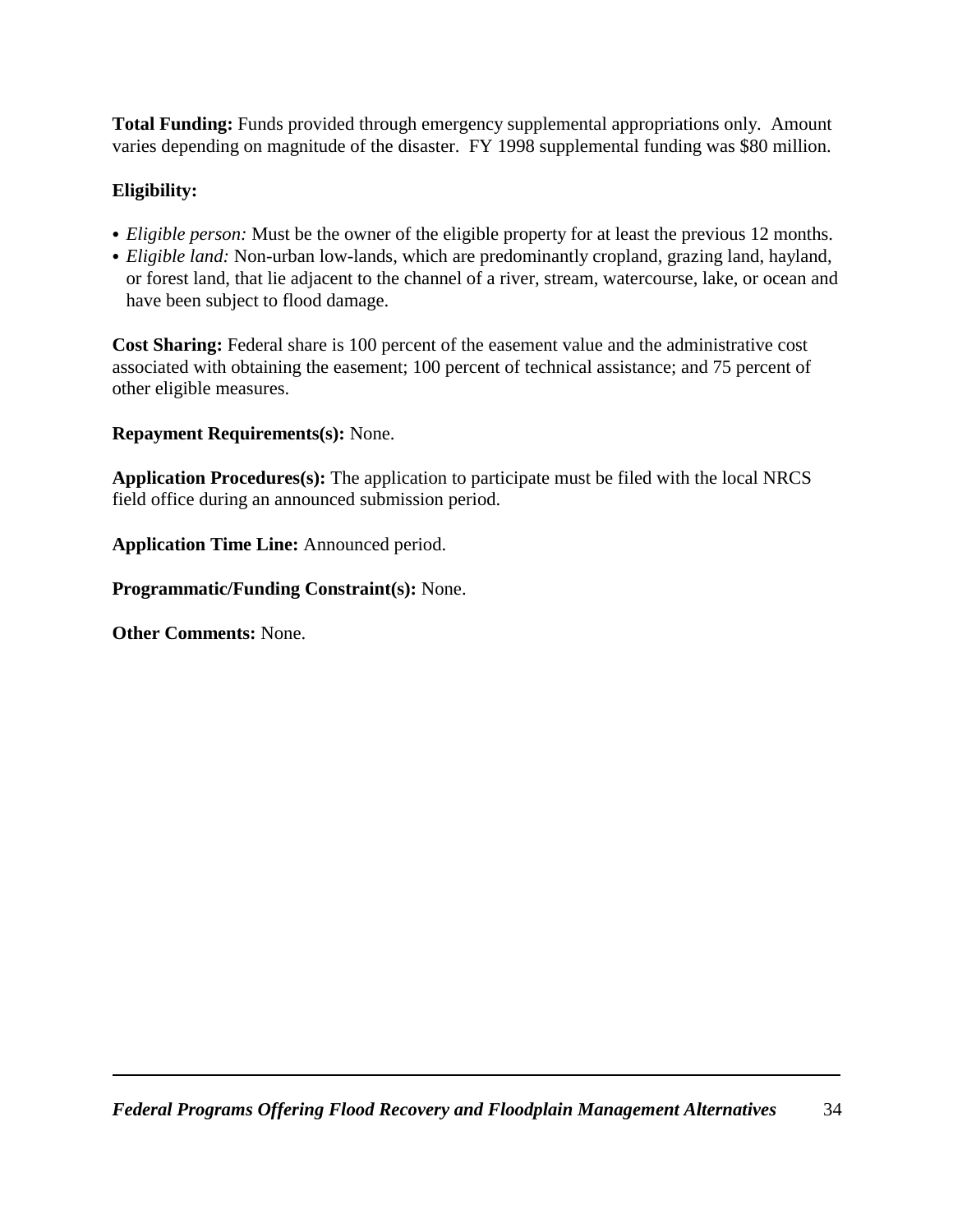**Total Funding:** Funds provided through emergency supplemental appropriations only. Amount varies depending on magnitude of the disaster. FY 1998 supplemental funding was $80 million.

**Eligibility:**

- *Eligible person:* Must be the owner of the eligible property for at least the previous 12 months.
- *Eligible land:* Non-urban low-lands, which are predominantly cropland, grazing land, hayland, or forest land, that lie adjacent to the channel of a river, stream, watercourse, lake, or ocean and have been subject to flood damage.

**Cost Sharing:** Federal share is 100 percent of the easement value and the administrative cost associated with obtaining the easement; 100 percent of technical assistance; and 75 percent of other eligible measures.

**Repayment Requirements(s):** None.

**Application Procedures(s):** The application to participate must be filed with the local NRCS field office during an announced submission period.

**Application Time Line:** Announced period.

**Programmatic/Funding Constraint(s):** None.

**Other Comments:** None.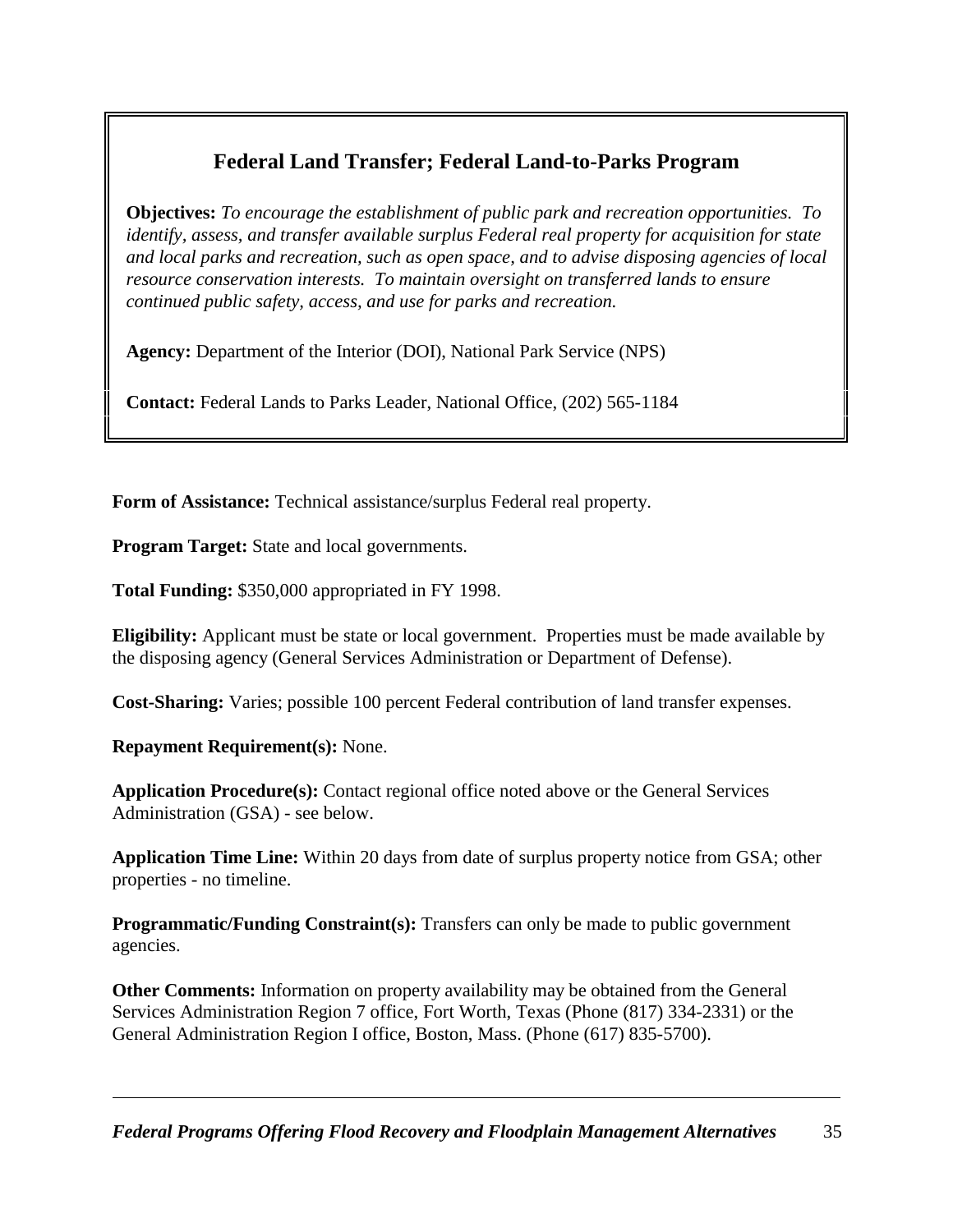## Federal Land Transfer; Federal Land-to-Parks Program

**Objectives:** *To encourage the establishment of public park and recreation opportunities. To identify, assess, and transfer available surplus Federal real property for acquisition for state and local parks and recreation, such as open space, and to advise disposing agencies of local resource conservation interests. To maintain oversight on transferred lands to ensure continued public safety, access, and use for parks and recreation.*

**Agency:** Department of the Interior (DOI), National Park Service (NPS)

**Contact:** Federal Lands to Parks Leader, National Office, (202) 565-1184

**Form of Assistance:** Technical assistance/surplus Federal real property.

**Program Target:** State and local governments.

**Total Funding:** $350,000 appropriated in FY 1998.

**Eligibility:** Applicant must be state or local government. Properties must be made available by the disposing agency (General Services Administration or Department of Defense).

**Cost-Sharing:** Varies; possible 100 percent Federal contribution of land transfer expenses.

**Repayment Requirement(s):** None.

**Application Procedure(s):** Contact regional office noted above or the General Services Administration (GSA) - see below.

**Application Time Line:** Within 20 days from date of surplus property notice from GSA; other properties - no timeline.

**Programmatic/Funding Constraint(s):** Transfers can only be made to public government agencies.

**Other Comments:** Information on property availability may be obtained from the General Services Administration Region 7 office, Fort Worth, Texas (Phone (817) 334-2331) or the General Administration Region I office, Boston, Mass. (Phone (617) 835-5700).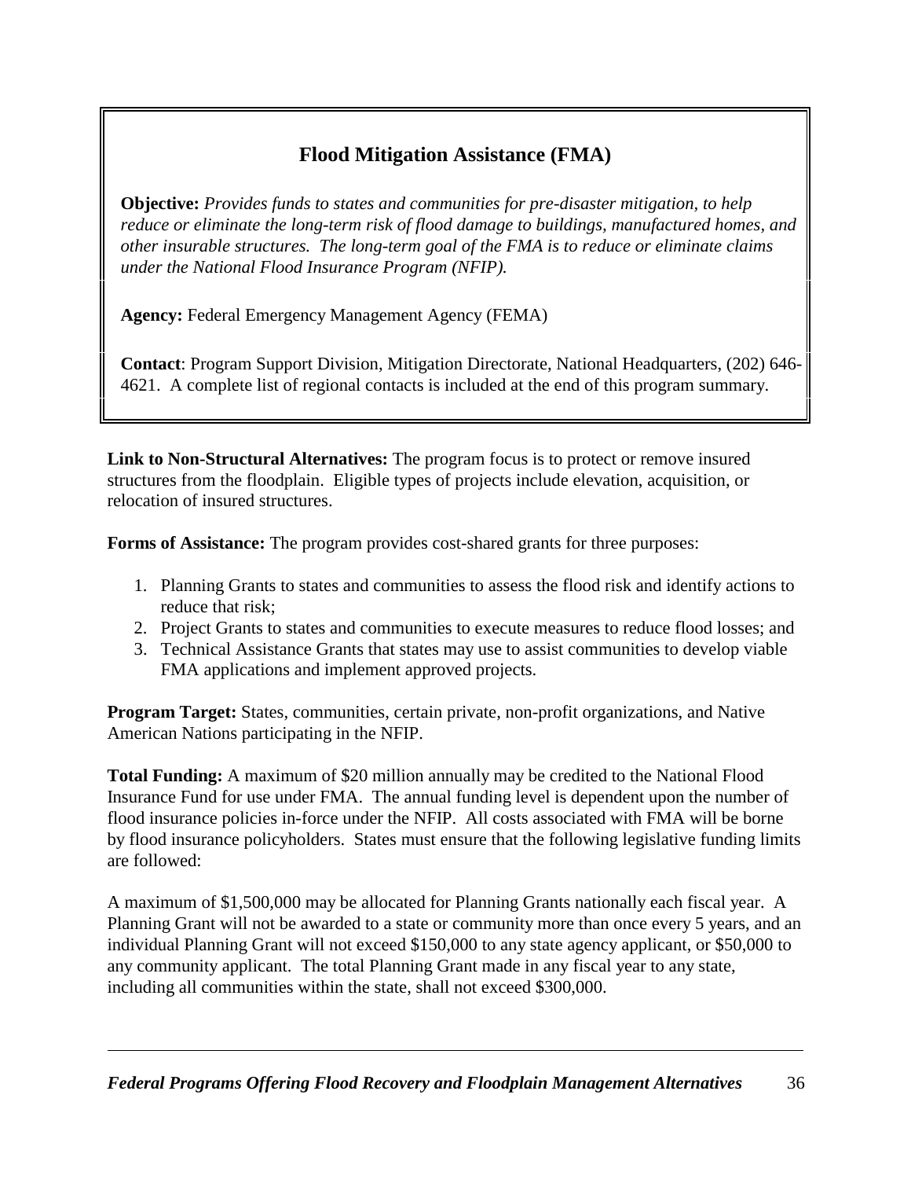## Flood Mitigation Assistance (FMA)

**Objective:** *Provides funds to states and communities for pre-disaster mitigation, to help reduce or eliminate the long-term risk of flood damage to buildings, manufactured homes, and other insurable structures. The long-term goal of the FMA is to reduce or eliminate claims under the National Flood Insurance Program (NFIP).*

**Agency:** Federal Emergency Management Agency (FEMA)

**Contact**: Program Support Division, Mitigation Directorate, National Headquarters, (202) 646-4621. A complete list of regional contacts is included at the end of this program summary.

**Link to Non-Structural Alternatives:** The program focus is to protect or remove insured structures from the floodplain. Eligible types of projects include elevation, acquisition, or relocation of insured structures.

**Forms of Assistance:** The program provides cost-shared grants for three purposes:

1. Planning Grants to states and communities to assess the flood risk and identify actions to reduce that risk;
2. Project Grants to states and communities to execute measures to reduce flood losses; and
3. Technical Assistance Grants that states may use to assist communities to develop viable FMA applications and implement approved projects.

**Program Target:** States, communities, certain private, non-profit organizations, and Native American Nations participating in the NFIP.

**Total Funding:** A maximum of $20 million annually may be credited to the National Flood Insurance Fund for use under FMA. The annual funding level is dependent upon the number of flood insurance policies in-force under the NFIP. All costs associated with FMA will be borne by flood insurance policyholders. States must ensure that the following legislative funding limits are followed:

A maximum of $1,500,000 may be allocated for Planning Grants nationally each fiscal year. A Planning Grant will not be awarded to a state or community more than once every 5 years, and an individual Planning Grant will not exceed $150,000 to any state agency applicant, or $50,000 to any community applicant. The total Planning Grant made in any fiscal year to any state, including all communities within the state, shall not exceed $300,000.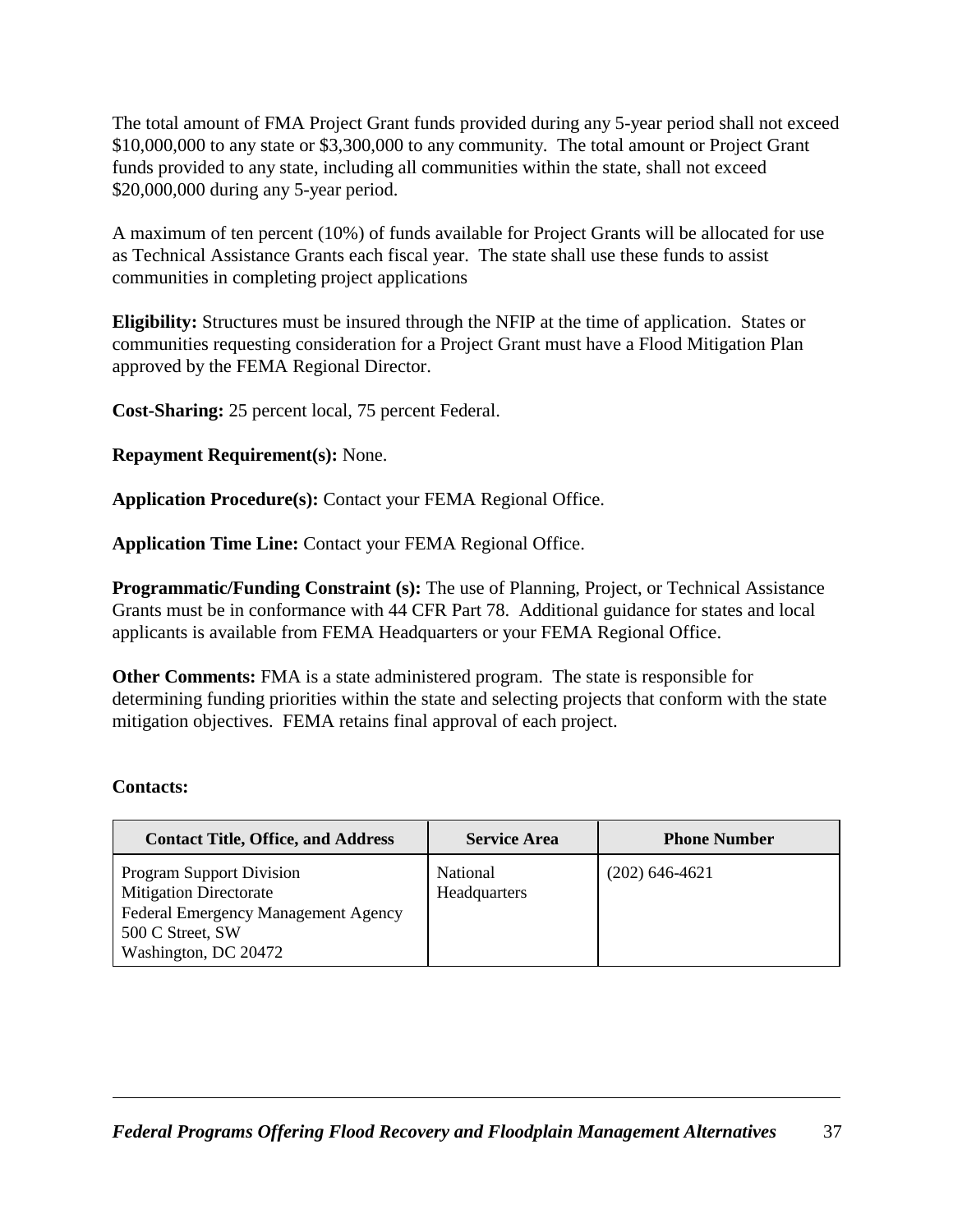The total amount of FMA Project Grant funds provided during any 5-year period shall not exceed $10,000,000 to any state or $3,300,000 to any community. The total amount or Project Grant funds provided to any state, including all communities within the state, shall not exceed $20,000,000 during any 5-year period.

A maximum of ten percent (10%) of funds available for Project Grants will be allocated for use as Technical Assistance Grants each fiscal year. The state shall use these funds to assist communities in completing project applications

**Eligibility:** Structures must be insured through the NFIP at the time of application. States or communities requesting consideration for a Project Grant must have a Flood Mitigation Plan approved by the FEMA Regional Director.

**Cost-Sharing:** 25 percent local, 75 percent Federal.

**Repayment Requirement(s):** None.

**Application Procedure(s):** Contact your FEMA Regional Office.

**Application Time Line:** Contact your FEMA Regional Office.

**Programmatic/Funding Constraint (s):** The use of Planning, Project, or Technical Assistance Grants must be in conformance with 44 CFR Part 78. Additional guidance for states and local applicants is available from FEMA Headquarters or your FEMA Regional Office.

**Other Comments:** FMA is a state administered program. The state is responsible for determining funding priorities within the state and selecting projects that conform with the state mitigation objectives. FEMA retains final approval of each project.

**Contacts:**

| Contact Title, Office, and Address | Service Area | Phone Number |
|---|---|---|
| Program Support Division<br>Mitigation Directorate<br>Federal Emergency Management Agency<br>500 C Street, SW<br>Washington, DC 20472 | National Headquarters | (202) 646-4621 |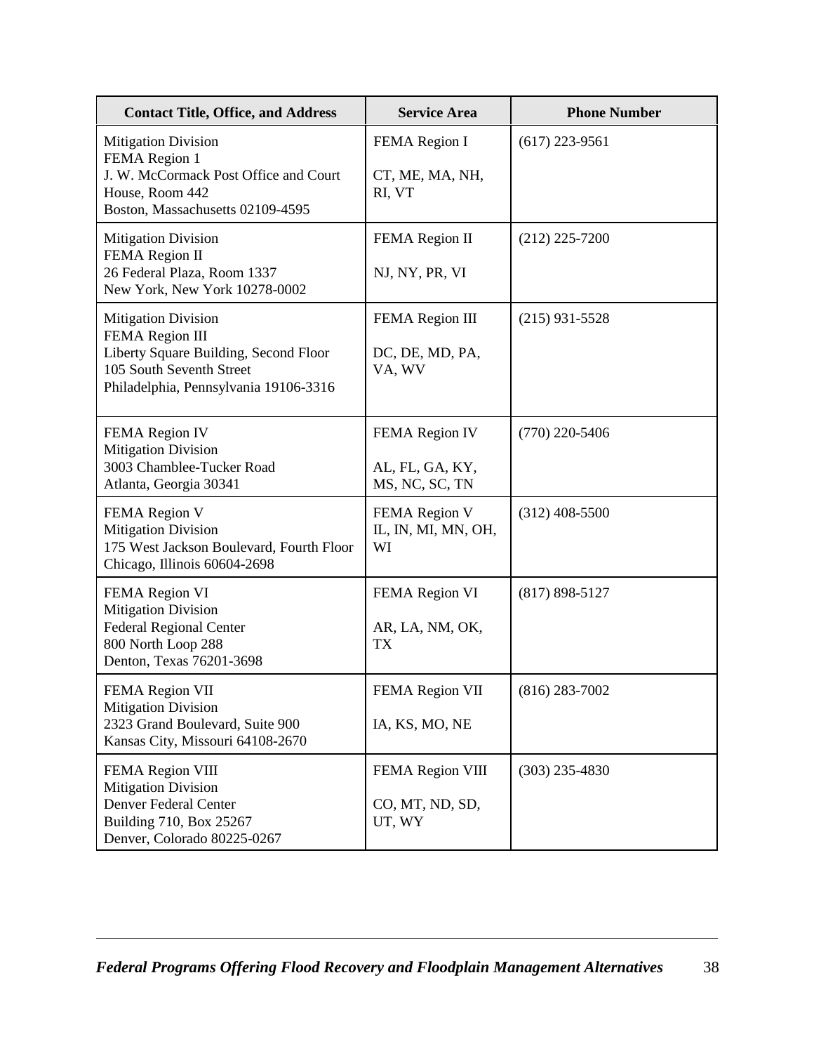| Contact Title, Office, and Address | Service Area | Phone Number |
| --- | --- | --- |
| Mitigation Division<br>FEMA Region 1<br>J. W. McCormack Post Office and Court House, Room 442<br>Boston, Massachusetts 02109-4595 | FEMA Region I<br><br>CT, ME, MA, NH, RI, VT | (617) 223-9561 |
| Mitigation Division<br>FEMA Region II<br>26 Federal Plaza, Room 1337<br>New York, New York 10278-0002 | FEMA Region II<br><br>NJ, NY, PR, VI | (212) 225-7200 |
| Mitigation Division<br>FEMA Region III<br>Liberty Square Building, Second Floor<br>105 South Seventh Street<br>Philadelphia, Pennsylvania 19106-3316 | FEMA Region III<br><br>DC, DE, MD, PA, VA, WV | (215) 931-5528 |
| FEMA Region IV<br>Mitigation Division<br>3003 Chamblee-Tucker Road<br>Atlanta, Georgia 30341 | FEMA Region IV<br><br>AL, FL, GA, KY, MS, NC, SC, TN | (770) 220-5406 |
| FEMA Region V<br>Mitigation Division<br>175 West Jackson Boulevard, Fourth Floor<br>Chicago, Illinois 60604-2698 | FEMA Region V<br>IL, IN, MI, MN, OH, WI | (312) 408-5500 |
| FEMA Region VI<br>Mitigation Division<br>Federal Regional Center<br>800 North Loop 288<br>Denton, Texas 76201-3698 | FEMA Region VI<br><br>AR, LA, NM, OK, TX | (817) 898-5127 |
| FEMA Region VII<br>Mitigation Division<br>2323 Grand Boulevard, Suite 900<br>Kansas City, Missouri 64108-2670 | FEMA Region VII<br><br>IA, KS, MO, NE | (816) 283-7002 |
| FEMA Region VIII<br>Mitigation Division<br>Denver Federal Center<br>Building 710, Box 25267<br>Denver, Colorado 80225-0267 | FEMA Region VIII<br><br>CO, MT, ND, SD, UT, WY | (303) 235-4830 |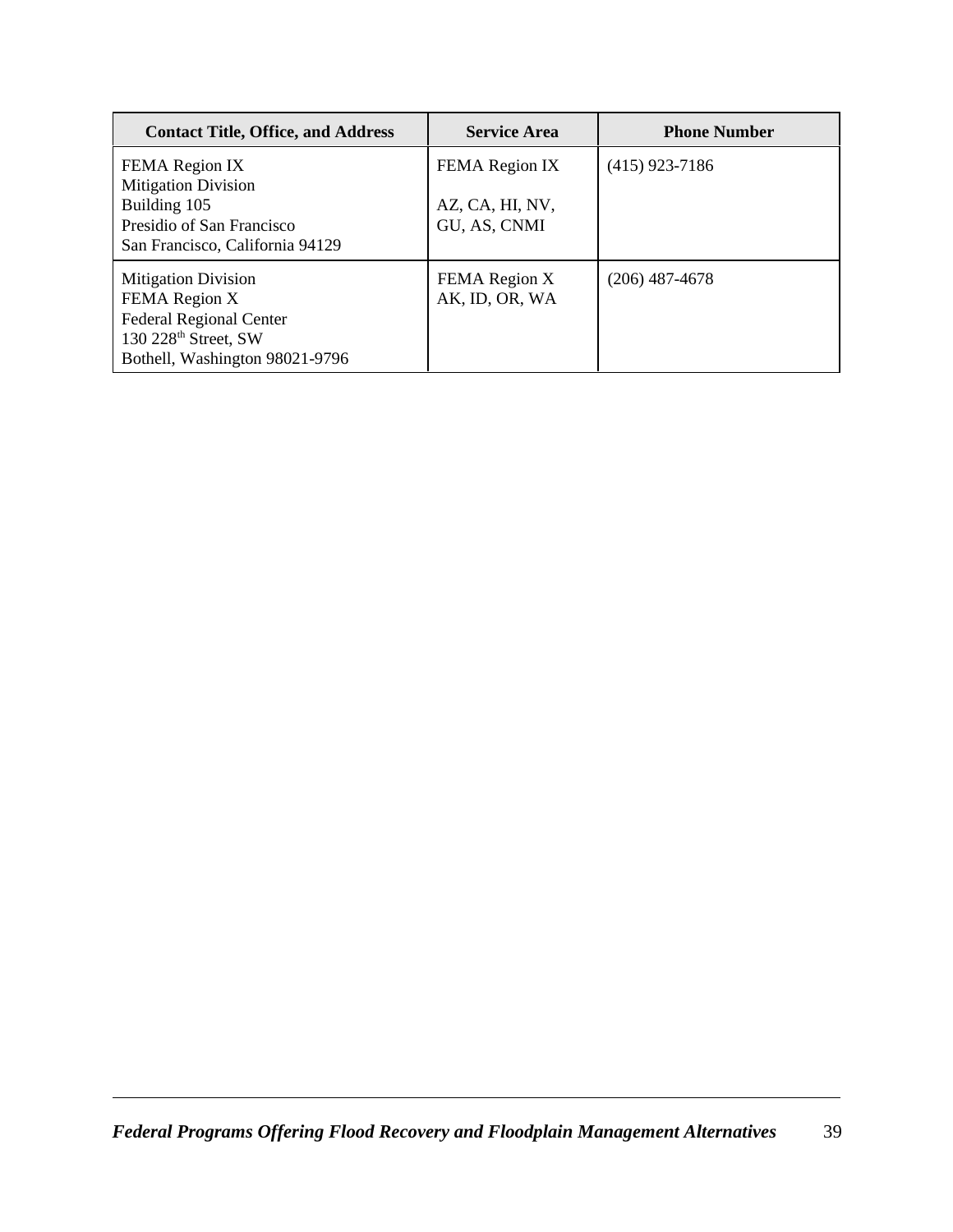| Contact Title, Office, and Address | Service Area | Phone Number |
| --- | --- | --- |
| FEMA Region IX<br>Mitigation Division<br>Building 105<br>Presidio of San Francisco<br>San Francisco, California 94129 | FEMA Region IX<br><br>AZ, CA, HI, NV, GU, AS, CNMI | (415) 923-7186 |
| Mitigation Division<br>FEMA Region X<br>Federal Regional Center<br>130 228th Street, SW<br>Bothell, Washington 98021-9796 | FEMA Region X<br>AK, ID, OR, WA | (206) 487-4678 |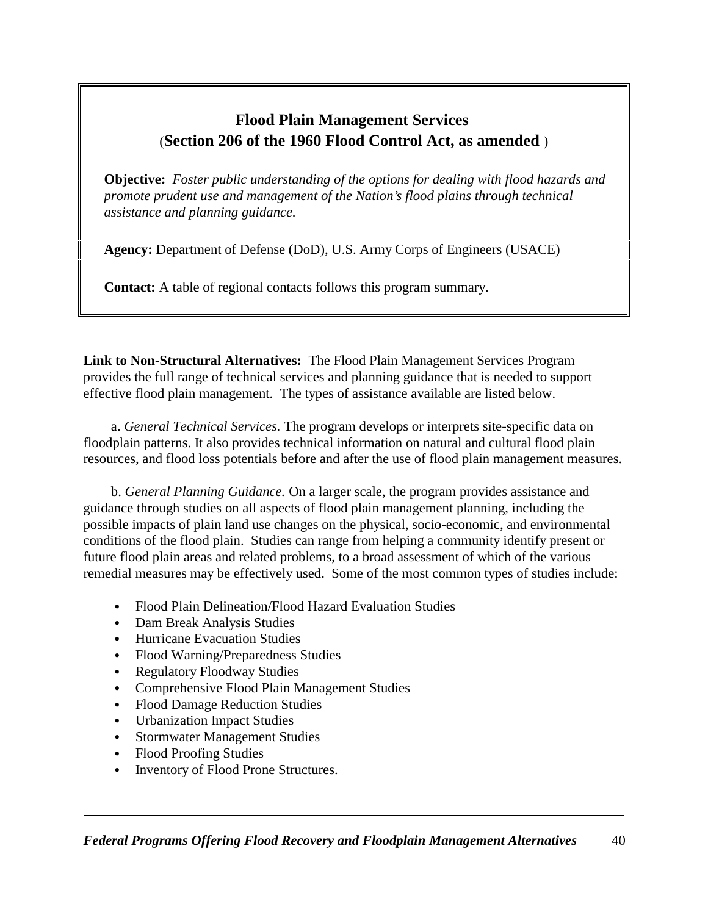## Flood Plain Management Services

(**Section 206 of the 1960 Flood Control Act, as amended** )

**Objective:** *Foster public understanding of the options for dealing with flood hazards and promote prudent use and management of the Nation's flood plains through technical assistance and planning guidance.*

**Agency:** Department of Defense (DoD), U.S. Army Corps of Engineers (USACE)

**Contact:** A table of regional contacts follows this program summary.

**Link to Non-Structural Alternatives:** The Flood Plain Management Services Program provides the full range of technical services and planning guidance that is needed to support effective flood plain management. The types of assistance available are listed below.

a. *General Technical Services.* The program develops or interprets site-specific data on floodplain patterns. It also provides technical information on natural and cultural flood plain resources, and flood loss potentials before and after the use of flood plain management measures.

b. *General Planning Guidance.* On a larger scale, the program provides assistance and guidance through studies on all aspects of flood plain management planning, including the possible impacts of plain land use changes on the physical, socio-economic, and environmental conditions of the flood plain. Studies can range from helping a community identify present or future flood plain areas and related problems, to a broad assessment of which of the various remedial measures may be effectively used. Some of the most common types of studies include:

- Flood Plain Delineation/Flood Hazard Evaluation Studies
- Dam Break Analysis Studies
- Hurricane Evacuation Studies
- Flood Warning/Preparedness Studies
- Regulatory Floodway Studies
- Comprehensive Flood Plain Management Studies
- Flood Damage Reduction Studies
- Urbanization Impact Studies
- Stormwater Management Studies
- Flood Proofing Studies
- Inventory of Flood Prone Structures.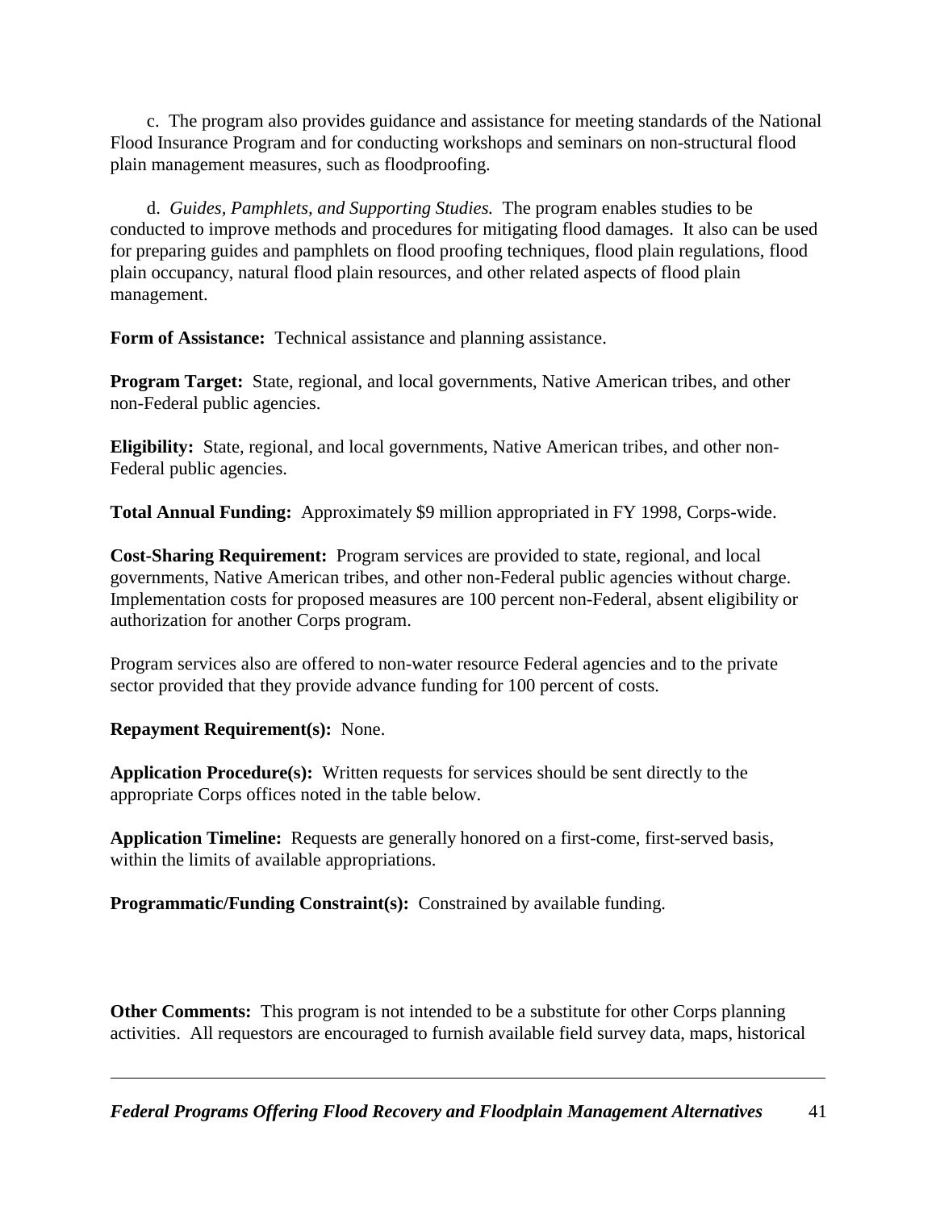c. The program also provides guidance and assistance for meeting standards of the National Flood Insurance Program and for conducting workshops and seminars on non-structural flood plain management measures, such as floodproofing.

d. *Guides, Pamphlets, and Supporting Studies.* The program enables studies to be conducted to improve methods and procedures for mitigating flood damages. It also can be used for preparing guides and pamphlets on flood proofing techniques, flood plain regulations, flood plain occupancy, natural flood plain resources, and other related aspects of flood plain management.

**Form of Assistance:** Technical assistance and planning assistance.

**Program Target:** State, regional, and local governments, Native American tribes, and other non-Federal public agencies.

**Eligibility:** State, regional, and local governments, Native American tribes, and other non-Federal public agencies.

**Total Annual Funding:** Approximately $9 million appropriated in FY 1998, Corps-wide.

**Cost-Sharing Requirement:** Program services are provided to state, regional, and local governments, Native American tribes, and other non-Federal public agencies without charge. Implementation costs for proposed measures are 100 percent non-Federal, absent eligibility or authorization for another Corps program.

Program services also are offered to non-water resource Federal agencies and to the private sector provided that they provide advance funding for 100 percent of costs.

**Repayment Requirement(s):** None.

**Application Procedure(s):** Written requests for services should be sent directly to the appropriate Corps offices noted in the table below.

**Application Timeline:** Requests are generally honored on a first-come, first-served basis, within the limits of available appropriations.

**Programmatic/Funding Constraint(s):** Constrained by available funding.

**Other Comments:** This program is not intended to be a substitute for other Corps planning activities. All requestors are encouraged to furnish available field survey data, maps, historical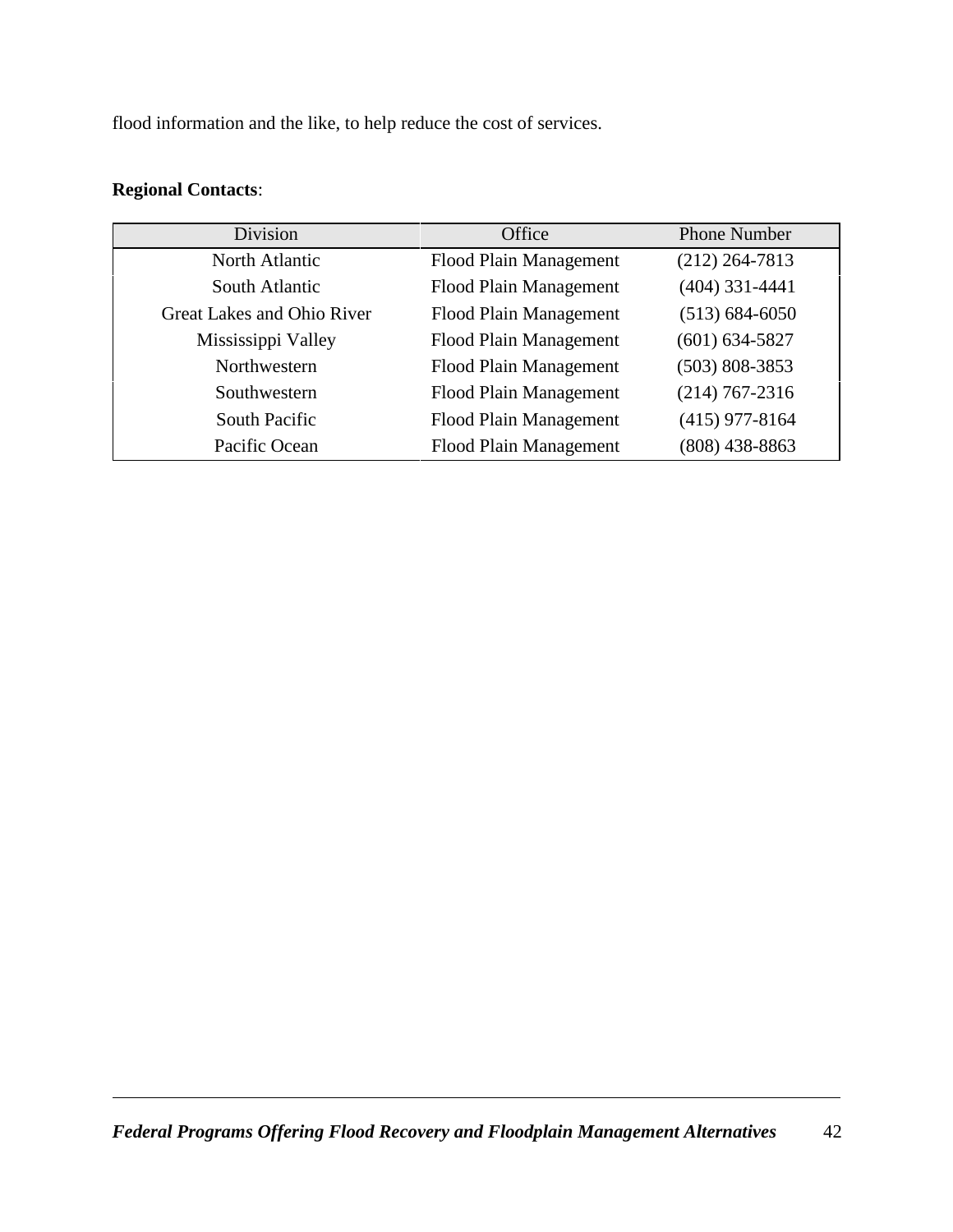flood information and the like, to help reduce the cost of services.

**Regional Contacts**:

| Division | Office | Phone Number |
|---|---|---|
| North Atlantic | Flood Plain Management | (212) 264-7813 |
| South Atlantic | Flood Plain Management | (404) 331-4441 |
| Great Lakes and Ohio River | Flood Plain Management | (513) 684-6050 |
| Mississippi Valley | Flood Plain Management | (601) 634-5827 |
| Northwestern | Flood Plain Management | (503) 808-3853 |
| Southwestern | Flood Plain Management | (214) 767-2316 |
| South Pacific | Flood Plain Management | (415) 977-8164 |
| Pacific Ocean | Flood Plain Management | (808) 438-8863 |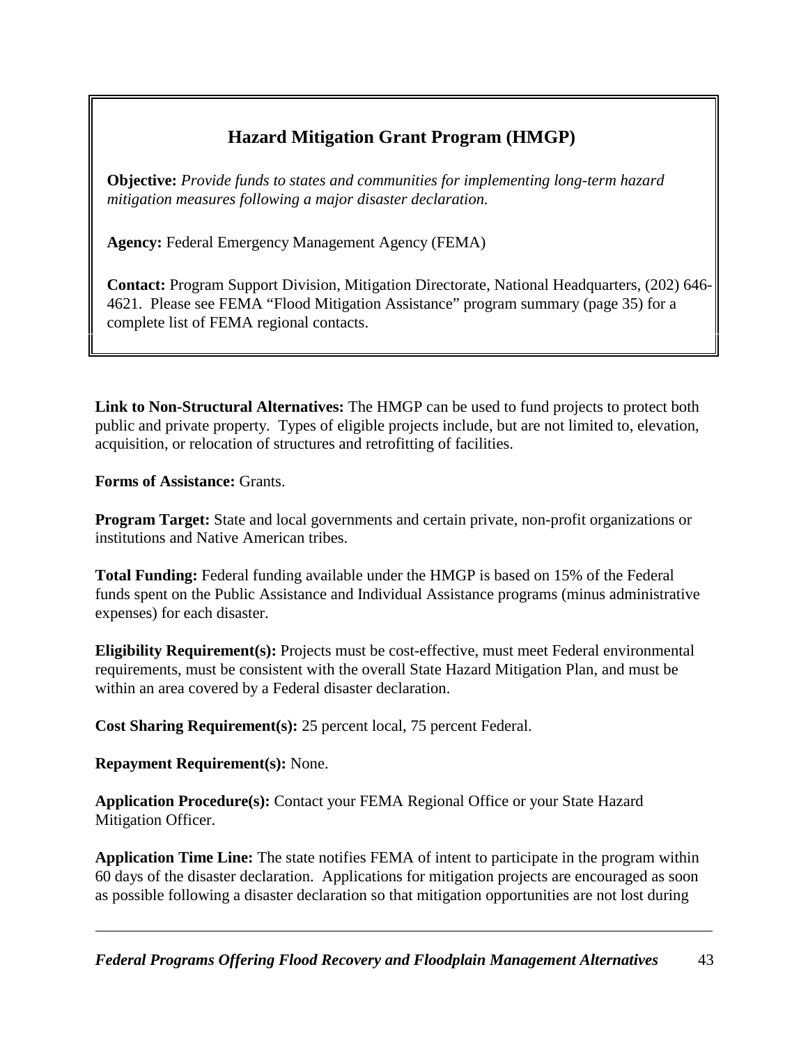## Hazard Mitigation Grant Program (HMGP)

**Objective:** *Provide funds to states and communities for implementing long-term hazard mitigation measures following a major disaster declaration.*

**Agency:** Federal Emergency Management Agency (FEMA)

**Contact:** Program Support Division, Mitigation Directorate, National Headquarters, (202) 646-4621. Please see FEMA "Flood Mitigation Assistance" program summary (page 35) for a complete list of FEMA regional contacts.

**Link to Non-Structural Alternatives:** The HMGP can be used to fund projects to protect both public and private property. Types of eligible projects include, but are not limited to, elevation, acquisition, or relocation of structures and retrofitting of facilities.

**Forms of Assistance:** Grants.

**Program Target:** State and local governments and certain private, non-profit organizations or institutions and Native American tribes.

**Total Funding:** Federal funding available under the HMGP is based on 15% of the Federal funds spent on the Public Assistance and Individual Assistance programs (minus administrative expenses) for each disaster.

**Eligibility Requirement(s):** Projects must be cost-effective, must meet Federal environmental requirements, must be consistent with the overall State Hazard Mitigation Plan, and must be within an area covered by a Federal disaster declaration.

**Cost Sharing Requirement(s):** 25 percent local, 75 percent Federal.

**Repayment Requirement(s):** None.

**Application Procedure(s):** Contact your FEMA Regional Office or your State Hazard Mitigation Officer.

**Application Time Line:** The state notifies FEMA of intent to participate in the program within 60 days of the disaster declaration. Applications for mitigation projects are encouraged as soon as possible following a disaster declaration so that mitigation opportunities are not lost during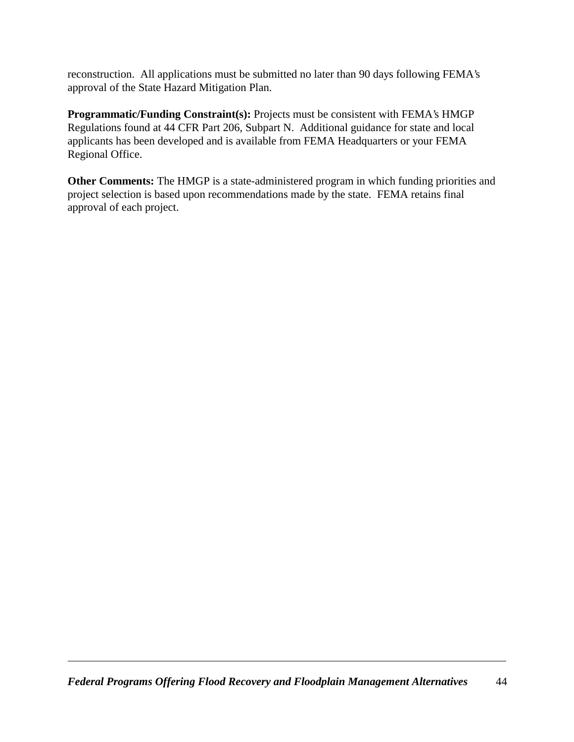reconstruction. All applications must be submitted no later than 90 days following FEMA's approval of the State Hazard Mitigation Plan.

**Programmatic/Funding Constraint(s):** Projects must be consistent with FEMA's HMGP Regulations found at 44 CFR Part 206, Subpart N. Additional guidance for state and local applicants has been developed and is available from FEMA Headquarters or your FEMA Regional Office.

**Other Comments:** The HMGP is a state-administered program in which funding priorities and project selection is based upon recommendations made by the state. FEMA retains final approval of each project.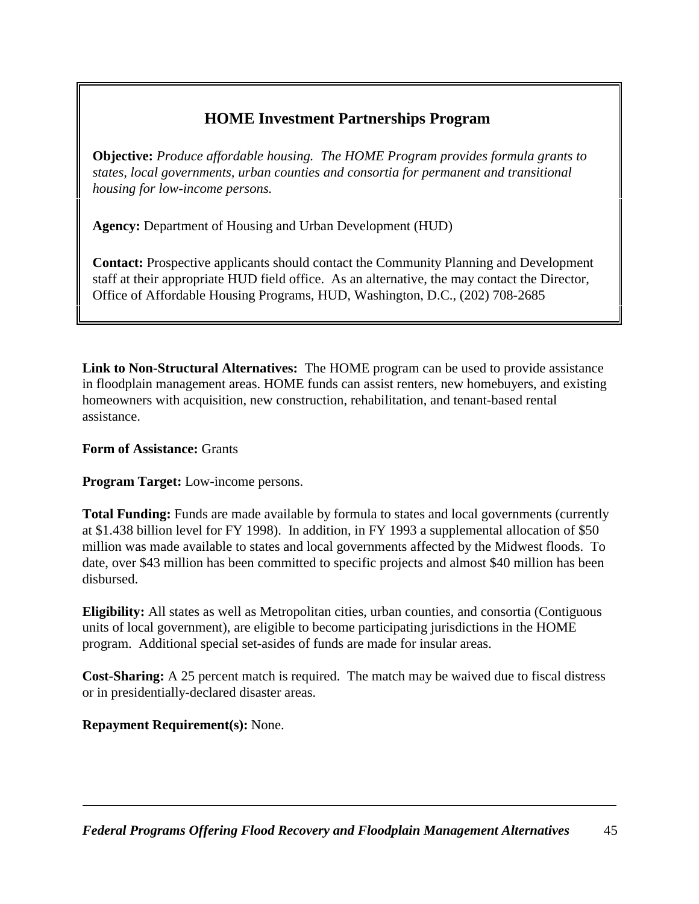## HOME Investment Partnerships Program

**Objective:** *Produce affordable housing. The HOME Program provides formula grants to states, local governments, urban counties and consortia for permanent and transitional housing for low-income persons.*

**Agency:** Department of Housing and Urban Development (HUD)

**Contact:** Prospective applicants should contact the Community Planning and Development staff at their appropriate HUD field office. As an alternative, the may contact the Director, Office of Affordable Housing Programs, HUD, Washington, D.C., (202) 708-2685

**Link to Non-Structural Alternatives:** The HOME program can be used to provide assistance in floodplain management areas. HOME funds can assist renters, new homebuyers, and existing homeowners with acquisition, new construction, rehabilitation, and tenant-based rental assistance.

**Form of Assistance:** Grants

**Program Target:** Low-income persons.

**Total Funding:** Funds are made available by formula to states and local governments (currently at $1.438 billion level for FY 1998). In addition, in FY 1993 a supplemental allocation of $50 million was made available to states and local governments affected by the Midwest floods. To date, over $43 million has been committed to specific projects and almost $40 million has been disbursed.

**Eligibility:** All states as well as Metropolitan cities, urban counties, and consortia (Contiguous units of local government), are eligible to become participating jurisdictions in the HOME program. Additional special set-asides of funds are made for insular areas.

**Cost-Sharing:** A 25 percent match is required. The match may be waived due to fiscal distress or in presidentially-declared disaster areas.

**Repayment Requirement(s):** None.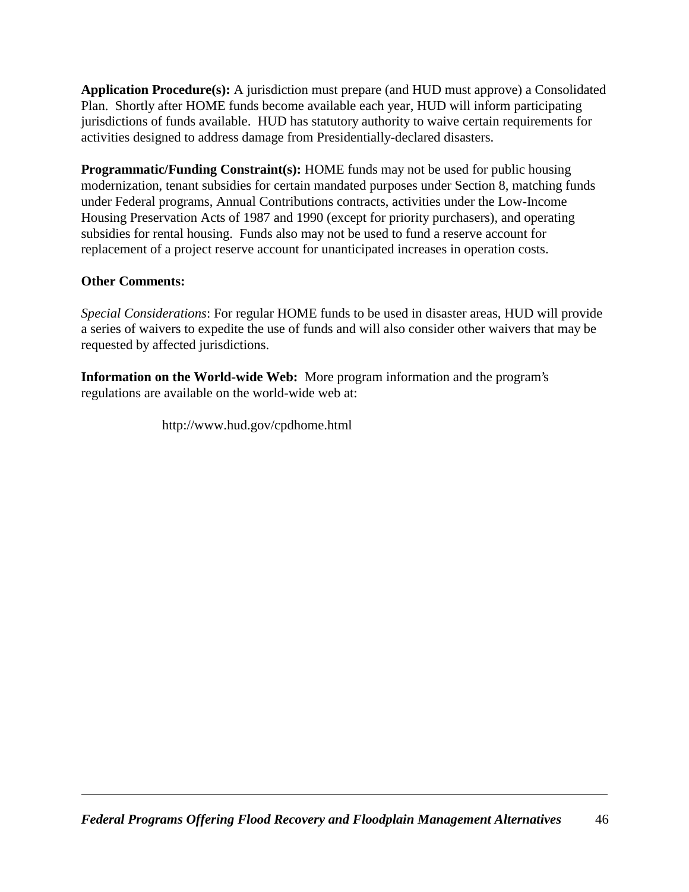**Application Procedure(s):** A jurisdiction must prepare (and HUD must approve) a Consolidated Plan. Shortly after HOME funds become available each year, HUD will inform participating jurisdictions of funds available. HUD has statutory authority to waive certain requirements for activities designed to address damage from Presidentially-declared disasters.

**Programmatic/Funding Constraint(s):** HOME funds may not be used for public housing modernization, tenant subsidies for certain mandated purposes under Section 8, matching funds under Federal programs, Annual Contributions contracts, activities under the Low-Income Housing Preservation Acts of 1987 and 1990 (except for priority purchasers), and operating subsidies for rental housing. Funds also may not be used to fund a reserve account for replacement of a project reserve account for unanticipated increases in operation costs.

**Other Comments:**

*Special Considerations*: For regular HOME funds to be used in disaster areas, HUD will provide a series of waivers to expedite the use of funds and will also consider other waivers that may be requested by affected jurisdictions.

**Information on the World-wide Web:** More program information and the program's regulations are available on the world-wide web at:

http://www.hud.gov/cpdhome.html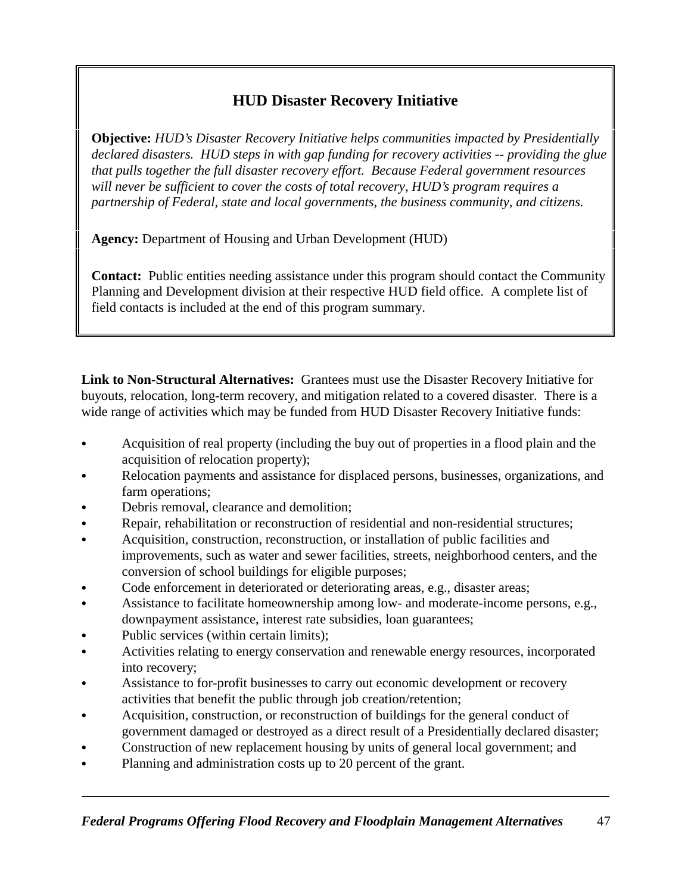## HUD Disaster Recovery Initiative

**Objective:** *HUD's Disaster Recovery Initiative helps communities impacted by Presidentially declared disasters. HUD steps in with gap funding for recovery activities -- providing the glue that pulls together the full disaster recovery effort. Because Federal government resources will never be sufficient to cover the costs of total recovery, HUD's program requires a partnership of Federal, state and local governments, the business community, and citizens.*

**Agency:** Department of Housing and Urban Development (HUD)

**Contact:** Public entities needing assistance under this program should contact the Community Planning and Development division at their respective HUD field office. A complete list of field contacts is included at the end of this program summary.

**Link to Non-Structural Alternatives:** Grantees must use the Disaster Recovery Initiative for buyouts, relocation, long-term recovery, and mitigation related to a covered disaster. There is a wide range of activities which may be funded from HUD Disaster Recovery Initiative funds:

- Acquisition of real property (including the buy out of properties in a flood plain and the acquisition of relocation property);
- Relocation payments and assistance for displaced persons, businesses, organizations, and farm operations;
- Debris removal, clearance and demolition;
- Repair, rehabilitation or reconstruction of residential and non-residential structures;
- Acquisition, construction, reconstruction, or installation of public facilities and improvements, such as water and sewer facilities, streets, neighborhood centers, and the conversion of school buildings for eligible purposes;
- Code enforcement in deteriorated or deteriorating areas, e.g., disaster areas;
- Assistance to facilitate homeownership among low- and moderate-income persons, e.g., downpayment assistance, interest rate subsidies, loan guarantees;
- Public services (within certain limits);
- Activities relating to energy conservation and renewable energy resources, incorporated into recovery;
- Assistance to for-profit businesses to carry out economic development or recovery activities that benefit the public through job creation/retention;
- Acquisition, construction, or reconstruction of buildings for the general conduct of government damaged or destroyed as a direct result of a Presidentially declared disaster;
- Construction of new replacement housing by units of general local government; and
- Planning and administration costs up to 20 percent of the grant.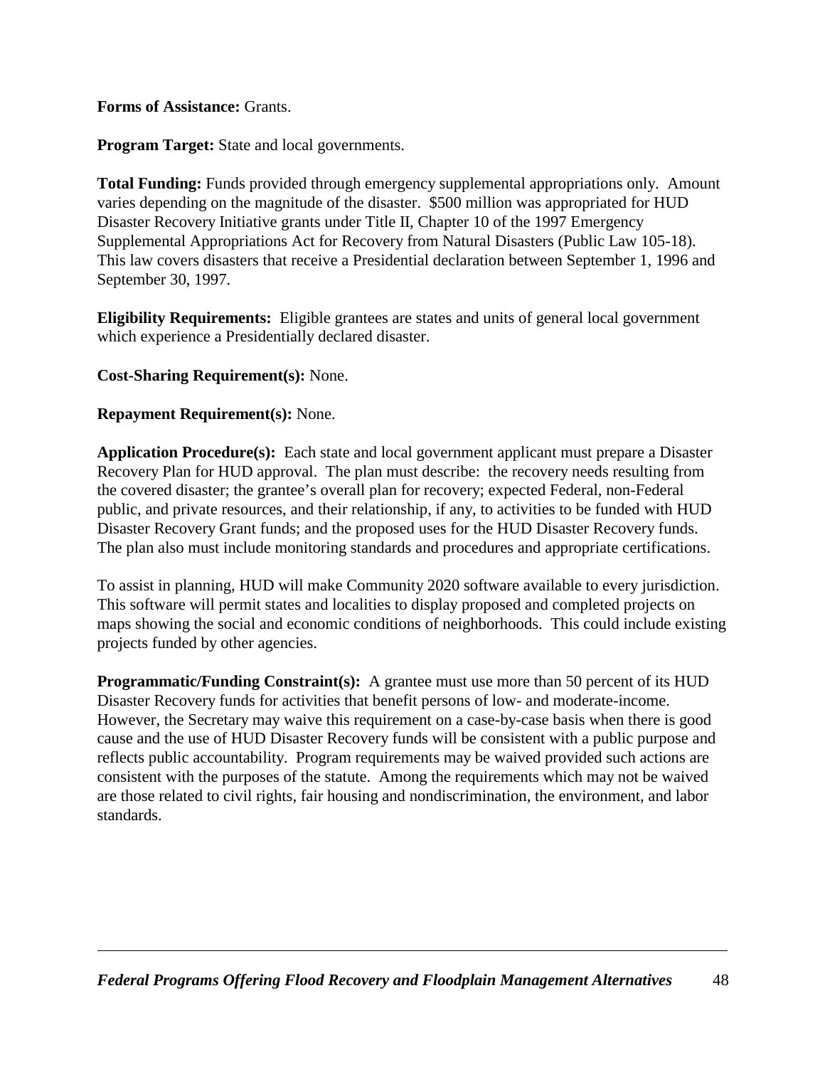**Forms of Assistance:** Grants.

**Program Target:** State and local governments.

**Total Funding:** Funds provided through emergency supplemental appropriations only. Amount varies depending on the magnitude of the disaster. $500 million was appropriated for HUD Disaster Recovery Initiative grants under Title II, Chapter 10 of the 1997 Emergency Supplemental Appropriations Act for Recovery from Natural Disasters (Public Law 105-18). This law covers disasters that receive a Presidential declaration between September 1, 1996 and September 30, 1997.

**Eligibility Requirements:** Eligible grantees are states and units of general local government which experience a Presidentially declared disaster.

**Cost-Sharing Requirement(s):** None.

**Repayment Requirement(s):** None.

**Application Procedure(s):** Each state and local government applicant must prepare a Disaster Recovery Plan for HUD approval. The plan must describe: the recovery needs resulting from the covered disaster; the grantee's overall plan for recovery; expected Federal, non-Federal public, and private resources, and their relationship, if any, to activities to be funded with HUD Disaster Recovery Grant funds; and the proposed uses for the HUD Disaster Recovery funds. The plan also must include monitoring standards and procedures and appropriate certifications.

To assist in planning, HUD will make Community 2020 software available to every jurisdiction. This software will permit states and localities to display proposed and completed projects on maps showing the social and economic conditions of neighborhoods. This could include existing projects funded by other agencies.

**Programmatic/Funding Constraint(s):** A grantee must use more than 50 percent of its HUD Disaster Recovery funds for activities that benefit persons of low- and moderate-income. However, the Secretary may waive this requirement on a case-by-case basis when there is good cause and the use of HUD Disaster Recovery funds will be consistent with a public purpose and reflects public accountability. Program requirements may be waived provided such actions are consistent with the purposes of the statute. Among the requirements which may not be waived are those related to civil rights, fair housing and nondiscrimination, the environment, and labor standards.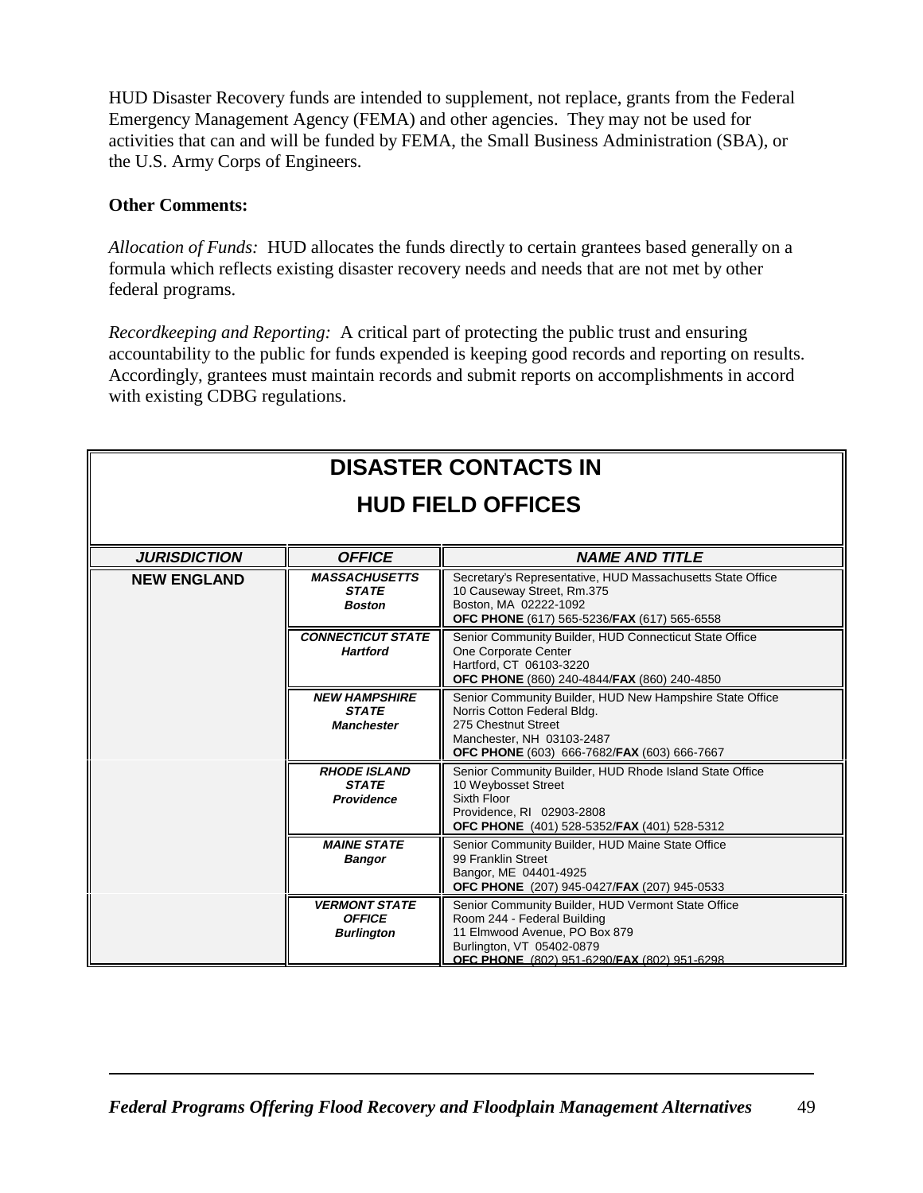HUD Disaster Recovery funds are intended to supplement, not replace, grants from the Federal Emergency Management Agency (FEMA) and other agencies. They may not be used for activities that can and will be funded by FEMA, the Small Business Administration (SBA), or the U.S. Army Corps of Engineers.

**Other Comments:**

*Allocation of Funds:* HUD allocates the funds directly to certain grantees based generally on a formula which reflects existing disaster recovery needs and needs that are not met by other federal programs.

*Recordkeeping and Reporting:* A critical part of protecting the public trust and ensuring accountability to the public for funds expended is keeping good records and reporting on results. Accordingly, grantees must maintain records and submit reports on accomplishments in accord with existing CDBG regulations.

## DISASTER CONTACTS IN HUD FIELD OFFICES

| *JURISDICTION* | *OFFICE* | *NAME AND TITLE* |
|---|---|---|
| **NEW ENGLAND** | ***MASSACHUSETTS STATE Boston*** | Secretary's Representative, HUD Massachusetts State Office<br>10 Causeway Street, Rm.375<br>Boston, MA 02222-1092<br>**OFC PHONE** (617) 565-5236/**FAX** (617) 565-6558 |
| | ***CONNECTICUT STATE Hartford*** | Senior Community Builder, HUD Connecticut State Office<br>One Corporate Center<br>Hartford, CT 06103-3220<br>**OFC PHONE** (860) 240-4844/**FAX** (860) 240-4850 |
| | ***NEW HAMPSHIRE STATE Manchester*** | Senior Community Builder, HUD New Hampshire State Office<br>Norris Cotton Federal Bldg.<br>275 Chestnut Street<br>Manchester, NH 03103-2487<br>**OFC PHONE** (603) 666-7682/**FAX** (603) 666-7667 |
| | ***RHODE ISLAND STATE Providence*** | Senior Community Builder, HUD Rhode Island State Office<br>10 Weybosset Street<br>Sixth Floor<br>Providence, RI 02903-2808<br>**OFC PHONE** (401) 528-5352/**FAX** (401) 528-5312 |
| | ***MAINE STATE Bangor*** | Senior Community Builder, HUD Maine State Office<br>99 Franklin Street<br>Bangor, ME 04401-4925<br>**OFC PHONE** (207) 945-0427/**FAX** (207) 945-0533 |
| | ***VERMONT STATE OFFICE Burlington*** | Senior Community Builder, HUD Vermont State Office<br>Room 244 - Federal Building<br>11 Elmwood Avenue, PO Box 879<br>Burlington, VT 05402-0879<br>**OFC PHONE** (802) 951-6290/**FAX** (802) 951-6298 |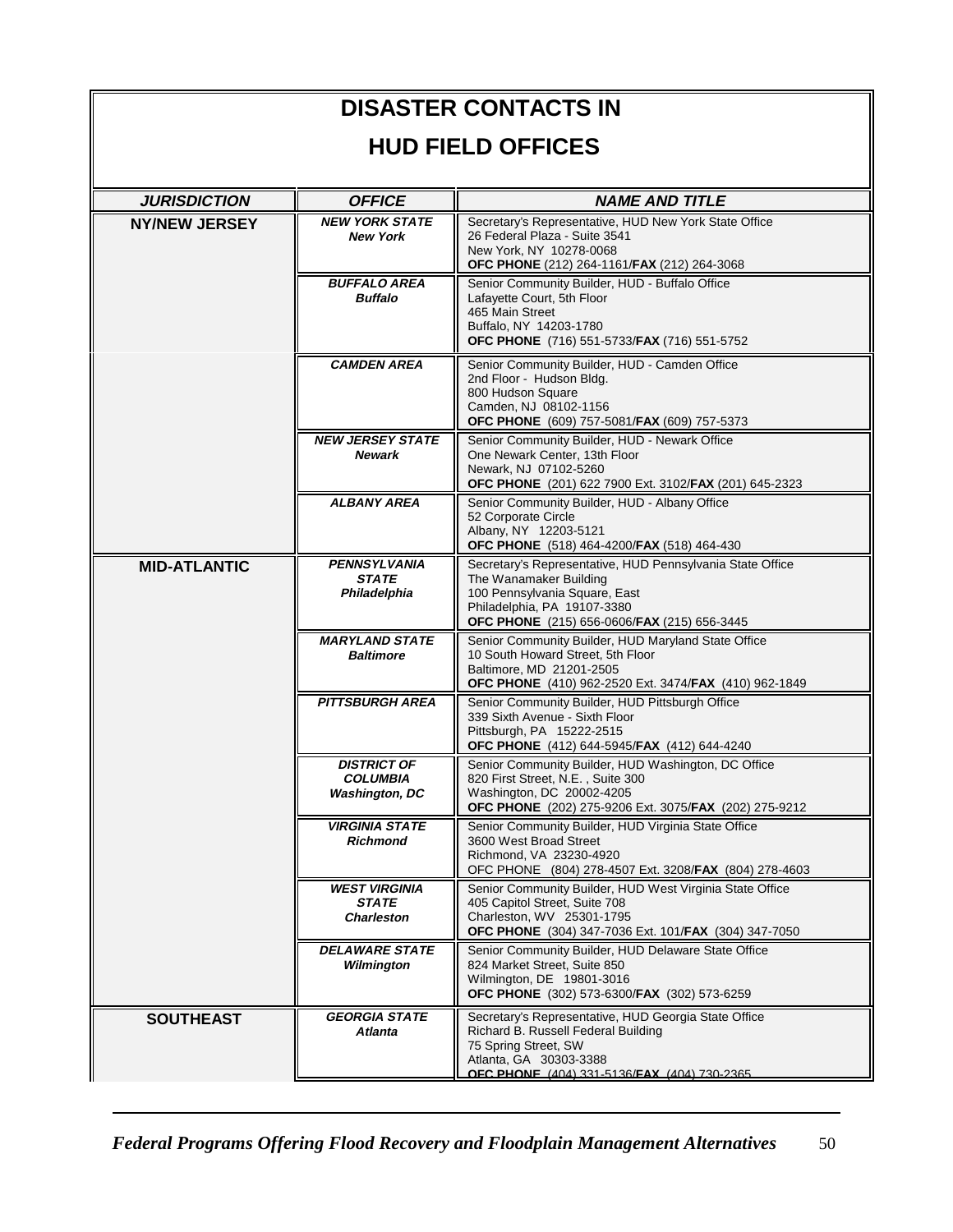# DISASTER CONTACTS IN HUD FIELD OFFICES

| ***JURISDICTION*** | ***OFFICE*** | ***NAME AND TITLE*** |
|---|---|---|
| **NY/NEW JERSEY** | ***NEW YORK STATE*** ***New York*** | Secretary's Representative, HUD New York State Office<br>26 Federal Plaza - Suite 3541<br>New York, NY 10278-0068<br>**OFC PHONE** (212) 264-1161/**FAX** (212) 264-3068 |
| | ***BUFFALO AREA*** ***Buffalo*** | Senior Community Builder, HUD - Buffalo Office<br>Lafayette Court, 5th Floor<br>465 Main Street<br>Buffalo, NY 14203-1780<br>**OFC PHONE** (716) 551-5733/**FAX** (716) 551-5752 |
| | ***CAMDEN AREA*** | Senior Community Builder, HUD - Camden Office<br>2nd Floor - Hudson Bldg.<br>800 Hudson Square<br>Camden, NJ 08102-1156<br>**OFC PHONE** (609) 757-5081/**FAX** (609) 757-5373 |
| | ***NEW JERSEY STATE*** ***Newark*** | Senior Community Builder, HUD - Newark Office<br>One Newark Center, 13th Floor<br>Newark, NJ 07102-5260<br>**OFC PHONE** (201) 622 7900 Ext. 3102/**FAX** (201) 645-2323 |
| | ***ALBANY AREA*** | Senior Community Builder, HUD - Albany Office<br>52 Corporate Circle<br>Albany, NY 12203-5121<br>**OFC PHONE** (518) 464-4200/**FAX** (518) 464-430 |
| **MID-ATLANTIC** | ***PENNSYLVANIA STATE*** ***Philadelphia*** | Secretary's Representative, HUD Pennsylvania State Office<br>The Wanamaker Building<br>100 Pennsylvania Square, East<br>Philadelphia, PA 19107-3380<br>**OFC PHONE** (215) 656-0606/**FAX** (215) 656-3445 |
| | ***MARYLAND STATE*** ***Baltimore*** | Senior Community Builder, HUD Maryland State Office<br>10 South Howard Street, 5th Floor<br>Baltimore, MD 21201-2505<br>**OFC PHONE** (410) 962-2520 Ext. 3474/**FAX** (410) 962-1849 |
| | ***PITTSBURGH AREA*** | Senior Community Builder, HUD Pittsburgh Office<br>339 Sixth Avenue - Sixth Floor<br>Pittsburgh, PA 15222-2515<br>**OFC PHONE** (412) 644-5945/**FAX** (412) 644-4240 |
| | ***DISTRICT OF COLUMBIA*** ***Washington, DC*** | Senior Community Builder, HUD Washington, DC Office<br>820 First Street, N.E. , Suite 300<br>Washington, DC 20002-4205<br>**OFC PHONE** (202) 275-9206 Ext. 3075/**FAX** (202) 275-9212 |
| | ***VIRGINIA STATE*** ***Richmond*** | Senior Community Builder, HUD Virginia State Office<br>3600 West Broad Street<br>Richmond, VA 23230-4920<br>OFC PHONE (804) 278-4507 Ext. 3208/**FAX** (804) 278-4603 |
| | ***WEST VIRGINIA STATE*** ***Charleston*** | Senior Community Builder, HUD West Virginia State Office<br>405 Capitol Street, Suite 708<br>Charleston, WV 25301-1795<br>**OFC PHONE** (304) 347-7036 Ext. 101/**FAX** (304) 347-7050 |
| | ***DELAWARE STATE*** ***Wilmington*** | Senior Community Builder, HUD Delaware State Office<br>824 Market Street, Suite 850<br>Wilmington, DE 19801-3016<br>**OFC PHONE** (302) 573-6300/**FAX** (302) 573-6259 |
| **SOUTHEAST** | ***GEORGIA STATE*** ***Atlanta*** | Secretary's Representative, HUD Georgia State Office<br>Richard B. Russell Federal Building<br>75 Spring Street, SW<br>Atlanta, GA 30303-3388<br>**OFC PHONE** (404) 331-5136/**FAX** (404) 730-2365 |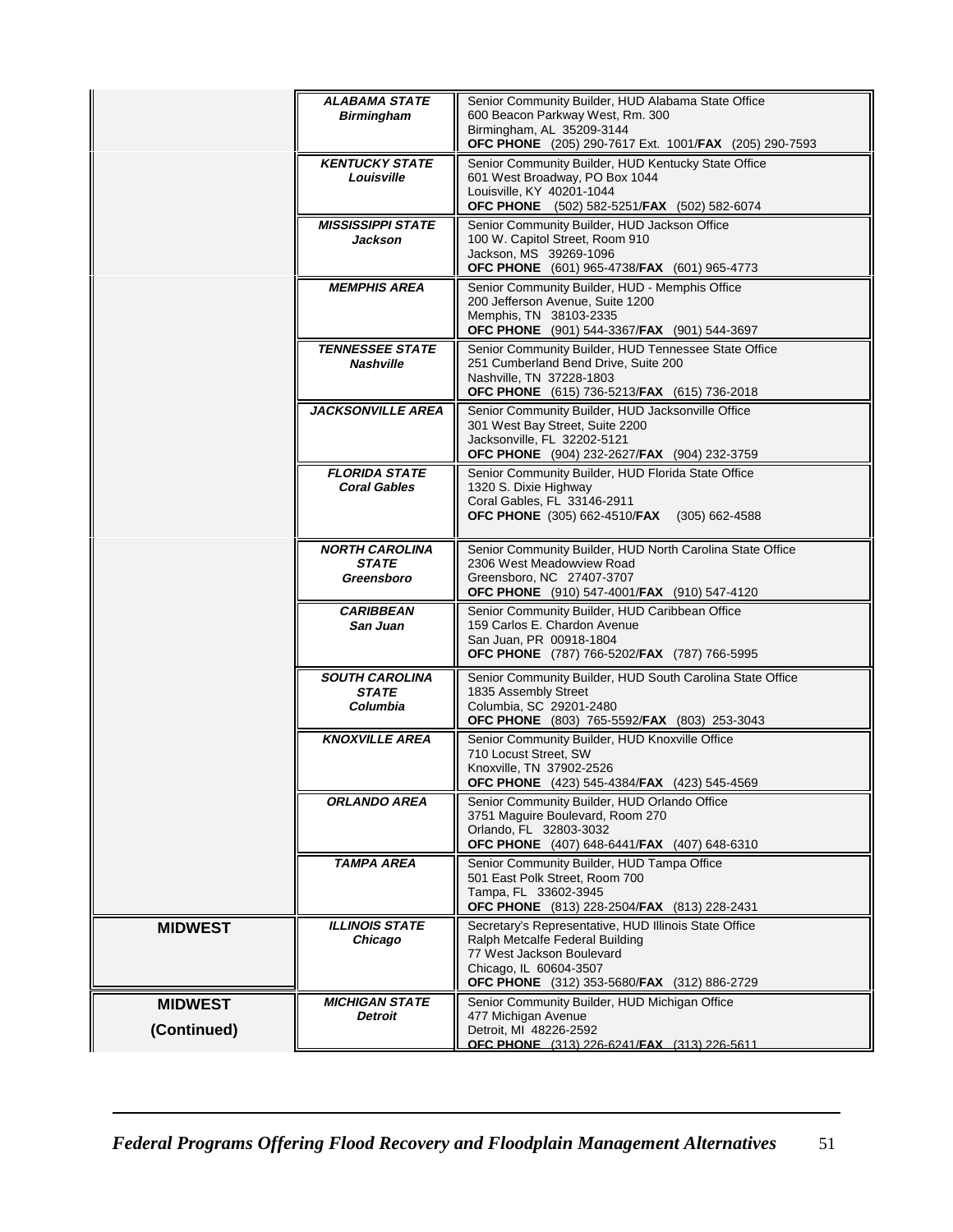| | | |
|---|---|---|
| | ***ALABAMA STATE*** ***Birmingham*** | Senior Community Builder, HUD Alabama State Office<br>600 Beacon Parkway West, Rm. 300<br>Birmingham, AL 35209-3144<br>**OFC PHONE** (205) 290-7617 Ext. 1001/**FAX** (205) 290-7593 |
| | ***KENTUCKY STATE*** ***Louisville*** | Senior Community Builder, HUD Kentucky State Office<br>601 West Broadway, PO Box 1044<br>Louisville, KY 40201-1044<br>**OFC PHONE** (502) 582-5251/**FAX** (502) 582-6074 |
| | ***MISSISSIPPI STATE*** ***Jackson*** | Senior Community Builder, HUD Jackson Office<br>100 W. Capitol Street, Room 910<br>Jackson, MS 39269-1096<br>**OFC PHONE** (601) 965-4738/**FAX** (601) 965-4773 |
| | ***MEMPHIS AREA*** | Senior Community Builder, HUD - Memphis Office<br>200 Jefferson Avenue, Suite 1200<br>Memphis, TN 38103-2335<br>**OFC PHONE** (901) 544-3367/**FAX** (901) 544-3697 |
| | ***TENNESSEE STATE*** ***Nashville*** | Senior Community Builder, HUD Tennessee State Office<br>251 Cumberland Bend Drive, Suite 200<br>Nashville, TN 37228-1803<br>**OFC PHONE** (615) 736-5213/**FAX** (615) 736-2018 |
| | ***JACKSONVILLE AREA*** | Senior Community Builder, HUD Jacksonville Office<br>301 West Bay Street, Suite 2200<br>Jacksonville, FL 32202-5121<br>**OFC PHONE** (904) 232-2627/**FAX** (904) 232-3759 |
| | ***FLORIDA STATE*** ***Coral Gables*** | Senior Community Builder, HUD Florida State Office<br>1320 S. Dixie Highway<br>Coral Gables, FL 33146-2911<br>**OFC PHONE** (305) 662-4510/**FAX** (305) 662-4588 |
| | ***NORTH CAROLINA STATE*** ***Greensboro*** | Senior Community Builder, HUD North Carolina State Office<br>2306 West Meadowview Road<br>Greensboro, NC 27407-3707<br>**OFC PHONE** (910) 547-4001/**FAX** (910) 547-4120 |
| | ***CARIBBEAN*** ***San Juan*** | Senior Community Builder, HUD Caribbean Office<br>159 Carlos E. Chardon Avenue<br>San Juan, PR 00918-1804<br>**OFC PHONE** (787) 766-5202/**FAX** (787) 766-5995 |
| | ***SOUTH CAROLINA STATE*** ***Columbia*** | Senior Community Builder, HUD South Carolina State Office<br>1835 Assembly Street<br>Columbia, SC 29201-2480<br>**OFC PHONE** (803) 765-5592/**FAX** (803) 253-3043 |
| | ***KNOXVILLE AREA*** | Senior Community Builder, HUD Knoxville Office<br>710 Locust Street, SW<br>Knoxville, TN 37902-2526<br>**OFC PHONE** (423) 545-4384/**FAX** (423) 545-4569 |
| | ***ORLANDO AREA*** | Senior Community Builder, HUD Orlando Office<br>3751 Maguire Boulevard, Room 270<br>Orlando, FL 32803-3032<br>**OFC PHONE** (407) 648-6441/**FAX** (407) 648-6310 |
| | ***TAMPA AREA*** | Senior Community Builder, HUD Tampa Office<br>501 East Polk Street, Room 700<br>Tampa, FL 33602-3945<br>**OFC PHONE** (813) 228-2504/**FAX** (813) 228-2431 |
| **MIDWEST** | ***ILLINOIS STATE*** ***Chicago*** | Secretary's Representative, HUD Illinois State Office<br>Ralph Metcalfe Federal Building<br>77 West Jackson Boulevard<br>Chicago, IL 60604-3507<br>**OFC PHONE** (312) 353-5680/**FAX** (312) 886-2729 |
| **MIDWEST (Continued)** | ***MICHIGAN STATE*** ***Detroit*** | Senior Community Builder, HUD Michigan Office<br>477 Michigan Avenue<br>Detroit, MI 48226-2592<br>**OFC PHONE** (313) 226-6241/**FAX** (313) 226-5611 |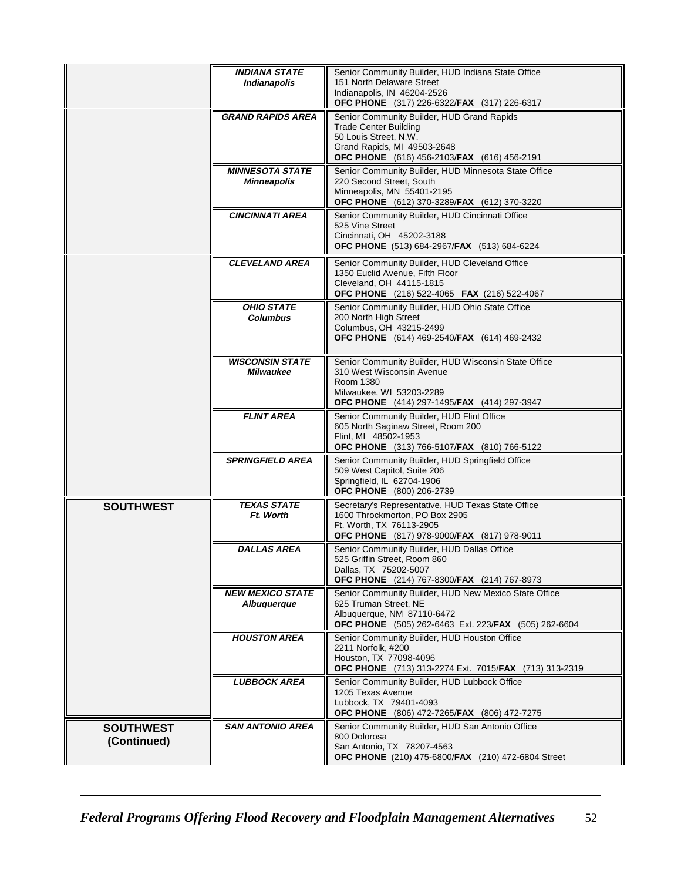| | | |
|---|---|---|
| | ***INDIANA STATE Indianapolis*** | Senior Community Builder, HUD Indiana State Office<br>151 North Delaware Street<br>Indianapolis, IN 46204-2526<br>**OFC PHONE** (317) 226-6322/**FAX** (317) 226-6317 |
| | ***GRAND RAPIDS AREA*** | Senior Community Builder, HUD Grand Rapids<br>Trade Center Building<br>50 Louis Street, N.W.<br>Grand Rapids, MI 49503-2648<br>**OFC PHONE** (616) 456-2103/**FAX** (616) 456-2191 |
| | ***MINNESOTA STATE Minneapolis*** | Senior Community Builder, HUD Minnesota State Office<br>220 Second Street, South<br>Minneapolis, MN 55401-2195<br>**OFC PHONE** (612) 370-3289/**FAX** (612) 370-3220 |
| | ***CINCINNATI AREA*** | Senior Community Builder, HUD Cincinnati Office<br>525 Vine Street<br>Cincinnati, OH 45202-3188<br>**OFC PHONE** (513) 684-2967/**FAX** (513) 684-6224 |
| | ***CLEVELAND AREA*** | Senior Community Builder, HUD Cleveland Office<br>1350 Euclid Avenue, Fifth Floor<br>Cleveland, OH 44115-1815<br>**OFC PHONE** (216) 522-4065 **FAX** (216) 522-4067 |
| | ***OHIO STATE Columbus*** | Senior Community Builder, HUD Ohio State Office<br>200 North High Street<br>Columbus, OH 43215-2499<br>**OFC PHONE** (614) 469-2540/**FAX** (614) 469-2432 |
| | ***WISCONSIN STATE Milwaukee*** | Senior Community Builder, HUD Wisconsin State Office<br>310 West Wisconsin Avenue<br>Room 1380<br>Milwaukee, WI 53203-2289<br>**OFC PHONE** (414) 297-1495/**FAX** (414) 297-3947 |
| | ***FLINT AREA*** | Senior Community Builder, HUD Flint Office<br>605 North Saginaw Street, Room 200<br>Flint, MI 48502-1953<br>**OFC PHONE** (313) 766-5107/**FAX** (810) 766-5122 |
| | ***SPRINGFIELD AREA*** | Senior Community Builder, HUD Springfield Office<br>509 West Capitol, Suite 206<br>Springfield, IL 62704-1906<br>**OFC PHONE** (800) 206-2739 |
| **SOUTHWEST** | ***TEXAS STATE Ft. Worth*** | Secretary's Representative, HUD Texas State Office<br>1600 Throckmorton, PO Box 2905<br>Ft. Worth, TX 76113-2905<br>**OFC PHONE** (817) 978-9000/**FAX** (817) 978-9011 |
| | ***DALLAS AREA*** | Senior Community Builder, HUD Dallas Office<br>525 Griffin Street, Room 860<br>Dallas, TX 75202-5007<br>**OFC PHONE** (214) 767-8300/**FAX** (214) 767-8973 |
| | ***NEW MEXICO STATE Albuquerque*** | Senior Community Builder, HUD New Mexico State Office<br>625 Truman Street, NE<br>Albuquerque, NM 87110-6472<br>**OFC PHONE** (505) 262-6463 Ext. 223/**FAX** (505) 262-6604 |
| | ***HOUSTON AREA*** | Senior Community Builder, HUD Houston Office<br>2211 Norfolk, #200<br>Houston, TX 77098-4096<br>**OFC PHONE** (713) 313-2274 Ext. 7015/**FAX** (713) 313-2319 |
| | ***LUBBOCK AREA*** | Senior Community Builder, HUD Lubbock Office<br>1205 Texas Avenue<br>Lubbock, TX 79401-4093<br>**OFC PHONE** (806) 472-7265/**FAX** (806) 472-7275 |
| **SOUTHWEST (Continued)** | ***SAN ANTONIO AREA*** | Senior Community Builder, HUD San Antonio Office<br>800 Dolorosa<br>San Antonio, TX 78207-4563<br>**OFC PHONE** (210) 475-6800/**FAX** (210) 472-6804 Street |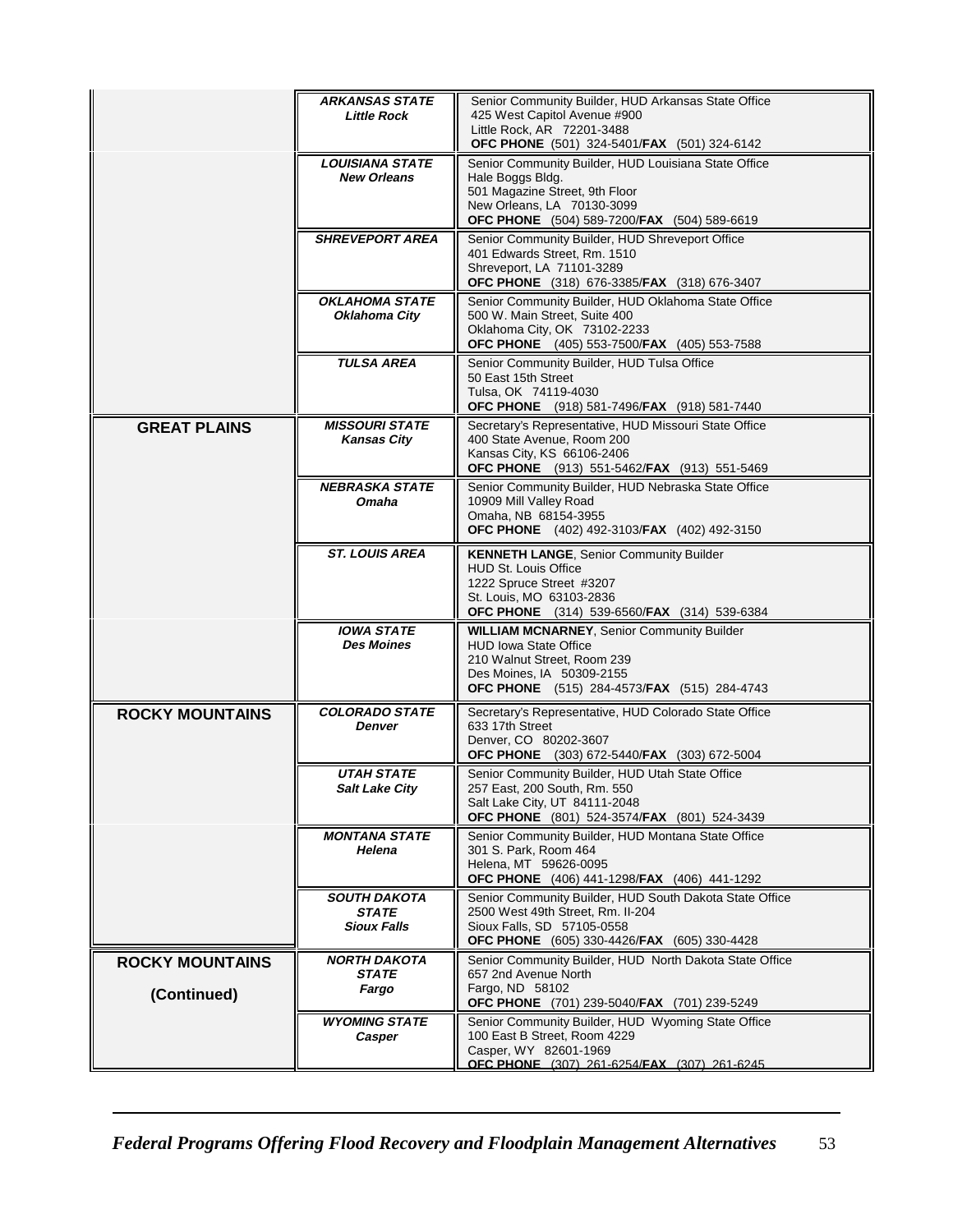| | | |
|---|---|---|
| | ***ARKANSAS STATE*** ***Little Rock*** | Senior Community Builder, HUD Arkansas State Office<br>425 West Capitol Avenue #900<br>Little Rock, AR 72201-3488<br>**OFC PHONE** (501) 324-5401/**FAX** (501) 324-6142 |
| | ***LOUISIANA STATE*** ***New Orleans*** | Senior Community Builder, HUD Louisiana State Office<br>Hale Boggs Bldg.<br>501 Magazine Street, 9th Floor<br>New Orleans, LA 70130-3099<br>**OFC PHONE** (504) 589-7200/**FAX** (504) 589-6619 |
| | ***SHREVEPORT AREA*** | Senior Community Builder, HUD Shreveport Office<br>401 Edwards Street, Rm. 1510<br>Shreveport, LA 71101-3289<br>**OFC PHONE** (318) 676-3385/**FAX** (318) 676-3407 |
| | ***OKLAHOMA STATE*** ***Oklahoma City*** | Senior Community Builder, HUD Oklahoma State Office<br>500 W. Main Street, Suite 400<br>Oklahoma City, OK 73102-2233<br>**OFC PHONE** (405) 553-7500/**FAX** (405) 553-7588 |
| | ***TULSA AREA*** | Senior Community Builder, HUD Tulsa Office<br>50 East 15th Street<br>Tulsa, OK 74119-4030<br>**OFC PHONE** (918) 581-7496/**FAX** (918) 581-7440 |
| **GREAT PLAINS** | ***MISSOURI STATE*** ***Kansas City*** | Secretary's Representative, HUD Missouri State Office<br>400 State Avenue, Room 200<br>Kansas City, KS 66106-2406<br>**OFC PHONE** (913) 551-5462/**FAX** (913) 551-5469 |
| | ***NEBRASKA STATE*** ***Omaha*** | Senior Community Builder, HUD Nebraska State Office<br>10909 Mill Valley Road<br>Omaha, NB 68154-3955<br>**OFC PHONE** (402) 492-3103/**FAX** (402) 492-3150 |
| | ***ST. LOUIS AREA*** | **KENNETH LANGE**, Senior Community Builder<br>HUD St. Louis Office<br>1222 Spruce Street #3207<br>St. Louis, MO 63103-2836<br>**OFC PHONE** (314) 539-6560/**FAX** (314) 539-6384 |
| | ***IOWA STATE*** ***Des Moines*** | **WILLIAM MCNARNEY**, Senior Community Builder<br>HUD Iowa State Office<br>210 Walnut Street, Room 239<br>Des Moines, IA 50309-2155<br>**OFC PHONE** (515) 284-4573/**FAX** (515) 284-4743 |
| **ROCKY MOUNTAINS** | ***COLORADO STATE*** ***Denver*** | Secretary's Representative, HUD Colorado State Office<br>633 17th Street<br>Denver, CO 80202-3607<br>**OFC PHONE** (303) 672-5440/**FAX** (303) 672-5004 |
| | ***UTAH STATE*** ***Salt Lake City*** | Senior Community Builder, HUD Utah State Office<br>257 East, 200 South, Rm. 550<br>Salt Lake City, UT 84111-2048<br>**OFC PHONE** (801) 524-3574/**FAX** (801) 524-3439 |
| | ***MONTANA STATE*** ***Helena*** | Senior Community Builder, HUD Montana State Office<br>301 S. Park, Room 464<br>Helena, MT 59626-0095<br>**OFC PHONE** (406) 441-1298/**FAX** (406) 441-1292 |
| | ***SOUTH DAKOTA STATE*** ***Sioux Falls*** | Senior Community Builder, HUD South Dakota State Office<br>2500 West 49th Street, Rm. II-204<br>Sioux Falls, SD 57105-0558<br>**OFC PHONE** (605) 330-4426/**FAX** (605) 330-4428 |
| **ROCKY MOUNTAINS (Continued)** | ***NORTH DAKOTA STATE*** ***Fargo*** | Senior Community Builder, HUD North Dakota State Office<br>657 2nd Avenue North<br>Fargo, ND 58102<br>**OFC PHONE** (701) 239-5040/**FAX** (701) 239-5249 |
| | ***WYOMING STATE*** ***Casper*** | Senior Community Builder, HUD Wyoming State Office<br>100 East B Street, Room 4229<br>Casper, WY 82601-1969<br>**OFC PHONE** (307) 261-6254/**FAX** (307) 261-6245 |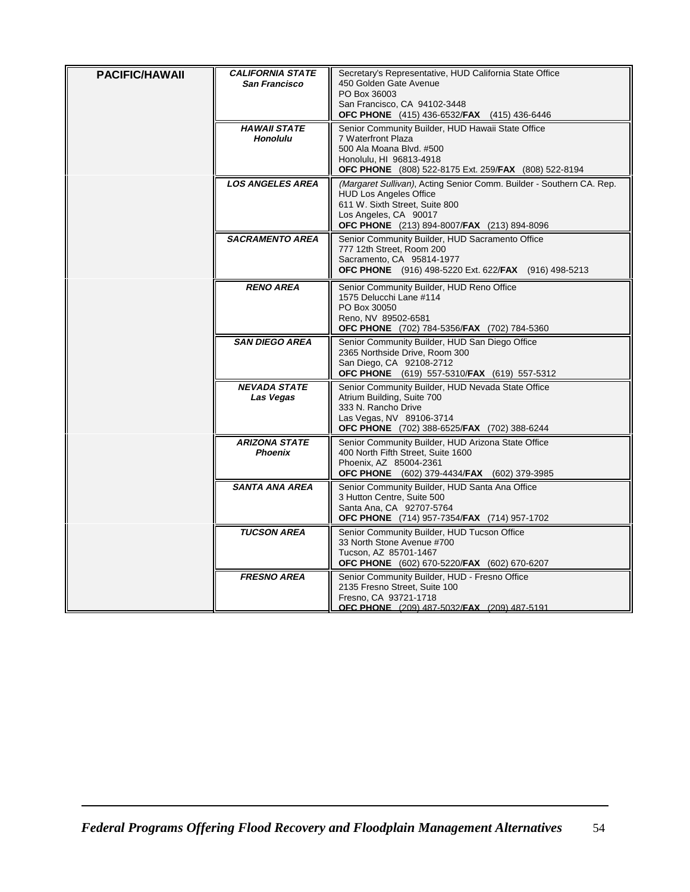| | | |
|---|---|---|
| **PACIFIC/HAWAII** | ***CALIFORNIA STATE*** ***San Francisco*** | Secretary's Representative, HUD California State Office<br>450 Golden Gate Avenue<br>PO Box 36003<br>San Francisco, CA 94102-3448<br>**OFC PHONE** (415) 436-6532/**FAX** (415) 436-6446 |
| | ***HAWAII STATE*** ***Honolulu*** | Senior Community Builder, HUD Hawaii State Office<br>7 Waterfront Plaza<br>500 Ala Moana Blvd. #500<br>Honolulu, HI 96813-4918<br>**OFC PHONE** (808) 522-8175 Ext. 259/**FAX** (808) 522-8194 |
| | ***LOS ANGELES AREA*** | *(Margaret Sullivan)*, Acting Senior Comm. Builder - Southern CA. Rep.<br>HUD Los Angeles Office<br>611 W. Sixth Street, Suite 800<br>Los Angeles, CA 90017<br>**OFC PHONE** (213) 894-8007/**FAX** (213) 894-8096 |
| | ***SACRAMENTO AREA*** | Senior Community Builder, HUD Sacramento Office<br>777 12th Street, Room 200<br>Sacramento, CA 95814-1977<br>**OFC PHONE** (916) 498-5220 Ext. 622/**FAX** (916) 498-5213 |
| | ***RENO AREA*** | Senior Community Builder, HUD Reno Office<br>1575 Delucchi Lane #114<br>PO Box 30050<br>Reno, NV 89502-6581<br>**OFC PHONE** (702) 784-5356/**FAX** (702) 784-5360 |
| | ***SAN DIEGO AREA*** | Senior Community Builder, HUD San Diego Office<br>2365 Northside Drive, Room 300<br>San Diego, CA 92108-2712<br>**OFC PHONE** (619) 557-5310/**FAX** (619) 557-5312 |
| | ***NEVADA STATE*** ***Las Vegas*** | Senior Community Builder, HUD Nevada State Office<br>Atrium Building, Suite 700<br>333 N. Rancho Drive<br>Las Vegas, NV 89106-3714<br>**OFC PHONE** (702) 388-6525/**FAX** (702) 388-6244 |
| | ***ARIZONA STATE*** ***Phoenix*** | Senior Community Builder, HUD Arizona State Office<br>400 North Fifth Street, Suite 1600<br>Phoenix, AZ 85004-2361<br>**OFC PHONE** (602) 379-4434/**FAX** (602) 379-3985 |
| | ***SANTA ANA AREA*** | Senior Community Builder, HUD Santa Ana Office<br>3 Hutton Centre, Suite 500<br>Santa Ana, CA 92707-5764<br>**OFC PHONE** (714) 957-7354/**FAX** (714) 957-1702 |
| | ***TUCSON AREA*** | Senior Community Builder, HUD Tucson Office<br>33 North Stone Avenue #700<br>Tucson, AZ 85701-1467<br>**OFC PHONE** (602) 670-5220/**FAX** (602) 670-6207 |
| | ***FRESNO AREA*** | Senior Community Builder, HUD - Fresno Office<br>2135 Fresno Street, Suite 100<br>Fresno, CA 93721-1718<br>**OFC PHONE** (209) 487-5032/**FAX** (209) 487-5191 |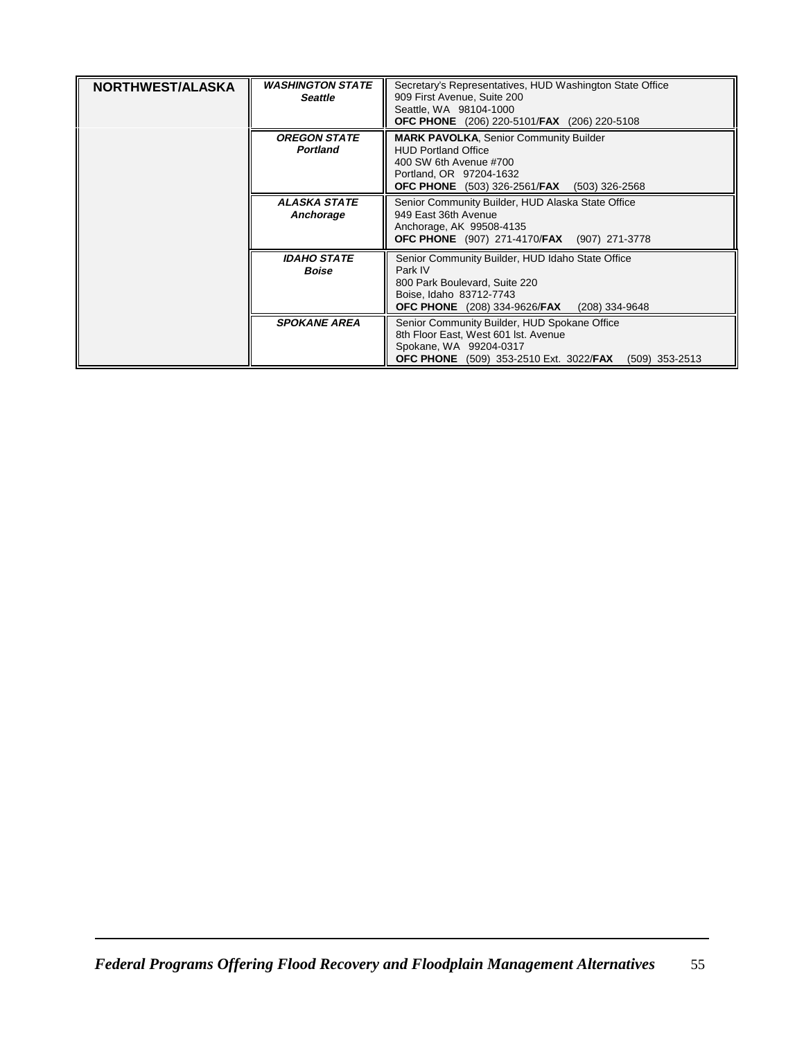| NORTHWEST/ALASKA | | |
|---|---|---|
| | ***WASHINGTON STATE*** ***Seattle*** | Secretary's Representatives, HUD Washington State Office<br>909 First Avenue, Suite 200<br>Seattle, WA 98104-1000<br>**OFC PHONE** (206) 220-5101/**FAX** (206) 220-5108 |
| | ***OREGON STATE*** ***Portland*** | **MARK PAVOLKA**, Senior Community Builder<br>HUD Portland Office<br>400 SW 6th Avenue #700<br>Portland, OR 97204-1632<br>**OFC PHONE** (503) 326-2561/**FAX** (503) 326-2568 |
| | ***ALASKA STATE*** ***Anchorage*** | Senior Community Builder, HUD Alaska State Office<br>949 East 36th Avenue<br>Anchorage, AK 99508-4135<br>**OFC PHONE** (907) 271-4170/**FAX** (907) 271-3778 |
| | ***IDAHO STATE*** ***Boise*** | Senior Community Builder, HUD Idaho State Office<br>Park IV<br>800 Park Boulevard, Suite 220<br>Boise, Idaho 83712-7743<br>**OFC PHONE** (208) 334-9626/**FAX** (208) 334-9648 |
| | ***SPOKANE AREA*** | Senior Community Builder, HUD Spokane Office<br>8th Floor East, West 601 lst. Avenue<br>Spokane, WA 99204-0317<br>**OFC PHONE** (509) 353-2510 Ext. 3022/**FAX** (509) 353-2513 |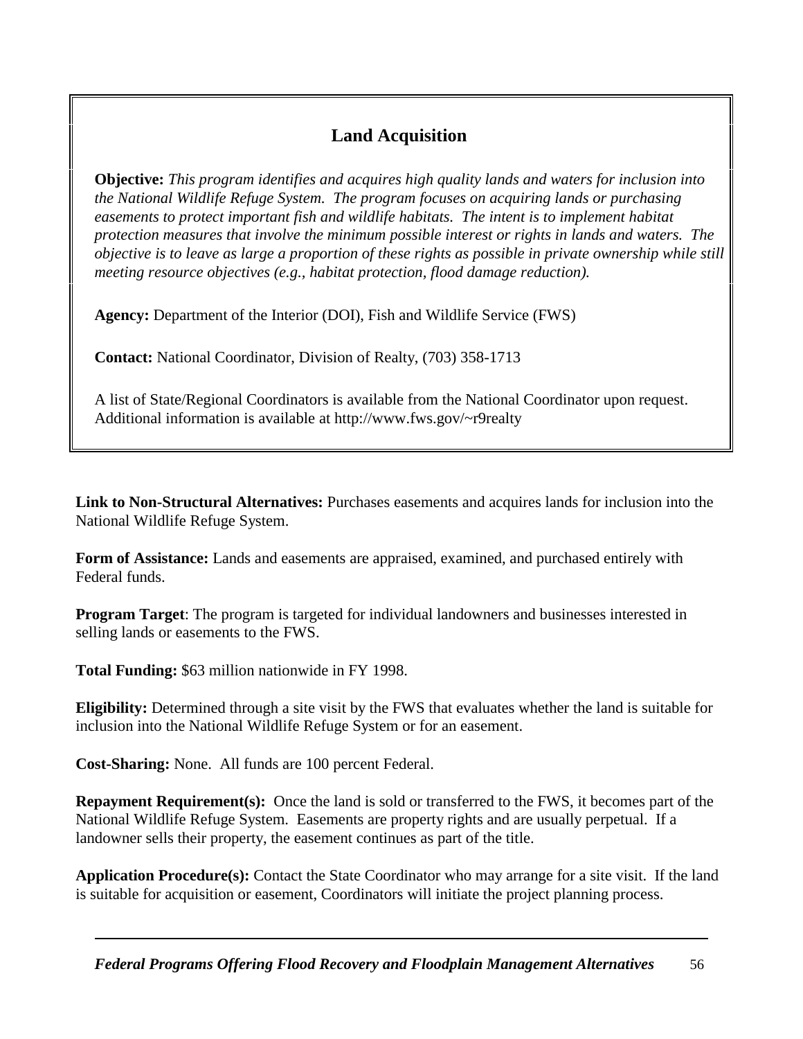## Land Acquisition

**Objective:** *This program identifies and acquires high quality lands and waters for inclusion into the National Wildlife Refuge System. The program focuses on acquiring lands or purchasing easements to protect important fish and wildlife habitats. The intent is to implement habitat protection measures that involve the minimum possible interest or rights in lands and waters. The objective is to leave as large a proportion of these rights as possible in private ownership while still meeting resource objectives (e.g., habitat protection, flood damage reduction).*

**Agency:** Department of the Interior (DOI), Fish and Wildlife Service (FWS)

**Contact:** National Coordinator, Division of Realty, (703) 358-1713

A list of State/Regional Coordinators is available from the National Coordinator upon request. Additional information is available at http://www.fws.gov/~r9realty

**Link to Non-Structural Alternatives:** Purchases easements and acquires lands for inclusion into the National Wildlife Refuge System.

**Form of Assistance:** Lands and easements are appraised, examined, and purchased entirely with Federal funds.

**Program Target**: The program is targeted for individual landowners and businesses interested in selling lands or easements to the FWS.

**Total Funding:** $63 million nationwide in FY 1998.

**Eligibility:** Determined through a site visit by the FWS that evaluates whether the land is suitable for inclusion into the National Wildlife Refuge System or for an easement.

**Cost-Sharing:** None. All funds are 100 percent Federal.

**Repayment Requirement(s):** Once the land is sold or transferred to the FWS, it becomes part of the National Wildlife Refuge System. Easements are property rights and are usually perpetual. If a landowner sells their property, the easement continues as part of the title.

**Application Procedure(s):** Contact the State Coordinator who may arrange for a site visit. If the land is suitable for acquisition or easement, Coordinators will initiate the project planning process.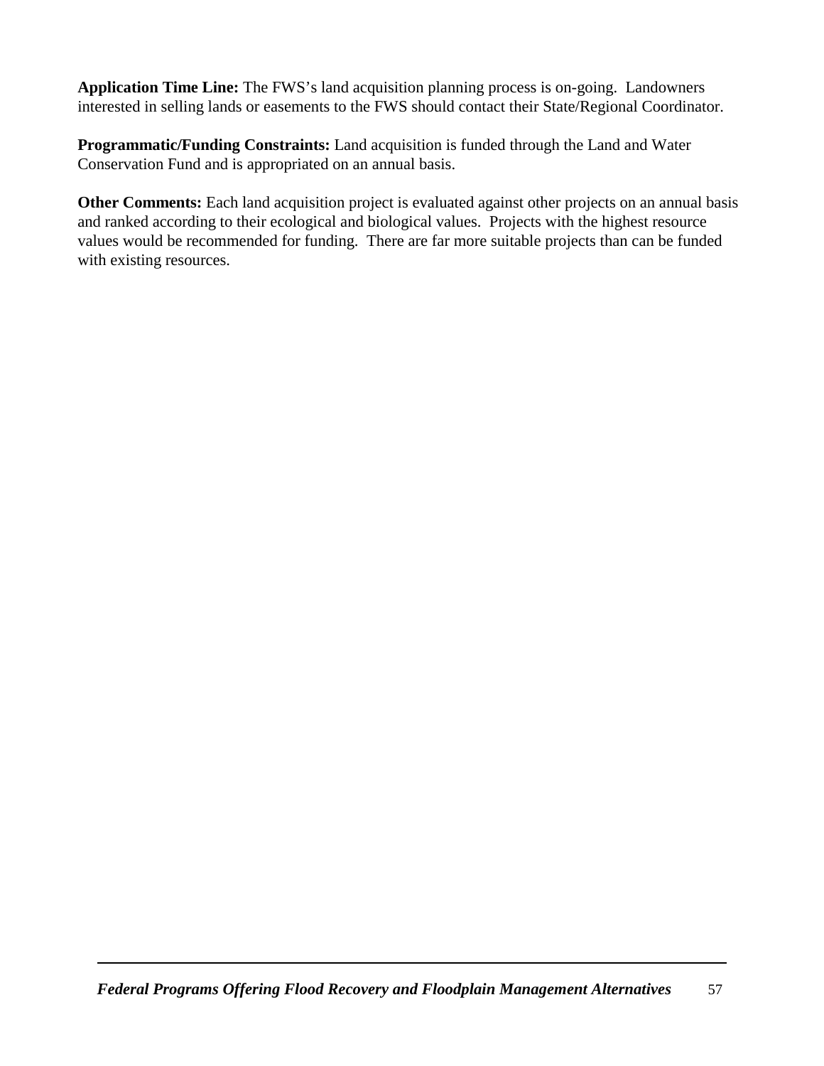**Application Time Line:** The FWS's land acquisition planning process is on-going. Landowners interested in selling lands or easements to the FWS should contact their State/Regional Coordinator.

**Programmatic/Funding Constraints:** Land acquisition is funded through the Land and Water Conservation Fund and is appropriated on an annual basis.

**Other Comments:** Each land acquisition project is evaluated against other projects on an annual basis and ranked according to their ecological and biological values. Projects with the highest resource values would be recommended for funding. There are far more suitable projects than can be funded with existing resources.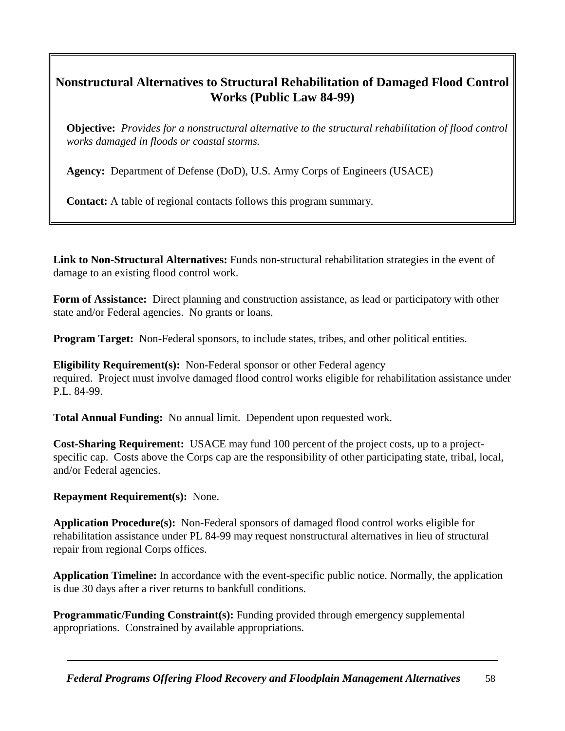## Nonstructural Alternatives to Structural Rehabilitation of Damaged Flood Control Works (Public Law 84-99)

**Objective:** *Provides for a nonstructural alternative to the structural rehabilitation of flood control works damaged in floods or coastal storms.*

**Agency:** Department of Defense (DoD), U.S. Army Corps of Engineers (USACE)

**Contact:** A table of regional contacts follows this program summary.

**Link to Non-Structural Alternatives:** Funds non-structural rehabilitation strategies in the event of damage to an existing flood control work.

**Form of Assistance:** Direct planning and construction assistance, as lead or participatory with other state and/or Federal agencies. No grants or loans.

**Program Target:** Non-Federal sponsors, to include states, tribes, and other political entities.

**Eligibility Requirement(s):** Non-Federal sponsor or other Federal agency required. Project must involve damaged flood control works eligible for rehabilitation assistance under P.L. 84-99.

**Total Annual Funding:** No annual limit. Dependent upon requested work.

**Cost-Sharing Requirement:** USACE may fund 100 percent of the project costs, up to a project-specific cap. Costs above the Corps cap are the responsibility of other participating state, tribal, local, and/or Federal agencies.

**Repayment Requirement(s):** None.

**Application Procedure(s):** Non-Federal sponsors of damaged flood control works eligible for rehabilitation assistance under PL 84-99 may request nonstructural alternatives in lieu of structural repair from regional Corps offices.

**Application Timeline:** In accordance with the event-specific public notice. Normally, the application is due 30 days after a river returns to bankfull conditions.

**Programmatic/Funding Constraint(s):** Funding provided through emergency supplemental appropriations. Constrained by available appropriations.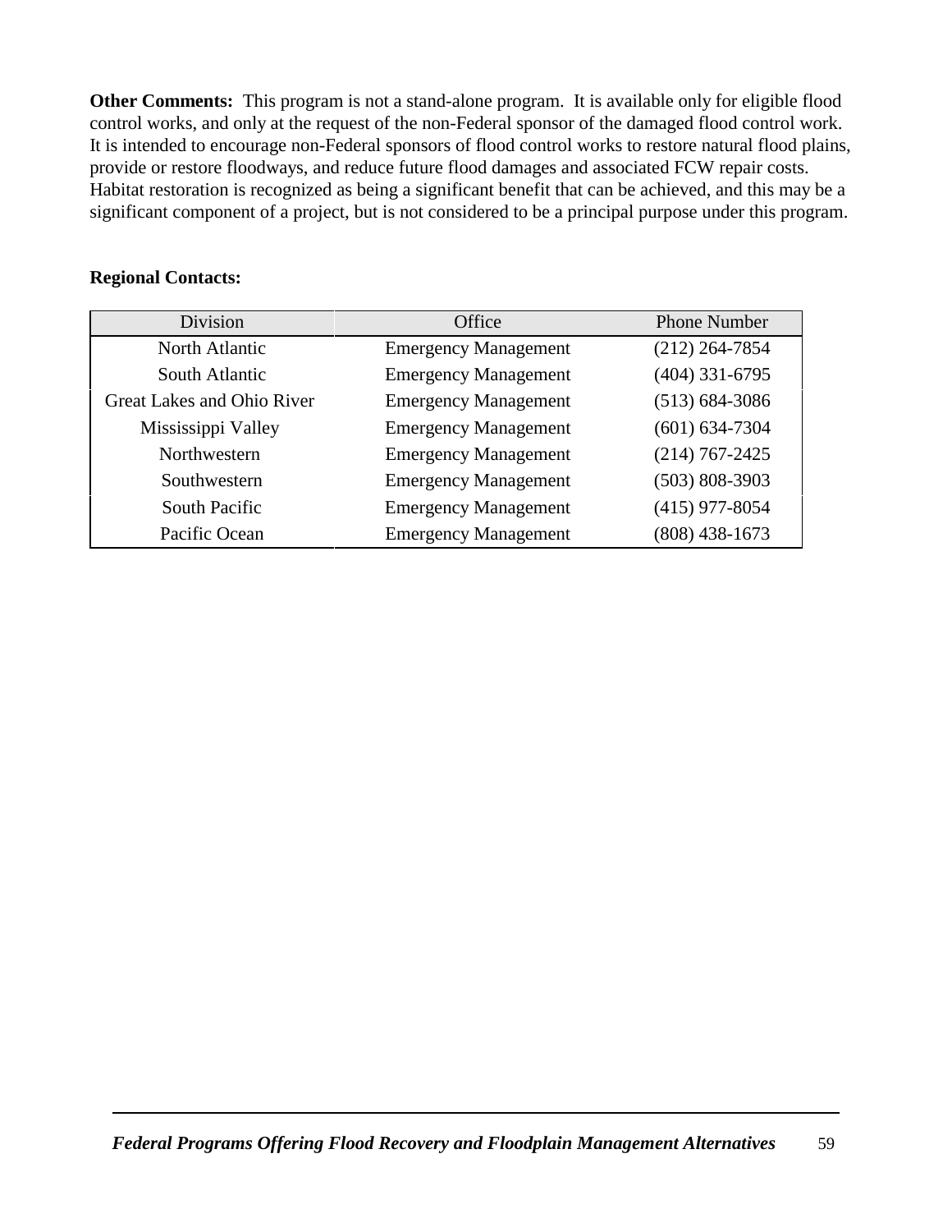**Other Comments:** This program is not a stand-alone program. It is available only for eligible flood control works, and only at the request of the non-Federal sponsor of the damaged flood control work. It is intended to encourage non-Federal sponsors of flood control works to restore natural flood plains, provide or restore floodways, and reduce future flood damages and associated FCW repair costs. Habitat restoration is recognized as being a significant benefit that can be achieved, and this may be a significant component of a project, but is not considered to be a principal purpose under this program.

**Regional Contacts:**

| Division | Office | Phone Number |
|---|---|---|
| North Atlantic | Emergency Management | (212) 264-7854 |
| South Atlantic | Emergency Management | (404) 331-6795 |
| Great Lakes and Ohio River | Emergency Management | (513) 684-3086 |
| Mississippi Valley | Emergency Management | (601) 634-7304 |
| Northwestern | Emergency Management | (214) 767-2425 |
| Southwestern | Emergency Management | (503) 808-3903 |
| South Pacific | Emergency Management | (415) 977-8054 |
| Pacific Ocean | Emergency Management | (808) 438-1673 |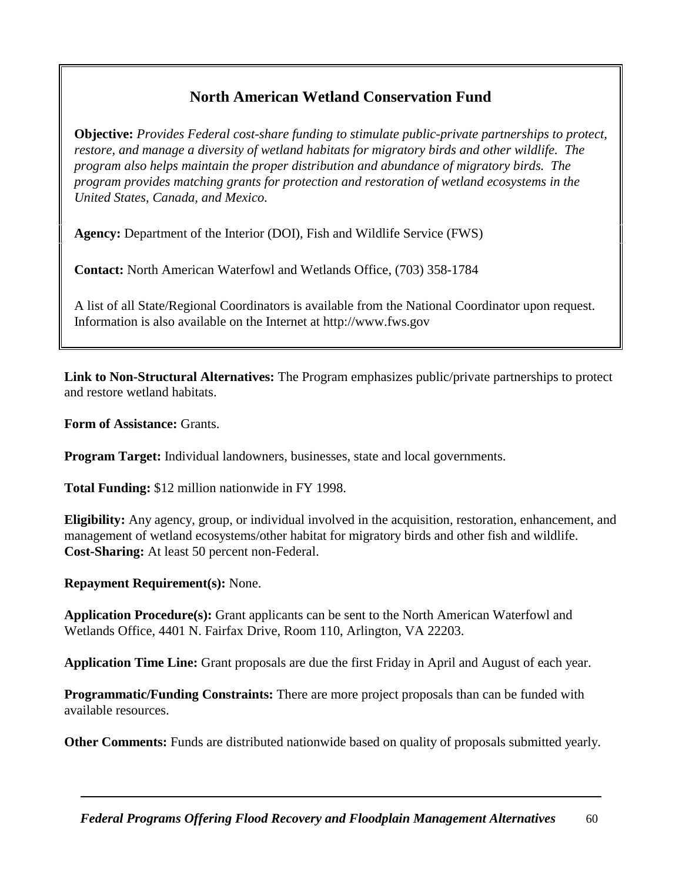## North American Wetland Conservation Fund

**Objective:** *Provides Federal cost-share funding to stimulate public-private partnerships to protect, restore, and manage a diversity of wetland habitats for migratory birds and other wildlife. The program also helps maintain the proper distribution and abundance of migratory birds. The program provides matching grants for protection and restoration of wetland ecosystems in the United States, Canada, and Mexico.*

**Agency:** Department of the Interior (DOI), Fish and Wildlife Service (FWS)

**Contact:** North American Waterfowl and Wetlands Office, (703) 358-1784

A list of all State/Regional Coordinators is available from the National Coordinator upon request. Information is also available on the Internet at http://www.fws.gov

**Link to Non-Structural Alternatives:** The Program emphasizes public/private partnerships to protect and restore wetland habitats.

**Form of Assistance:** Grants.

**Program Target:** Individual landowners, businesses, state and local governments.

**Total Funding:** $12 million nationwide in FY 1998.

**Eligibility:** Any agency, group, or individual involved in the acquisition, restoration, enhancement, and management of wetland ecosystems/other habitat for migratory birds and other fish and wildlife.
**Cost-Sharing:** At least 50 percent non-Federal.

**Repayment Requirement(s):** None.

**Application Procedure(s):** Grant applicants can be sent to the North American Waterfowl and Wetlands Office, 4401 N. Fairfax Drive, Room 110, Arlington, VA 22203.

**Application Time Line:** Grant proposals are due the first Friday in April and August of each year.

**Programmatic/Funding Constraints:** There are more project proposals than can be funded with available resources.

**Other Comments:** Funds are distributed nationwide based on quality of proposals submitted yearly.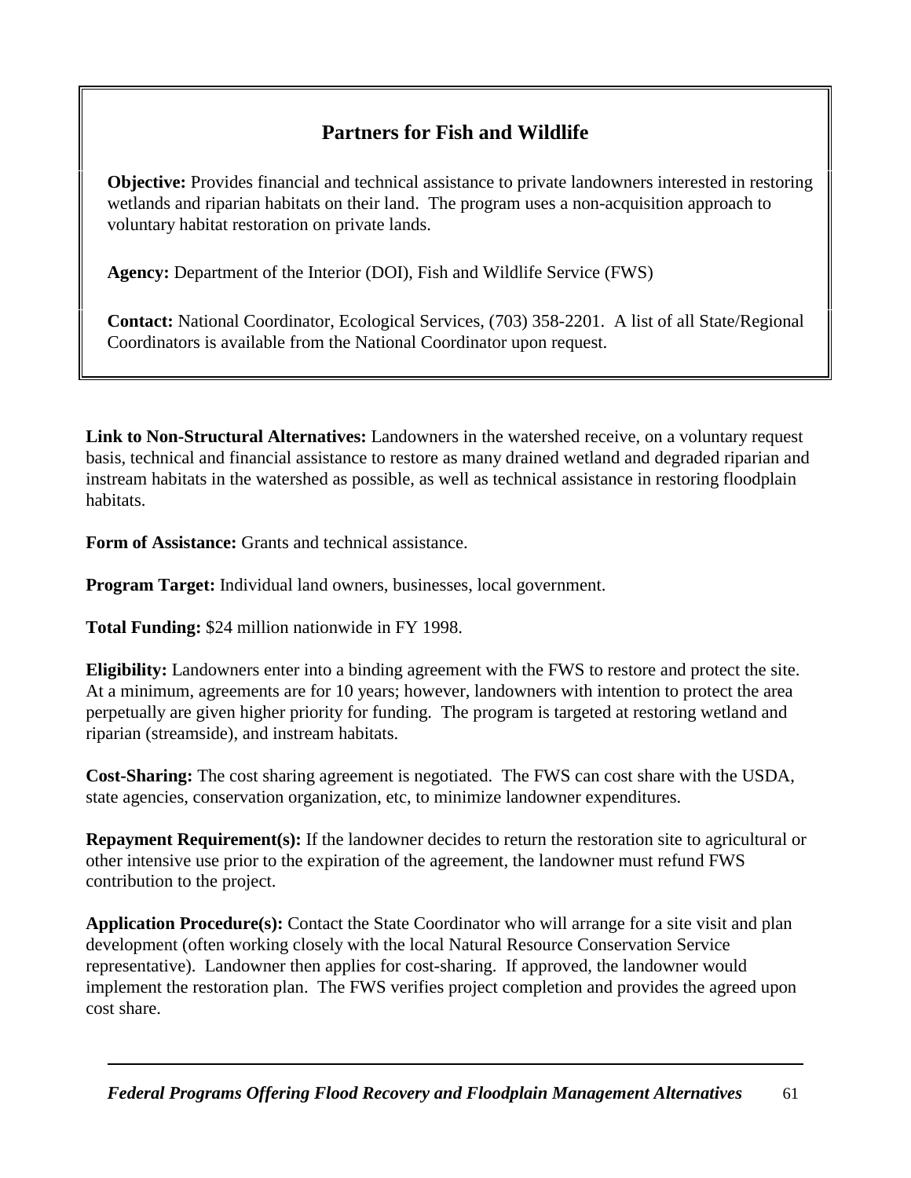## Partners for Fish and Wildlife

**Objective:** Provides financial and technical assistance to private landowners interested in restoring wetlands and riparian habitats on their land. The program uses a non-acquisition approach to voluntary habitat restoration on private lands.

**Agency:** Department of the Interior (DOI), Fish and Wildlife Service (FWS)

**Contact:** National Coordinator, Ecological Services, (703) 358-2201. A list of all State/Regional Coordinators is available from the National Coordinator upon request.

**Link to Non-Structural Alternatives:** Landowners in the watershed receive, on a voluntary request basis, technical and financial assistance to restore as many drained wetland and degraded riparian and instream habitats in the watershed as possible, as well as technical assistance in restoring floodplain habitats.

**Form of Assistance:** Grants and technical assistance.

**Program Target:** Individual land owners, businesses, local government.

**Total Funding:** $24 million nationwide in FY 1998.

**Eligibility:** Landowners enter into a binding agreement with the FWS to restore and protect the site. At a minimum, agreements are for 10 years; however, landowners with intention to protect the area perpetually are given higher priority for funding. The program is targeted at restoring wetland and riparian (streamside), and instream habitats.

**Cost-Sharing:** The cost sharing agreement is negotiated. The FWS can cost share with the USDA, state agencies, conservation organization, etc, to minimize landowner expenditures.

**Repayment Requirement(s):** If the landowner decides to return the restoration site to agricultural or other intensive use prior to the expiration of the agreement, the landowner must refund FWS contribution to the project.

**Application Procedure(s):** Contact the State Coordinator who will arrange for a site visit and plan development (often working closely with the local Natural Resource Conservation Service representative). Landowner then applies for cost-sharing. If approved, the landowner would implement the restoration plan. The FWS verifies project completion and provides the agreed upon cost share.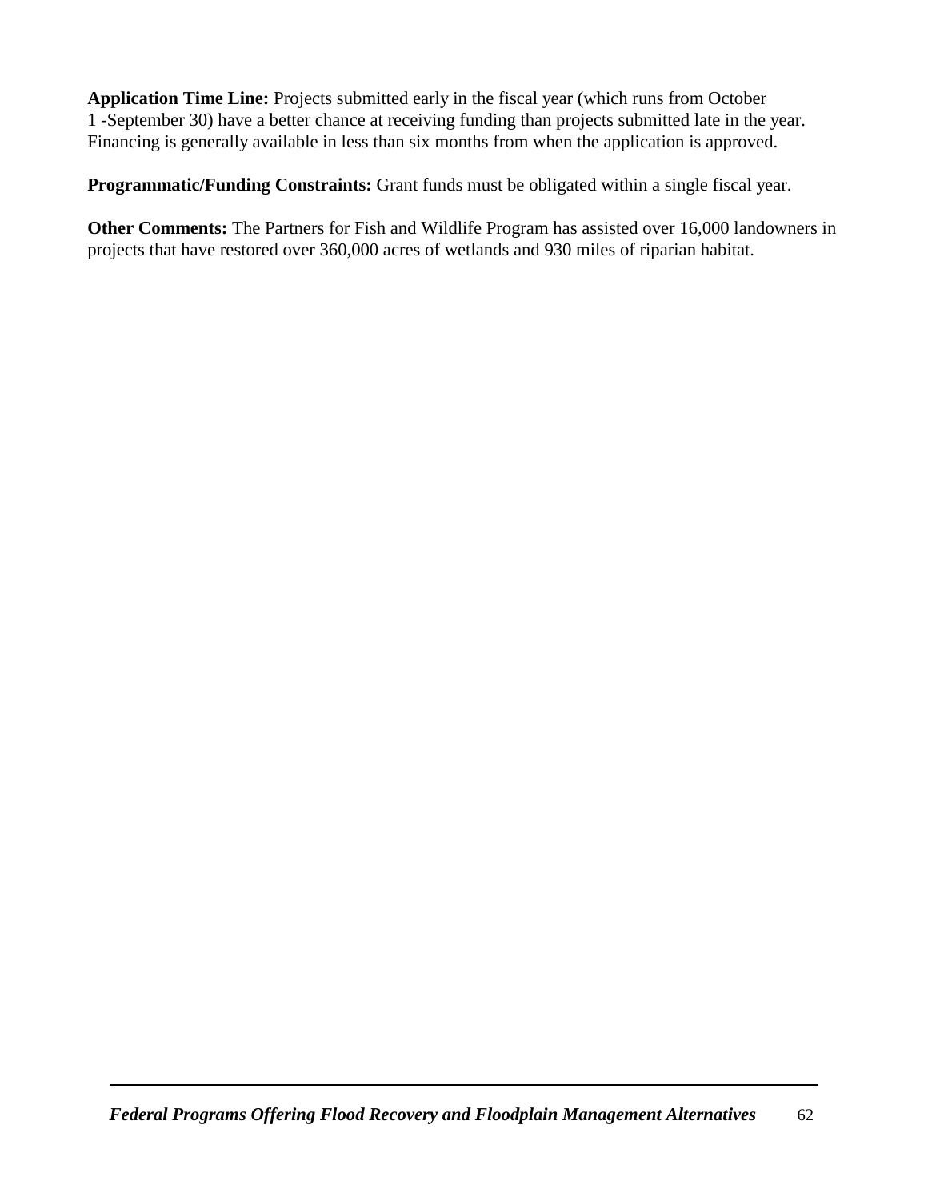**Application Time Line:** Projects submitted early in the fiscal year (which runs from October 1 -September 30) have a better chance at receiving funding than projects submitted late in the year. Financing is generally available in less than six months from when the application is approved.

**Programmatic/Funding Constraints:** Grant funds must be obligated within a single fiscal year.

**Other Comments:** The Partners for Fish and Wildlife Program has assisted over 16,000 landowners in projects that have restored over 360,000 acres of wetlands and 930 miles of riparian habitat.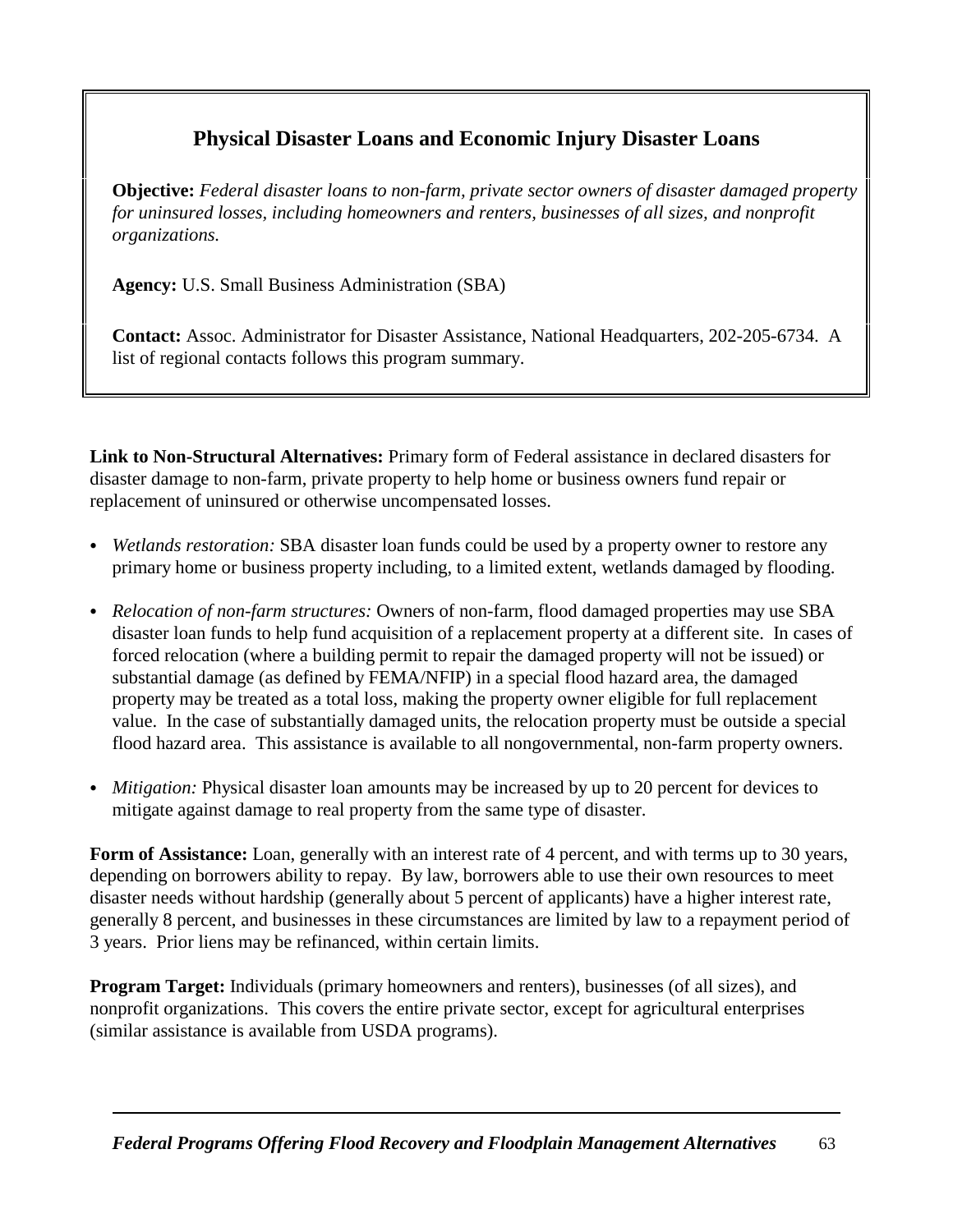## Physical Disaster Loans and Economic Injury Disaster Loans

**Objective:** *Federal disaster loans to non-farm, private sector owners of disaster damaged property for uninsured losses, including homeowners and renters, businesses of all sizes, and nonprofit organizations.*

**Agency:** U.S. Small Business Administration (SBA)

**Contact:** Assoc. Administrator for Disaster Assistance, National Headquarters, 202-205-6734. A list of regional contacts follows this program summary.

**Link to Non-Structural Alternatives:** Primary form of Federal assistance in declared disasters for disaster damage to non-farm, private property to help home or business owners fund repair or replacement of uninsured or otherwise uncompensated losses.

- *Wetlands restoration:* SBA disaster loan funds could be used by a property owner to restore any primary home or business property including, to a limited extent, wetlands damaged by flooding.
- *Relocation of non-farm structures:* Owners of non-farm, flood damaged properties may use SBA disaster loan funds to help fund acquisition of a replacement property at a different site. In cases of forced relocation (where a building permit to repair the damaged property will not be issued) or substantial damage (as defined by FEMA/NFIP) in a special flood hazard area, the damaged property may be treated as a total loss, making the property owner eligible for full replacement value. In the case of substantially damaged units, the relocation property must be outside a special flood hazard area. This assistance is available to all nongovernmental, non-farm property owners.
- *Mitigation:* Physical disaster loan amounts may be increased by up to 20 percent for devices to mitigate against damage to real property from the same type of disaster.

**Form of Assistance:** Loan, generally with an interest rate of 4 percent, and with terms up to 30 years, depending on borrowers ability to repay. By law, borrowers able to use their own resources to meet disaster needs without hardship (generally about 5 percent of applicants) have a higher interest rate, generally 8 percent, and businesses in these circumstances are limited by law to a repayment period of 3 years. Prior liens may be refinanced, within certain limits.

**Program Target:** Individuals (primary homeowners and renters), businesses (of all sizes), and nonprofit organizations. This covers the entire private sector, except for agricultural enterprises (similar assistance is available from USDA programs).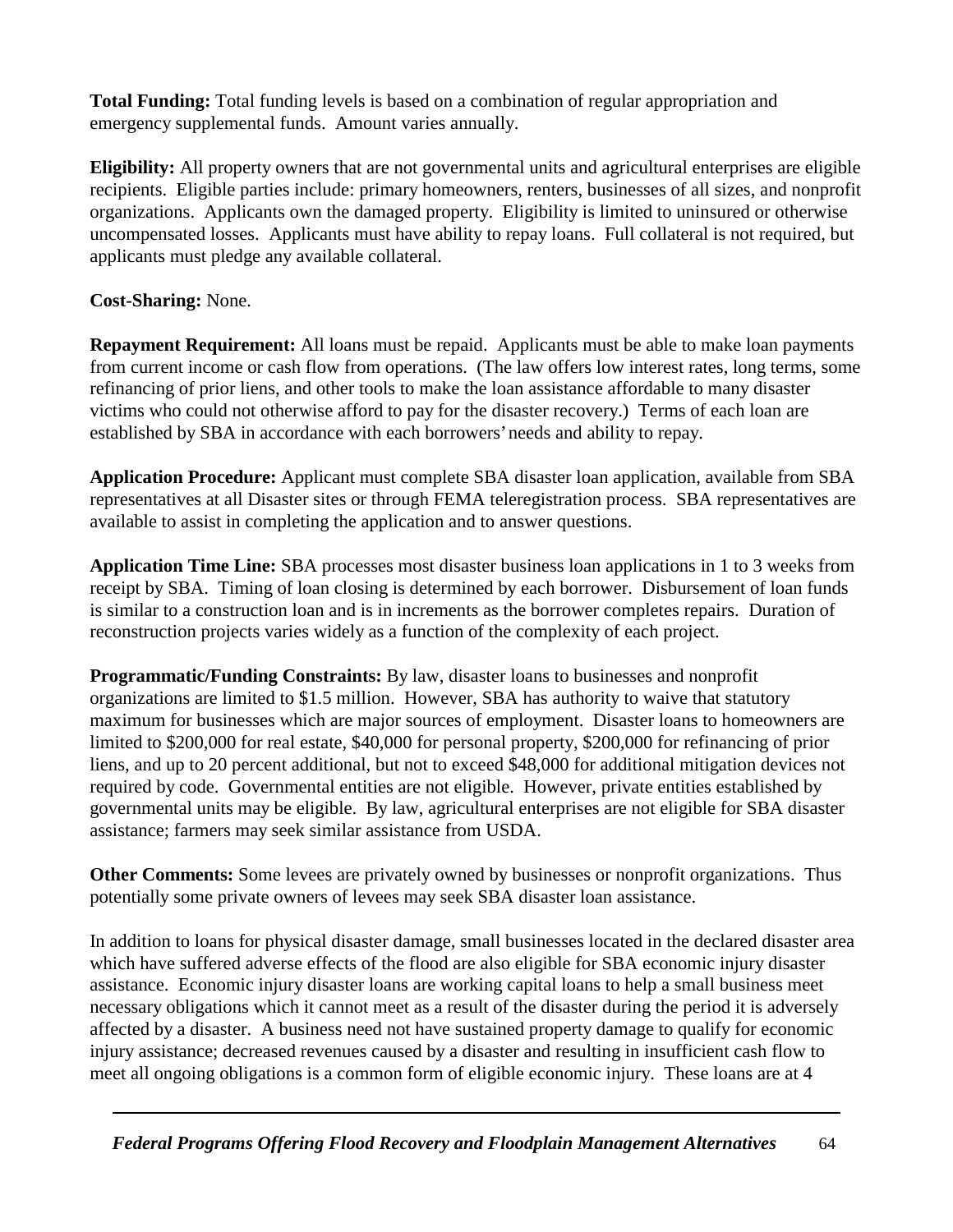**Total Funding:** Total funding levels is based on a combination of regular appropriation and emergency supplemental funds. Amount varies annually.

**Eligibility:** All property owners that are not governmental units and agricultural enterprises are eligible recipients. Eligible parties include: primary homeowners, renters, businesses of all sizes, and nonprofit organizations. Applicants own the damaged property. Eligibility is limited to uninsured or otherwise uncompensated losses. Applicants must have ability to repay loans. Full collateral is not required, but applicants must pledge any available collateral.

**Cost-Sharing:** None.

**Repayment Requirement:** All loans must be repaid. Applicants must be able to make loan payments from current income or cash flow from operations. (The law offers low interest rates, long terms, some refinancing of prior liens, and other tools to make the loan assistance affordable to many disaster victims who could not otherwise afford to pay for the disaster recovery.) Terms of each loan are established by SBA in accordance with each borrowers' needs and ability to repay.

**Application Procedure:** Applicant must complete SBA disaster loan application, available from SBA representatives at all Disaster sites or through FEMA teleregistration process. SBA representatives are available to assist in completing the application and to answer questions.

**Application Time Line:** SBA processes most disaster business loan applications in 1 to 3 weeks from receipt by SBA. Timing of loan closing is determined by each borrower. Disbursement of loan funds is similar to a construction loan and is in increments as the borrower completes repairs. Duration of reconstruction projects varies widely as a function of the complexity of each project.

**Programmatic/Funding Constraints:** By law, disaster loans to businesses and nonprofit organizations are limited to $1.5 million. However, SBA has authority to waive that statutory maximum for businesses which are major sources of employment. Disaster loans to homeowners are limited to $200,000 for real estate, $40,000 for personal property, $200,000 for refinancing of prior liens, and up to 20 percent additional, but not to exceed $48,000 for additional mitigation devices not required by code. Governmental entities are not eligible. However, private entities established by governmental units may be eligible. By law, agricultural enterprises are not eligible for SBA disaster assistance; farmers may seek similar assistance from USDA.

**Other Comments:** Some levees are privately owned by businesses or nonprofit organizations. Thus potentially some private owners of levees may seek SBA disaster loan assistance.

In addition to loans for physical disaster damage, small businesses located in the declared disaster area which have suffered adverse effects of the flood are also eligible for SBA economic injury disaster assistance. Economic injury disaster loans are working capital loans to help a small business meet necessary obligations which it cannot meet as a result of the disaster during the period it is adversely affected by a disaster. A business need not have sustained property damage to qualify for economic injury assistance; decreased revenues caused by a disaster and resulting in insufficient cash flow to meet all ongoing obligations is a common form of eligible economic injury. These loans are at 4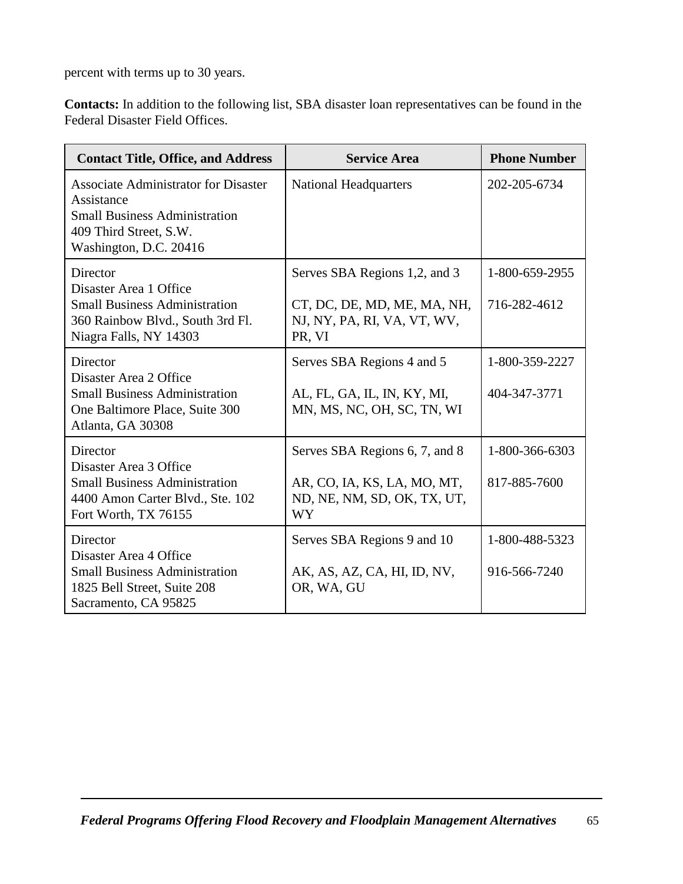percent with terms up to 30 years.

**Contacts:** In addition to the following list, SBA disaster loan representatives can be found in the Federal Disaster Field Offices.

| Contact Title, Office, and Address | Service Area | Phone Number |
|---|---|---|
| Associate Administrator for Disaster Assistance<br>Small Business Administration<br>409 Third Street, S.W.<br>Washington, D.C. 20416 | National Headquarters | 202-205-6734 |
| Director<br>Disaster Area 1 Office<br>Small Business Administration<br>360 Rainbow Blvd., South 3rd Fl.<br>Niagra Falls, NY 14303 | Serves SBA Regions 1,2, and 3<br><br>CT, DC, DE, MD, ME, MA, NH, NJ, NY, PA, RI, VA, VT, WV, PR, VI | 1-800-659-2955<br><br>716-282-4612 |
| Director<br>Disaster Area 2 Office<br>Small Business Administration<br>One Baltimore Place, Suite 300<br>Atlanta, GA 30308 | Serves SBA Regions 4 and 5<br><br>AL, FL, GA, IL, IN, KY, MI, MN, MS, NC, OH, SC, TN, WI | 1-800-359-2227<br><br>404-347-3771 |
| Director<br>Disaster Area 3 Office<br>Small Business Administration<br>4400 Amon Carter Blvd., Ste. 102<br>Fort Worth, TX 76155 | Serves SBA Regions 6, 7, and 8<br><br>AR, CO, IA, KS, LA, MO, MT, ND, NE, NM, SD, OK, TX, UT, WY | 1-800-366-6303<br><br>817-885-7600 |
| Director<br>Disaster Area 4 Office<br>Small Business Administration<br>1825 Bell Street, Suite 208<br>Sacramento, CA 95825 | Serves SBA Regions 9 and 10<br><br>AK, AS, AZ, CA, HI, ID, NV, OR, WA, GU | 1-800-488-5323<br><br>916-566-7240 |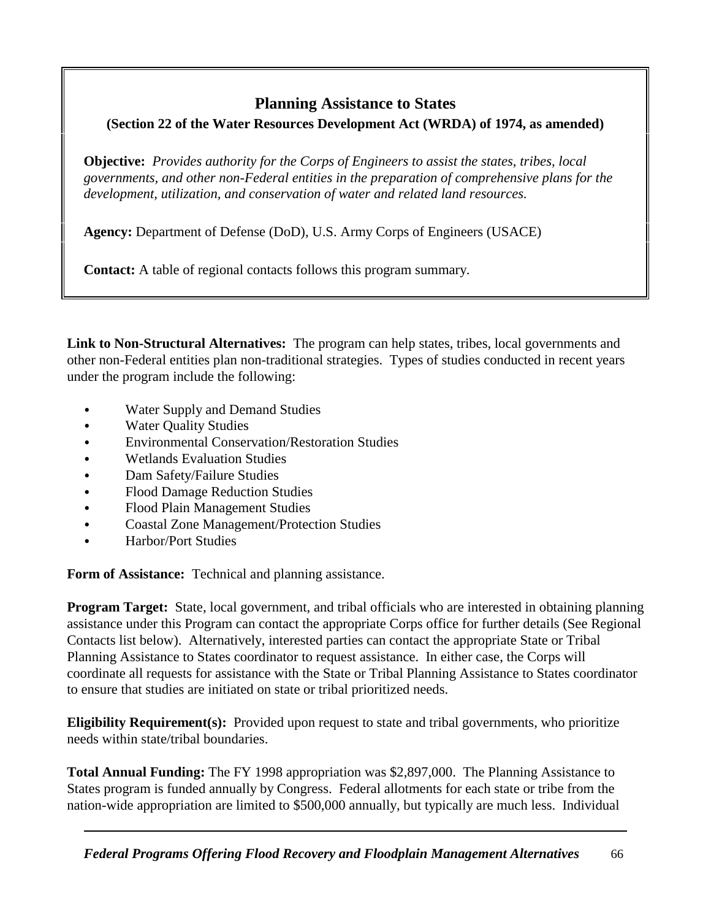## Planning Assistance to States

**(Section 22 of the Water Resources Development Act (WRDA) of 1974, as amended)**

**Objective:** *Provides authority for the Corps of Engineers to assist the states, tribes, local governments, and other non-Federal entities in the preparation of comprehensive plans for the development, utilization, and conservation of water and related land resources.*

**Agency:** Department of Defense (DoD), U.S. Army Corps of Engineers (USACE)

**Contact:** A table of regional contacts follows this program summary.

**Link to Non-Structural Alternatives:** The program can help states, tribes, local governments and other non-Federal entities plan non-traditional strategies. Types of studies conducted in recent years under the program include the following:

- Water Supply and Demand Studies
- Water Quality Studies
- Environmental Conservation/Restoration Studies
- Wetlands Evaluation Studies
- Dam Safety/Failure Studies
- Flood Damage Reduction Studies
- Flood Plain Management Studies
- Coastal Zone Management/Protection Studies
- Harbor/Port Studies

**Form of Assistance:** Technical and planning assistance.

**Program Target:** State, local government, and tribal officials who are interested in obtaining planning assistance under this Program can contact the appropriate Corps office for further details (See Regional Contacts list below). Alternatively, interested parties can contact the appropriate State or Tribal Planning Assistance to States coordinator to request assistance. In either case, the Corps will coordinate all requests for assistance with the State or Tribal Planning Assistance to States coordinator to ensure that studies are initiated on state or tribal prioritized needs.

**Eligibility Requirement(s):** Provided upon request to state and tribal governments, who prioritize needs within state/tribal boundaries.

**Total Annual Funding:** The FY 1998 appropriation was $2,897,000. The Planning Assistance to States program is funded annually by Congress. Federal allotments for each state or tribe from the nation-wide appropriation are limited to $500,000 annually, but typically are much less. Individual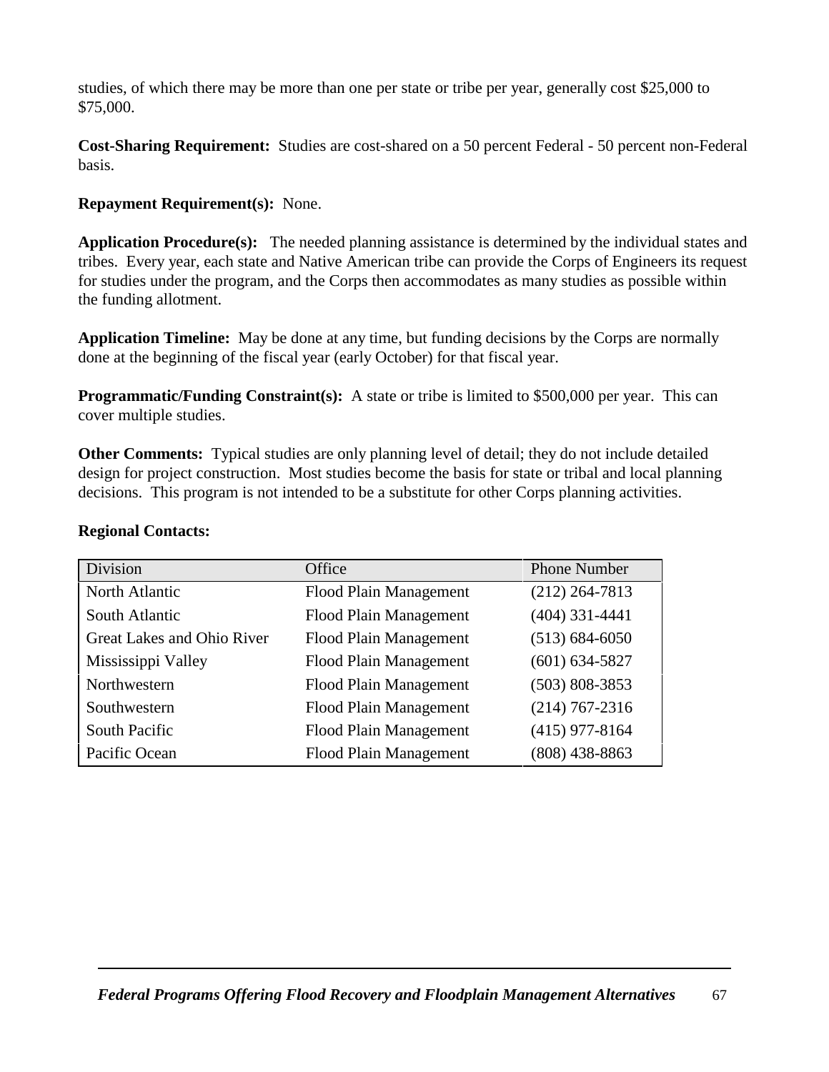studies, of which there may be more than one per state or tribe per year, generally cost $25,000 to $75,000.

**Cost-Sharing Requirement:** Studies are cost-shared on a 50 percent Federal - 50 percent non-Federal basis.

**Repayment Requirement(s):** None.

**Application Procedure(s):** The needed planning assistance is determined by the individual states and tribes. Every year, each state and Native American tribe can provide the Corps of Engineers its request for studies under the program, and the Corps then accommodates as many studies as possible within the funding allotment.

**Application Timeline:** May be done at any time, but funding decisions by the Corps are normally done at the beginning of the fiscal year (early October) for that fiscal year.

**Programmatic/Funding Constraint(s):** A state or tribe is limited to $500,000 per year. This can cover multiple studies.

**Other Comments:** Typical studies are only planning level of detail; they do not include detailed design for project construction. Most studies become the basis for state or tribal and local planning decisions. This program is not intended to be a substitute for other Corps planning activities.

**Regional Contacts:**

| Division | Office | Phone Number |
|---|---|---|
| North Atlantic | Flood Plain Management | (212) 264-7813 |
| South Atlantic | Flood Plain Management | (404) 331-4441 |
| Great Lakes and Ohio River | Flood Plain Management | (513) 684-6050 |
| Mississippi Valley | Flood Plain Management | (601) 634-5827 |
| Northwestern | Flood Plain Management | (503) 808-3853 |
| Southwestern | Flood Plain Management | (214) 767-2316 |
| South Pacific | Flood Plain Management | (415) 977-8164 |
| Pacific Ocean | Flood Plain Management | (808) 438-8863 |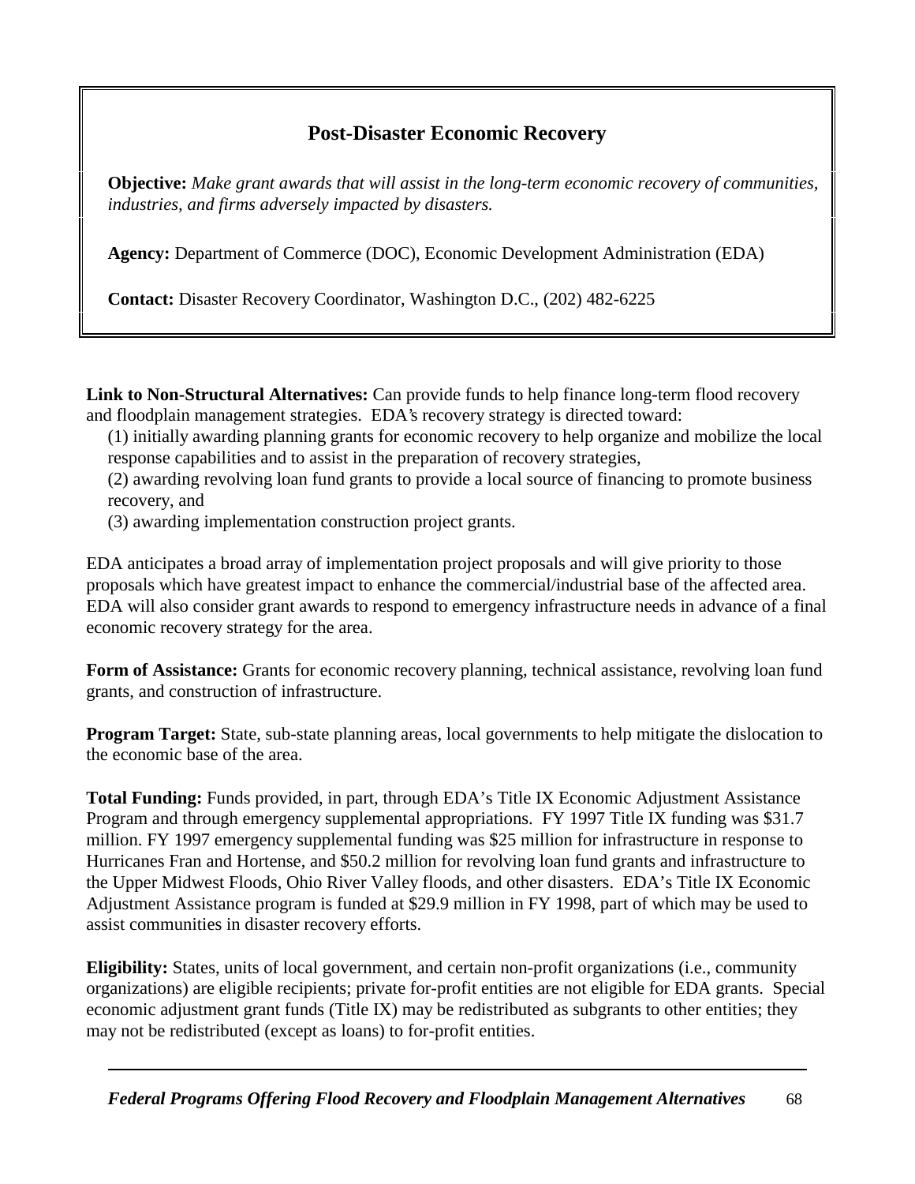## Post-Disaster Economic Recovery

**Objective:** *Make grant awards that will assist in the long-term economic recovery of communities, industries, and firms adversely impacted by disasters.*

**Agency:** Department of Commerce (DOC), Economic Development Administration (EDA)

**Contact:** Disaster Recovery Coordinator, Washington D.C., (202) 482-6225

**Link to Non-Structural Alternatives:** Can provide funds to help finance long-term flood recovery and floodplain management strategies. EDA's recovery strategy is directed toward:

(1) initially awarding planning grants for economic recovery to help organize and mobilize the local response capabilities and to assist in the preparation of recovery strategies,

(2) awarding revolving loan fund grants to provide a local source of financing to promote business recovery, and

(3) awarding implementation construction project grants.

EDA anticipates a broad array of implementation project proposals and will give priority to those proposals which have greatest impact to enhance the commercial/industrial base of the affected area. EDA will also consider grant awards to respond to emergency infrastructure needs in advance of a final economic recovery strategy for the area.

**Form of Assistance:** Grants for economic recovery planning, technical assistance, revolving loan fund grants, and construction of infrastructure.

**Program Target:** State, sub-state planning areas, local governments to help mitigate the dislocation to the economic base of the area.

**Total Funding:** Funds provided, in part, through EDA's Title IX Economic Adjustment Assistance Program and through emergency supplemental appropriations. FY 1997 Title IX funding was $31.7 million. FY 1997 emergency supplemental funding was $25 million for infrastructure in response to Hurricanes Fran and Hortense, and $50.2 million for revolving loan fund grants and infrastructure to the Upper Midwest Floods, Ohio River Valley floods, and other disasters. EDA's Title IX Economic Adjustment Assistance program is funded at $29.9 million in FY 1998, part of which may be used to assist communities in disaster recovery efforts.

**Eligibility:** States, units of local government, and certain non-profit organizations (i.e., community organizations) are eligible recipients; private for-profit entities are not eligible for EDA grants. Special economic adjustment grant funds (Title IX) may be redistributed as subgrants to other entities; they may not be redistributed (except as loans) to for-profit entities.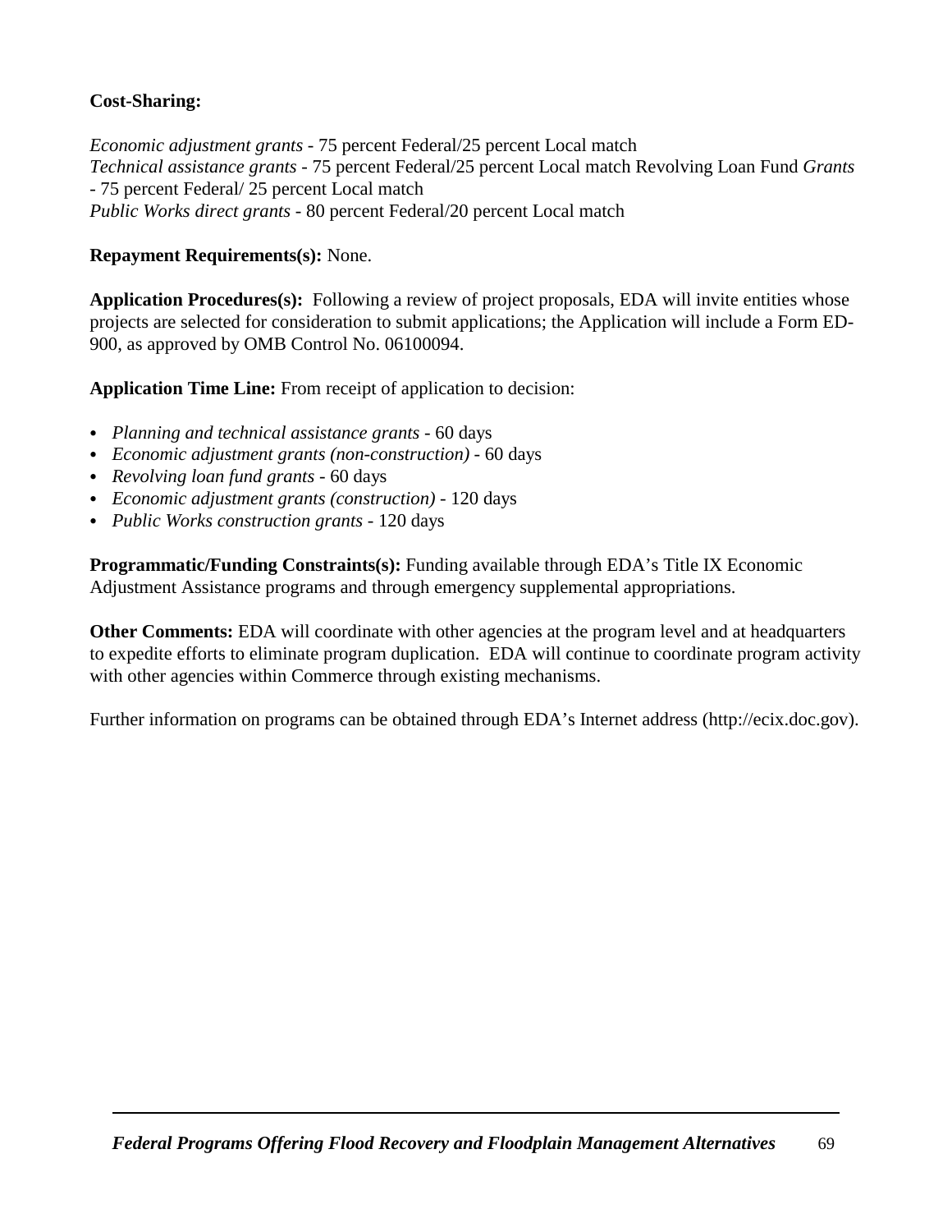**Cost-Sharing:**

*Economic adjustment grants* - 75 percent Federal/25 percent Local match
*Technical assistance grants* - 75 percent Federal/25 percent Local match Revolving Loan Fund *Grants* - 75 percent Federal/ 25 percent Local match
*Public Works direct grants* - 80 percent Federal/20 percent Local match

**Repayment Requirements(s):** None.

**Application Procedures(s):** Following a review of project proposals, EDA will invite entities whose projects are selected for consideration to submit applications; the Application will include a Form ED-900, as approved by OMB Control No. 06100094.

**Application Time Line:** From receipt of application to decision:

- *Planning and technical assistance grants* - 60 days
- *Economic adjustment grants (non-construction)* - 60 days
- *Revolving loan fund grants* - 60 days
- *Economic adjustment grants (construction)* - 120 days
- *Public Works construction grants* - 120 days

**Programmatic/Funding Constraints(s):** Funding available through EDA's Title IX Economic Adjustment Assistance programs and through emergency supplemental appropriations.

**Other Comments:** EDA will coordinate with other agencies at the program level and at headquarters to expedite efforts to eliminate program duplication. EDA will continue to coordinate program activity with other agencies within Commerce through existing mechanisms.

Further information on programs can be obtained through EDA's Internet address (http://ecix.doc.gov).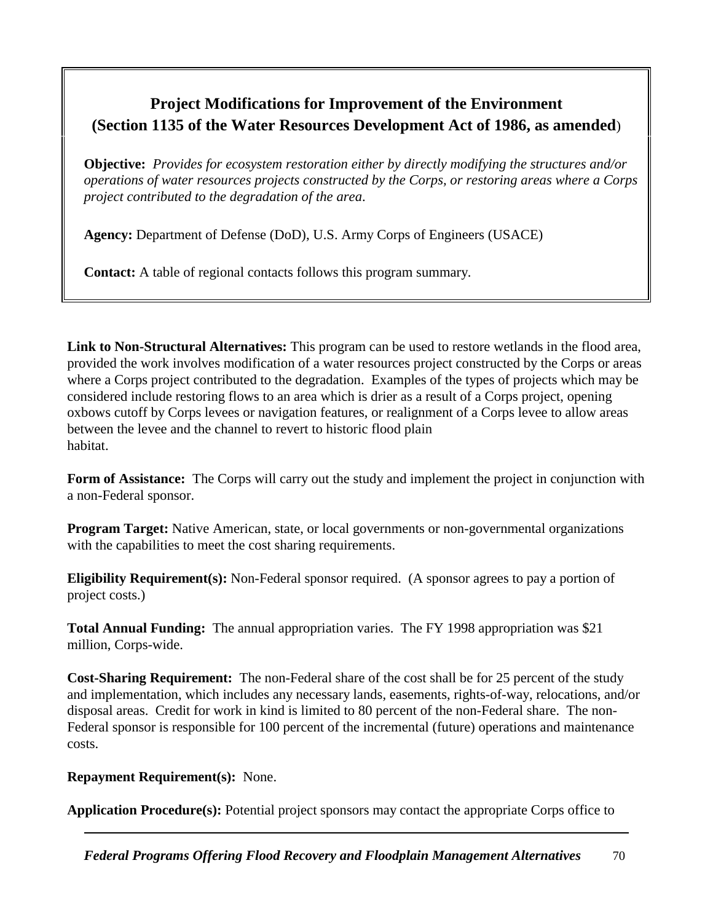## Project Modifications for Improvement of the Environment (Section 1135 of the Water Resources Development Act of 1986, as amended)

**Objective:** *Provides for ecosystem restoration either by directly modifying the structures and/or operations of water resources projects constructed by the Corps, or restoring areas where a Corps project contributed to the degradation of the area.*

**Agency:** Department of Defense (DoD), U.S. Army Corps of Engineers (USACE)

**Contact:** A table of regional contacts follows this program summary.

**Link to Non-Structural Alternatives:** This program can be used to restore wetlands in the flood area, provided the work involves modification of a water resources project constructed by the Corps or areas where a Corps project contributed to the degradation. Examples of the types of projects which may be considered include restoring flows to an area which is drier as a result of a Corps project, opening oxbows cutoff by Corps levees or navigation features, or realignment of a Corps levee to allow areas between the levee and the channel to revert to historic flood plain habitat.

**Form of Assistance:** The Corps will carry out the study and implement the project in conjunction with a non-Federal sponsor.

**Program Target:** Native American, state, or local governments or non-governmental organizations with the capabilities to meet the cost sharing requirements.

**Eligibility Requirement(s):** Non-Federal sponsor required. (A sponsor agrees to pay a portion of project costs.)

**Total Annual Funding:** The annual appropriation varies. The FY 1998 appropriation was $21 million, Corps-wide.

**Cost-Sharing Requirement:** The non-Federal share of the cost shall be for 25 percent of the study and implementation, which includes any necessary lands, easements, rights-of-way, relocations, and/or disposal areas. Credit for work in kind is limited to 80 percent of the non-Federal share. The non-Federal sponsor is responsible for 100 percent of the incremental (future) operations and maintenance costs.

**Repayment Requirement(s):** None.

**Application Procedure(s):** Potential project sponsors may contact the appropriate Corps office to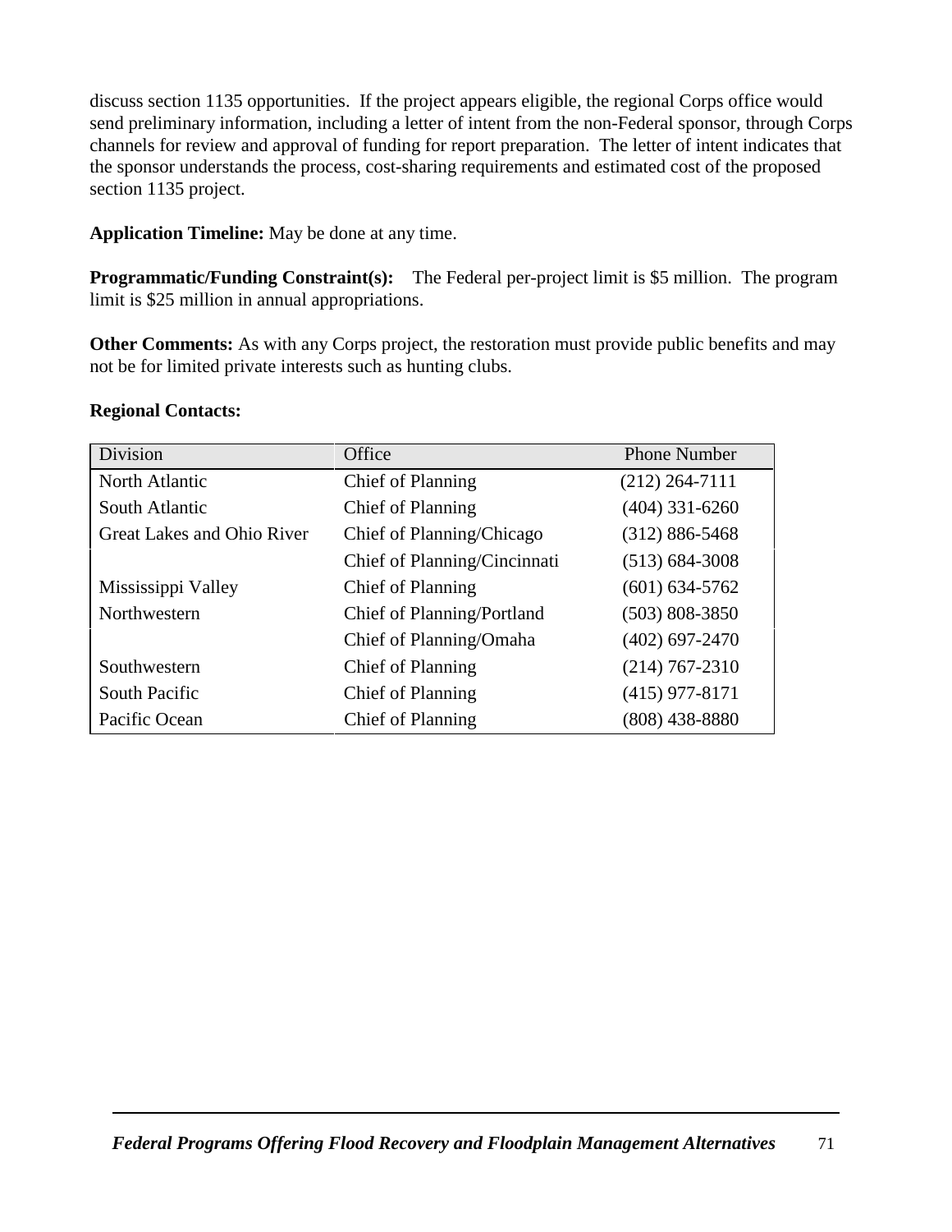discuss section 1135 opportunities. If the project appears eligible, the regional Corps office would send preliminary information, including a letter of intent from the non-Federal sponsor, through Corps channels for review and approval of funding for report preparation. The letter of intent indicates that the sponsor understands the process, cost-sharing requirements and estimated cost of the proposed section 1135 project.

**Application Timeline:** May be done at any time.

**Programmatic/Funding Constraint(s):** The Federal per-project limit is $5 million. The program limit is $25 million in annual appropriations.

**Other Comments:** As with any Corps project, the restoration must provide public benefits and may not be for limited private interests such as hunting clubs.

**Regional Contacts:**

| Division | Office | Phone Number |
|---|---|---|
| North Atlantic | Chief of Planning | (212) 264-7111 |
| South Atlantic | Chief of Planning | (404) 331-6260 |
| Great Lakes and Ohio River | Chief of Planning/Chicago | (312) 886-5468 |
| | Chief of Planning/Cincinnati | (513) 684-3008 |
| Mississippi Valley | Chief of Planning | (601) 634-5762 |
| Northwestern | Chief of Planning/Portland | (503) 808-3850 |
| | Chief of Planning/Omaha | (402) 697-2470 |
| Southwestern | Chief of Planning | (214) 767-2310 |
| South Pacific | Chief of Planning | (415) 977-8171 |
| Pacific Ocean | Chief of Planning | (808) 438-8880 |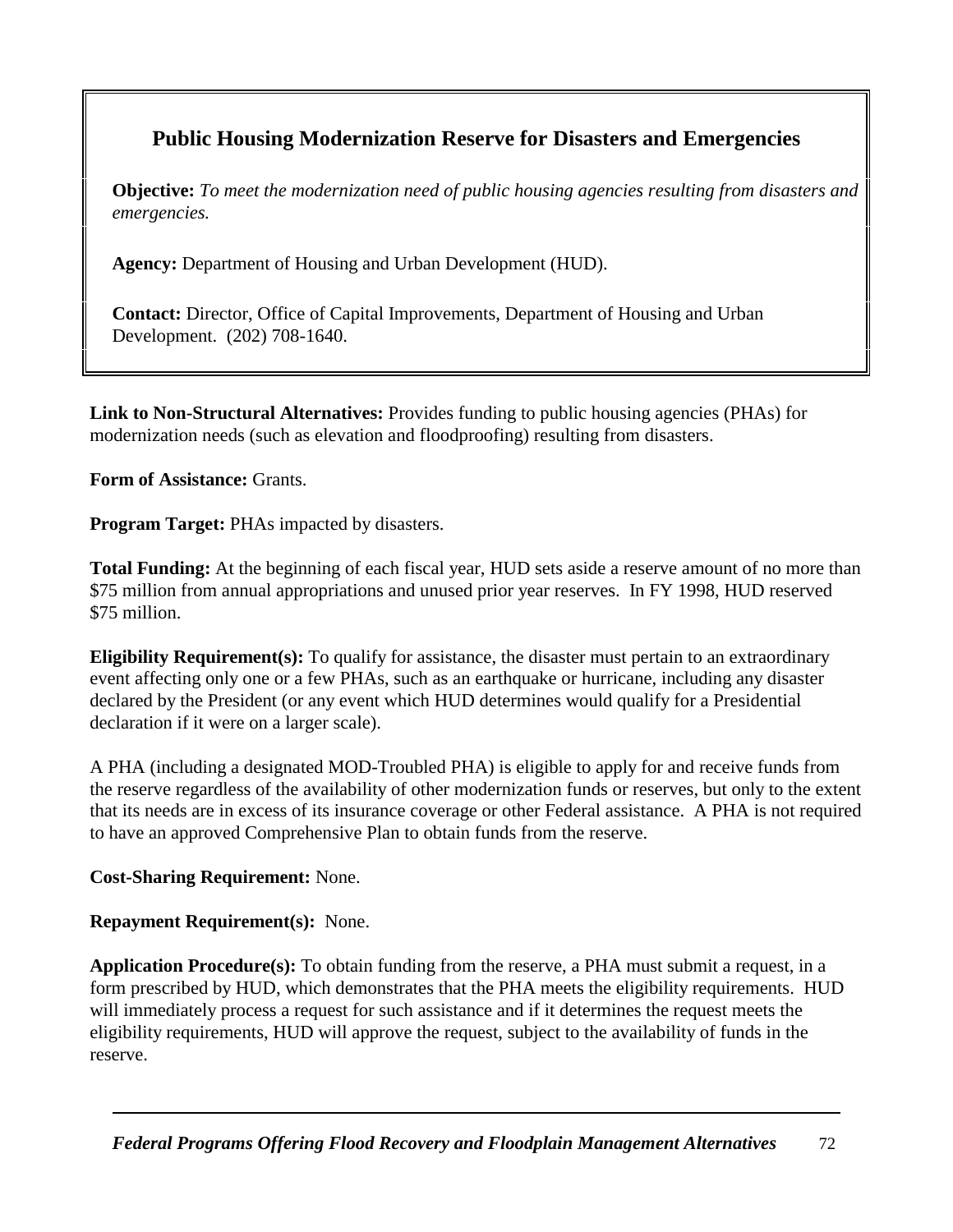## Public Housing Modernization Reserve for Disasters and Emergencies

**Objective:** *To meet the modernization need of public housing agencies resulting from disasters and emergencies.*

**Agency:** Department of Housing and Urban Development (HUD).

**Contact:** Director, Office of Capital Improvements, Department of Housing and Urban Development. (202) 708-1640.

**Link to Non-Structural Alternatives:** Provides funding to public housing agencies (PHAs) for modernization needs (such as elevation and floodproofing) resulting from disasters.

**Form of Assistance:** Grants.

**Program Target:** PHAs impacted by disasters.

**Total Funding:** At the beginning of each fiscal year, HUD sets aside a reserve amount of no more than $75 million from annual appropriations and unused prior year reserves. In FY 1998, HUD reserved $75 million.

**Eligibility Requirement(s):** To qualify for assistance, the disaster must pertain to an extraordinary event affecting only one or a few PHAs, such as an earthquake or hurricane, including any disaster declared by the President (or any event which HUD determines would qualify for a Presidential declaration if it were on a larger scale).

A PHA (including a designated MOD-Troubled PHA) is eligible to apply for and receive funds from the reserve regardless of the availability of other modernization funds or reserves, but only to the extent that its needs are in excess of its insurance coverage or other Federal assistance. A PHA is not required to have an approved Comprehensive Plan to obtain funds from the reserve.

**Cost-Sharing Requirement:** None.

**Repayment Requirement(s):** None.

**Application Procedure(s):** To obtain funding from the reserve, a PHA must submit a request, in a form prescribed by HUD, which demonstrates that the PHA meets the eligibility requirements. HUD will immediately process a request for such assistance and if it determines the request meets the eligibility requirements, HUD will approve the request, subject to the availability of funds in the reserve.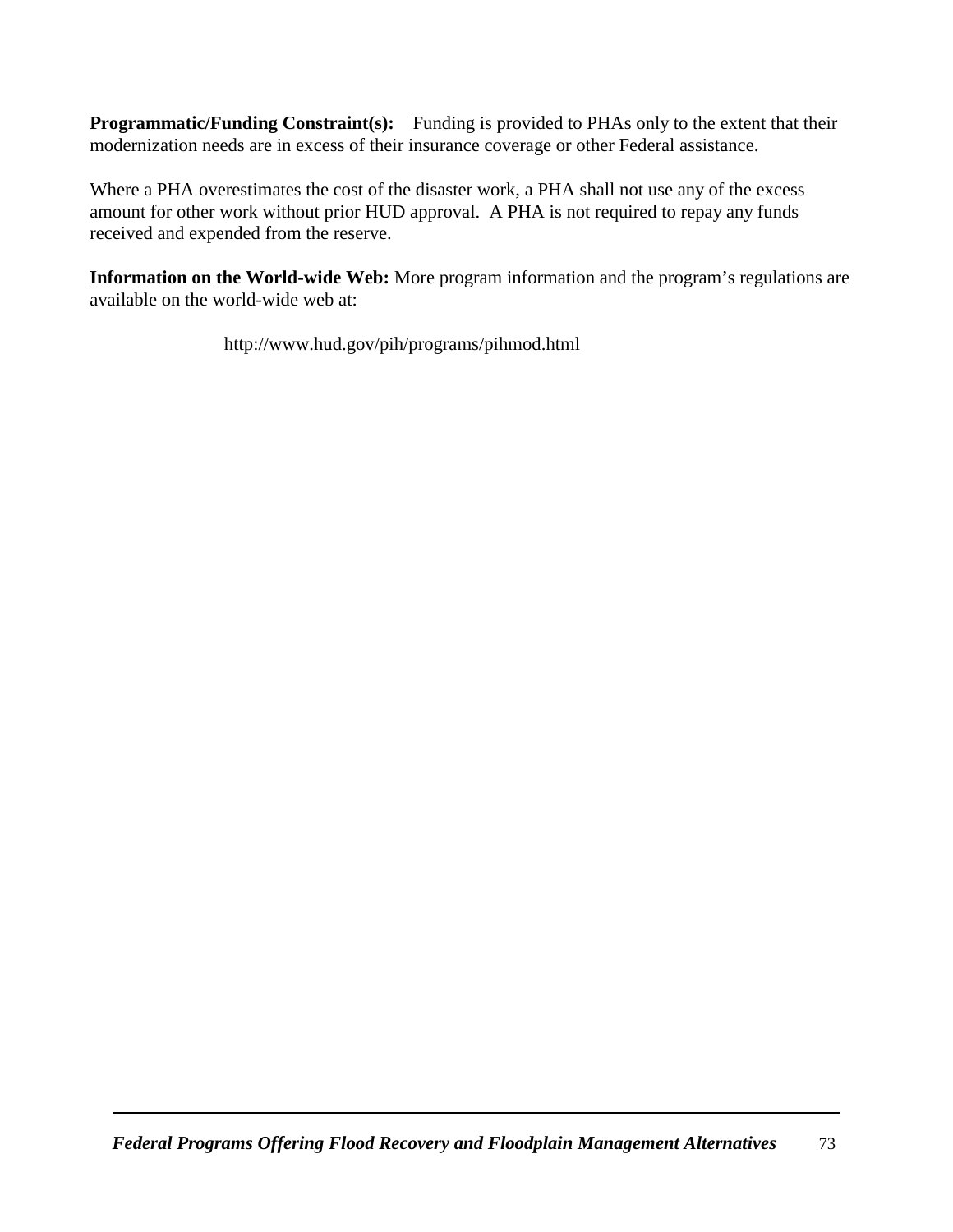**Programmatic/Funding Constraint(s):** Funding is provided to PHAs only to the extent that their modernization needs are in excess of their insurance coverage or other Federal assistance.

Where a PHA overestimates the cost of the disaster work, a PHA shall not use any of the excess amount for other work without prior HUD approval. A PHA is not required to repay any funds received and expended from the reserve.

**Information on the World-wide Web:** More program information and the program's regulations are available on the world-wide web at:

http://www.hud.gov/pih/programs/pihmod.html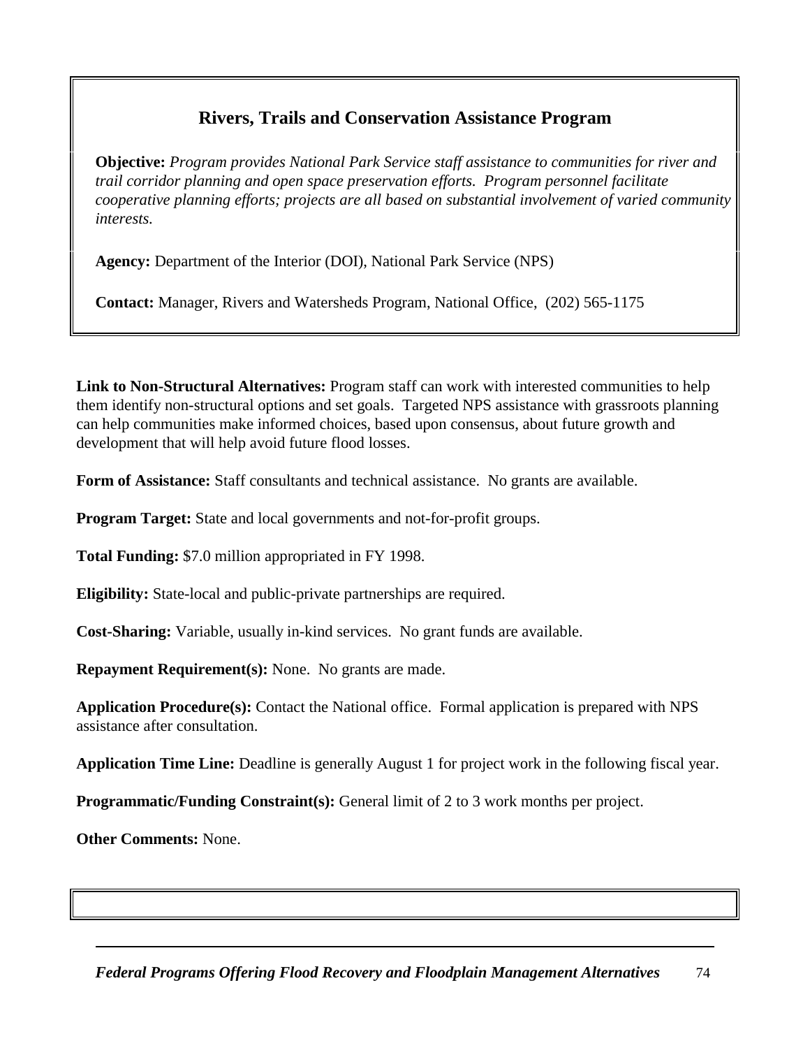## Rivers, Trails and Conservation Assistance Program

**Objective:** *Program provides National Park Service staff assistance to communities for river and trail corridor planning and open space preservation efforts. Program personnel facilitate cooperative planning efforts; projects are all based on substantial involvement of varied community interests.*

**Agency:** Department of the Interior (DOI), National Park Service (NPS)

**Contact:** Manager, Rivers and Watersheds Program, National Office, (202) 565-1175

**Link to Non-Structural Alternatives:** Program staff can work with interested communities to help them identify non-structural options and set goals. Targeted NPS assistance with grassroots planning can help communities make informed choices, based upon consensus, about future growth and development that will help avoid future flood losses.

**Form of Assistance:** Staff consultants and technical assistance. No grants are available.

**Program Target:** State and local governments and not-for-profit groups.

**Total Funding:** $7.0 million appropriated in FY 1998.

**Eligibility:** State-local and public-private partnerships are required.

**Cost-Sharing:** Variable, usually in-kind services. No grant funds are available.

**Repayment Requirement(s):** None. No grants are made.

**Application Procedure(s):** Contact the National office. Formal application is prepared with NPS assistance after consultation.

**Application Time Line:** Deadline is generally August 1 for project work in the following fiscal year.

**Programmatic/Funding Constraint(s):** General limit of 2 to 3 work months per project.

**Other Comments:** None.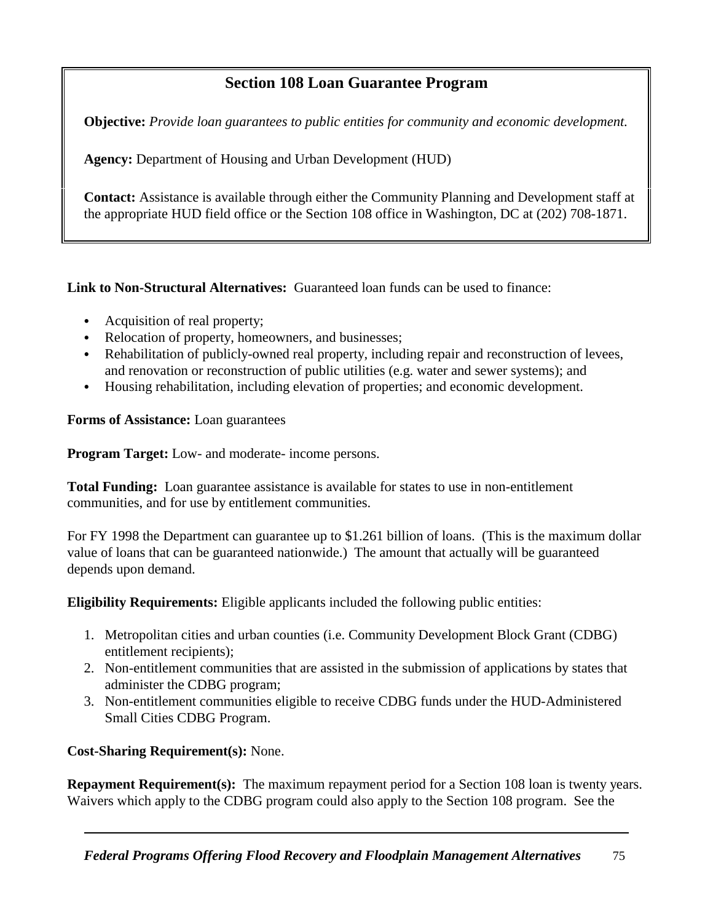## Section 108 Loan Guarantee Program

**Objective:** *Provide loan guarantees to public entities for community and economic development.*

**Agency:** Department of Housing and Urban Development (HUD)

**Contact:** Assistance is available through either the Community Planning and Development staff at the appropriate HUD field office or the Section 108 office in Washington, DC at (202) 708-1871.

**Link to Non-Structural Alternatives:** Guaranteed loan funds can be used to finance:

- Acquisition of real property;
- Relocation of property, homeowners, and businesses;
- Rehabilitation of publicly-owned real property, including repair and reconstruction of levees, and renovation or reconstruction of public utilities (e.g. water and sewer systems); and
- Housing rehabilitation, including elevation of properties; and economic development.

**Forms of Assistance:** Loan guarantees

**Program Target:** Low- and moderate- income persons.

**Total Funding:** Loan guarantee assistance is available for states to use in non-entitlement communities, and for use by entitlement communities.

For FY 1998 the Department can guarantee up to $1.261 billion of loans. (This is the maximum dollar value of loans that can be guaranteed nationwide.) The amount that actually will be guaranteed depends upon demand.

**Eligibility Requirements:** Eligible applicants included the following public entities:

1. Metropolitan cities and urban counties (i.e. Community Development Block Grant (CDBG) entitlement recipients);
2. Non-entitlement communities that are assisted in the submission of applications by states that administer the CDBG program;
3. Non-entitlement communities eligible to receive CDBG funds under the HUD-Administered Small Cities CDBG Program.

**Cost-Sharing Requirement(s):** None.

**Repayment Requirement(s):** The maximum repayment period for a Section 108 loan is twenty years. Waivers which apply to the CDBG program could also apply to the Section 108 program. See the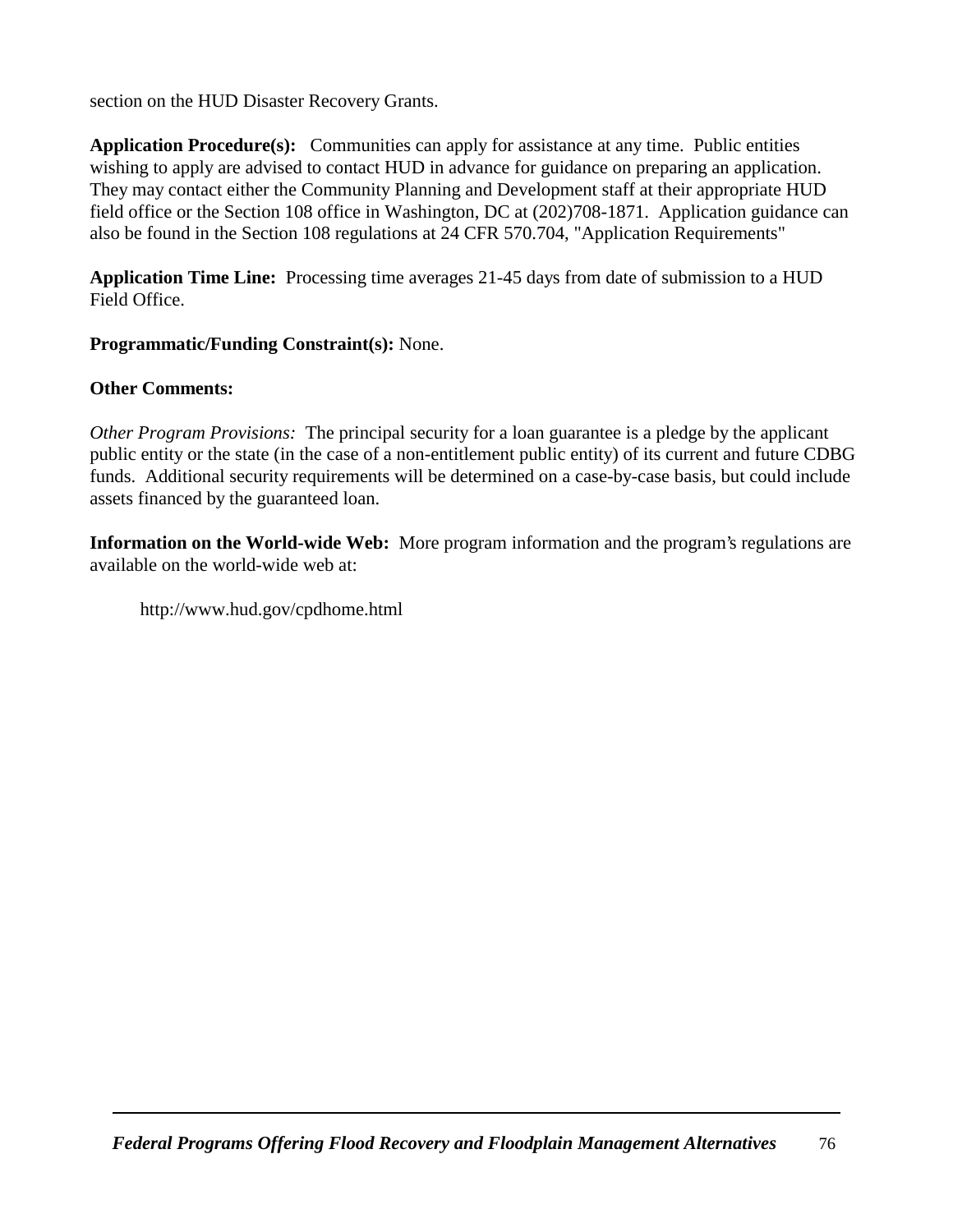section on the HUD Disaster Recovery Grants.

**Application Procedure(s):** Communities can apply for assistance at any time. Public entities wishing to apply are advised to contact HUD in advance for guidance on preparing an application. They may contact either the Community Planning and Development staff at their appropriate HUD field office or the Section 108 office in Washington, DC at (202)708-1871. Application guidance can also be found in the Section 108 regulations at 24 CFR 570.704, "Application Requirements"

**Application Time Line:** Processing time averages 21-45 days from date of submission to a HUD Field Office.

**Programmatic/Funding Constraint(s):** None.

**Other Comments:**

*Other Program Provisions:* The principal security for a loan guarantee is a pledge by the applicant public entity or the state (in the case of a non-entitlement public entity) of its current and future CDBG funds. Additional security requirements will be determined on a case-by-case basis, but could include assets financed by the guaranteed loan.

**Information on the World-wide Web:** More program information and the program's regulations are available on the world-wide web at:

http://www.hud.gov/cpdhome.html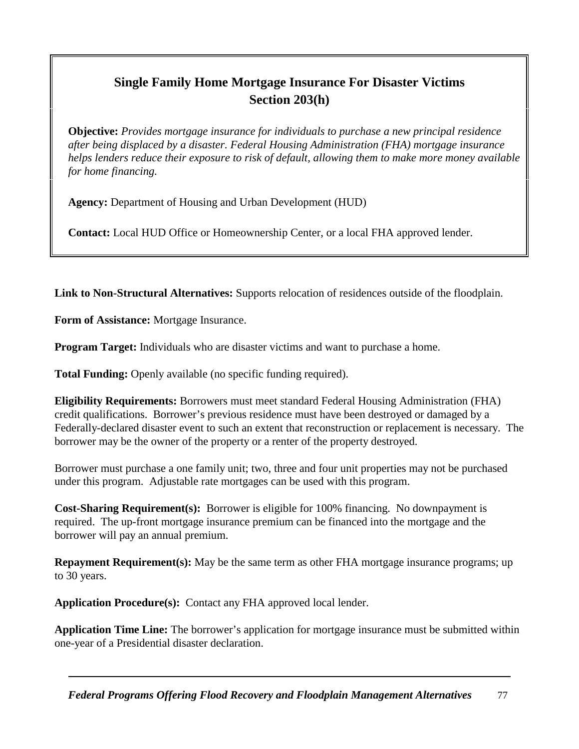## Single Family Home Mortgage Insurance For Disaster Victims Section 203(h)

**Objective:** *Provides mortgage insurance for individuals to purchase a new principal residence after being displaced by a disaster. Federal Housing Administration (FHA) mortgage insurance helps lenders reduce their exposure to risk of default, allowing them to make more money available for home financing.*

**Agency:** Department of Housing and Urban Development (HUD)

**Contact:** Local HUD Office or Homeownership Center, or a local FHA approved lender.

**Link to Non-Structural Alternatives:** Supports relocation of residences outside of the floodplain.

**Form of Assistance:** Mortgage Insurance.

**Program Target:** Individuals who are disaster victims and want to purchase a home.

**Total Funding:** Openly available (no specific funding required).

**Eligibility Requirements:** Borrowers must meet standard Federal Housing Administration (FHA) credit qualifications. Borrower's previous residence must have been destroyed or damaged by a Federally-declared disaster event to such an extent that reconstruction or replacement is necessary. The borrower may be the owner of the property or a renter of the property destroyed.

Borrower must purchase a one family unit; two, three and four unit properties may not be purchased under this program. Adjustable rate mortgages can be used with this program.

**Cost-Sharing Requirement(s):** Borrower is eligible for 100% financing. No downpayment is required. The up-front mortgage insurance premium can be financed into the mortgage and the borrower will pay an annual premium.

**Repayment Requirement(s):** May be the same term as other FHA mortgage insurance programs; up to 30 years.

**Application Procedure(s):** Contact any FHA approved local lender.

**Application Time Line:** The borrower's application for mortgage insurance must be submitted within one-year of a Presidential disaster declaration.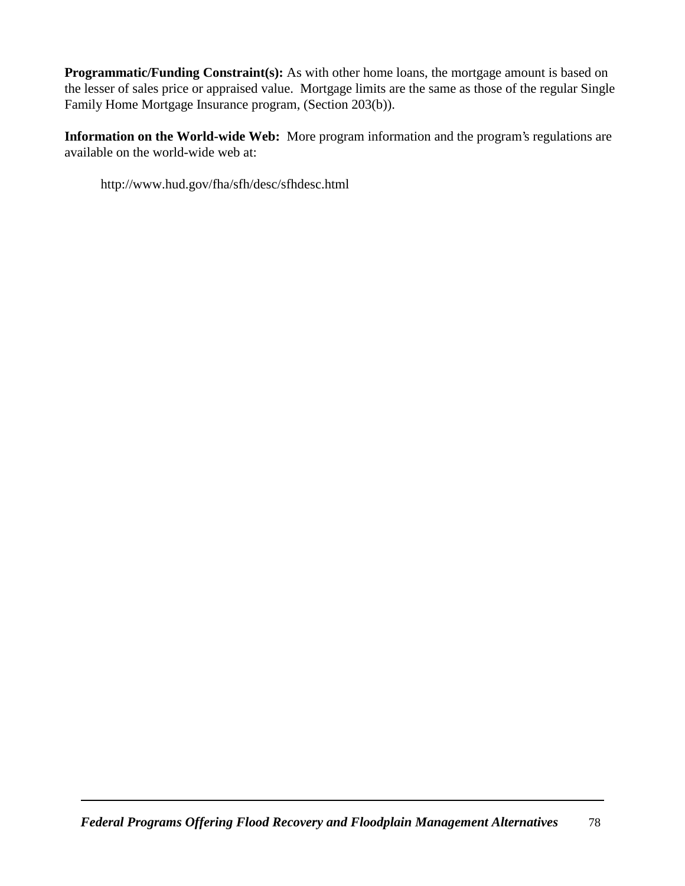**Programmatic/Funding Constraint(s):** As with other home loans, the mortgage amount is based on the lesser of sales price or appraised value. Mortgage limits are the same as those of the regular Single Family Home Mortgage Insurance program, (Section 203(b)).

**Information on the World-wide Web:** More program information and the program's regulations are available on the world-wide web at:

http://www.hud.gov/fha/sfh/desc/sfhdesc.html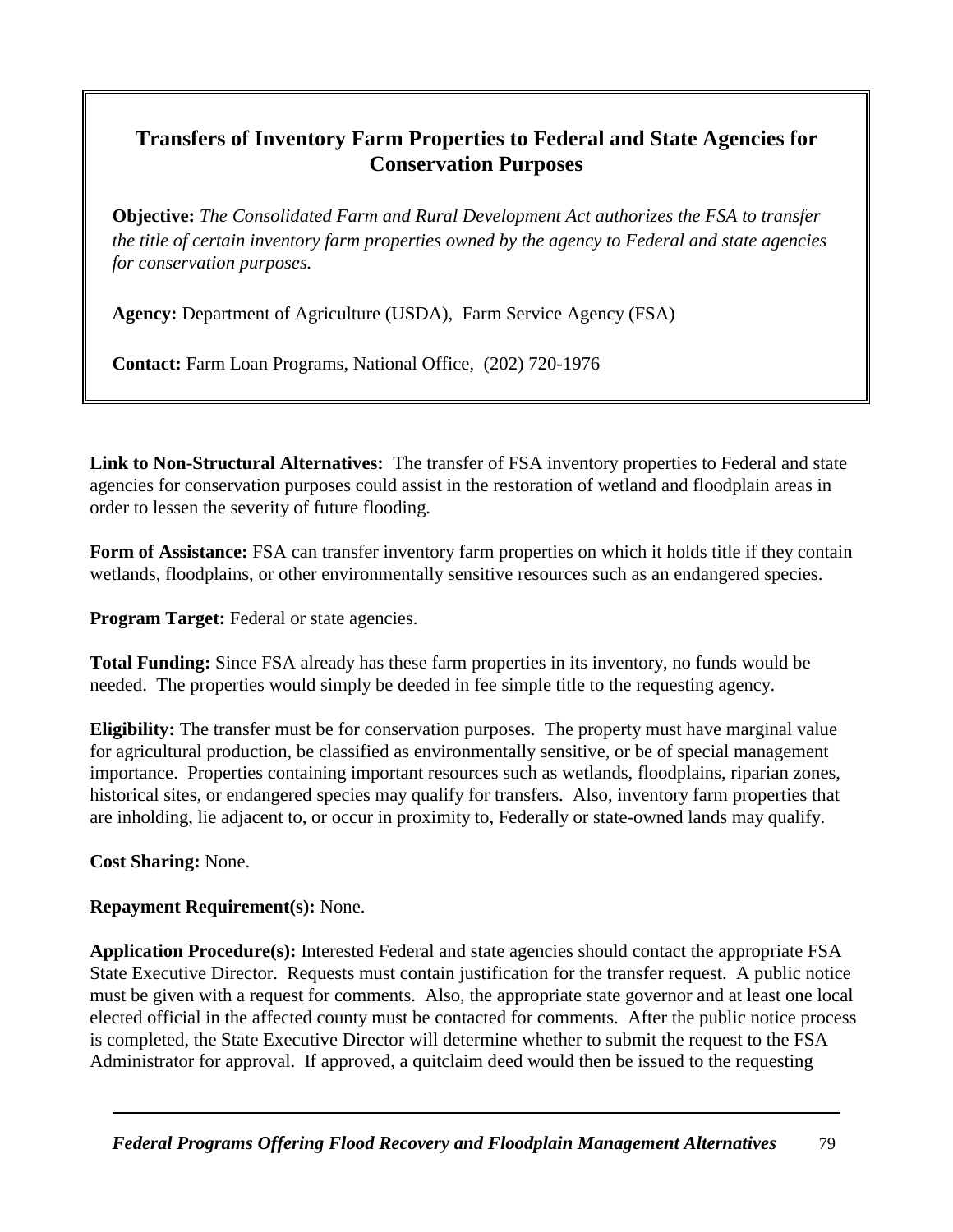## Transfers of Inventory Farm Properties to Federal and State Agencies for Conservation Purposes

**Objective:** *The Consolidated Farm and Rural Development Act authorizes the FSA to transfer the title of certain inventory farm properties owned by the agency to Federal and state agencies for conservation purposes.*

**Agency:** Department of Agriculture (USDA), Farm Service Agency (FSA)

**Contact:** Farm Loan Programs, National Office, (202) 720-1976

**Link to Non-Structural Alternatives:** The transfer of FSA inventory properties to Federal and state agencies for conservation purposes could assist in the restoration of wetland and floodplain areas in order to lessen the severity of future flooding.

**Form of Assistance:** FSA can transfer inventory farm properties on which it holds title if they contain wetlands, floodplains, or other environmentally sensitive resources such as an endangered species.

**Program Target:** Federal or state agencies.

**Total Funding:** Since FSA already has these farm properties in its inventory, no funds would be needed. The properties would simply be deeded in fee simple title to the requesting agency.

**Eligibility:** The transfer must be for conservation purposes. The property must have marginal value for agricultural production, be classified as environmentally sensitive, or be of special management importance. Properties containing important resources such as wetlands, floodplains, riparian zones, historical sites, or endangered species may qualify for transfers. Also, inventory farm properties that are inholding, lie adjacent to, or occur in proximity to, Federally or state-owned lands may qualify.

**Cost Sharing:** None.

**Repayment Requirement(s):** None.

**Application Procedure(s):** Interested Federal and state agencies should contact the appropriate FSA State Executive Director. Requests must contain justification for the transfer request. A public notice must be given with a request for comments. Also, the appropriate state governor and at least one local elected official in the affected county must be contacted for comments. After the public notice process is completed, the State Executive Director will determine whether to submit the request to the FSA Administrator for approval. If approved, a quitclaim deed would then be issued to the requesting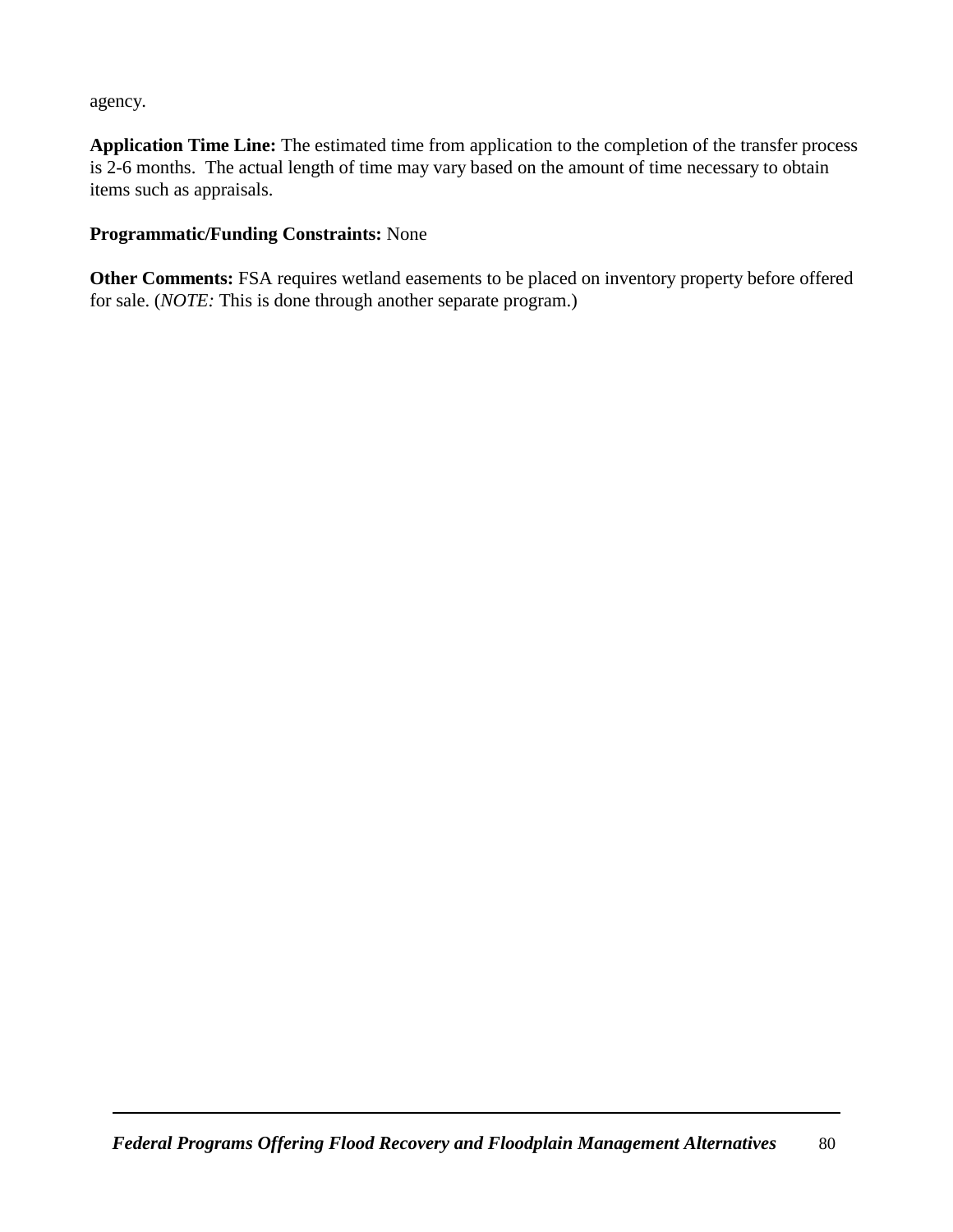agency.

**Application Time Line:** The estimated time from application to the completion of the transfer process is 2-6 months. The actual length of time may vary based on the amount of time necessary to obtain items such as appraisals.

**Programmatic/Funding Constraints:** None

**Other Comments:** FSA requires wetland easements to be placed on inventory property before offered for sale. (*NOTE:* This is done through another separate program.)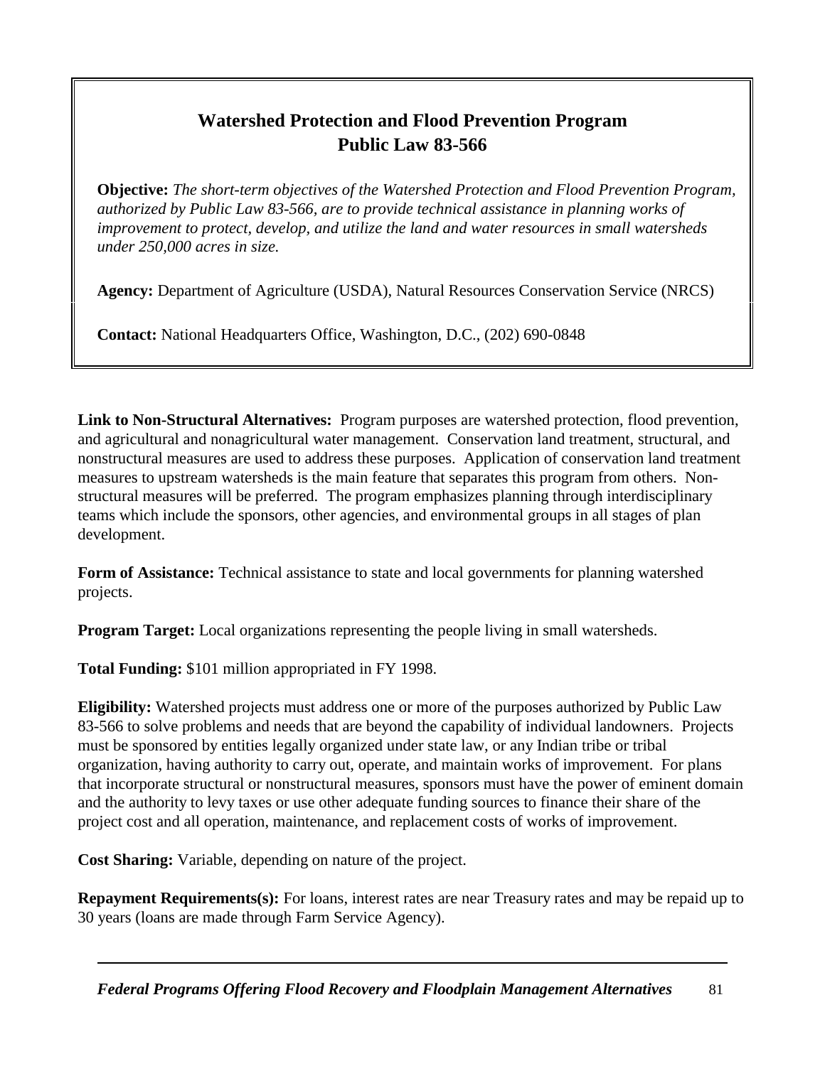## Watershed Protection and Flood Prevention Program
## Public Law 83-566

**Objective:** *The short-term objectives of the Watershed Protection and Flood Prevention Program, authorized by Public Law 83-566, are to provide technical assistance in planning works of improvement to protect, develop, and utilize the land and water resources in small watersheds under 250,000 acres in size.*

**Agency:** Department of Agriculture (USDA), Natural Resources Conservation Service (NRCS)

**Contact:** National Headquarters Office, Washington, D.C., (202) 690-0848

**Link to Non-Structural Alternatives:** Program purposes are watershed protection, flood prevention, and agricultural and nonagricultural water management. Conservation land treatment, structural, and nonstructural measures are used to address these purposes. Application of conservation land treatment measures to upstream watersheds is the main feature that separates this program from others. Non-structural measures will be preferred. The program emphasizes planning through interdisciplinary teams which include the sponsors, other agencies, and environmental groups in all stages of plan development.

**Form of Assistance:** Technical assistance to state and local governments for planning watershed projects.

**Program Target:** Local organizations representing the people living in small watersheds.

**Total Funding:** $101 million appropriated in FY 1998.

**Eligibility:** Watershed projects must address one or more of the purposes authorized by Public Law 83-566 to solve problems and needs that are beyond the capability of individual landowners. Projects must be sponsored by entities legally organized under state law, or any Indian tribe or tribal organization, having authority to carry out, operate, and maintain works of improvement. For plans that incorporate structural or nonstructural measures, sponsors must have the power of eminent domain and the authority to levy taxes or use other adequate funding sources to finance their share of the project cost and all operation, maintenance, and replacement costs of works of improvement.

**Cost Sharing:** Variable, depending on nature of the project.

**Repayment Requirements(s):** For loans, interest rates are near Treasury rates and may be repaid up to 30 years (loans are made through Farm Service Agency).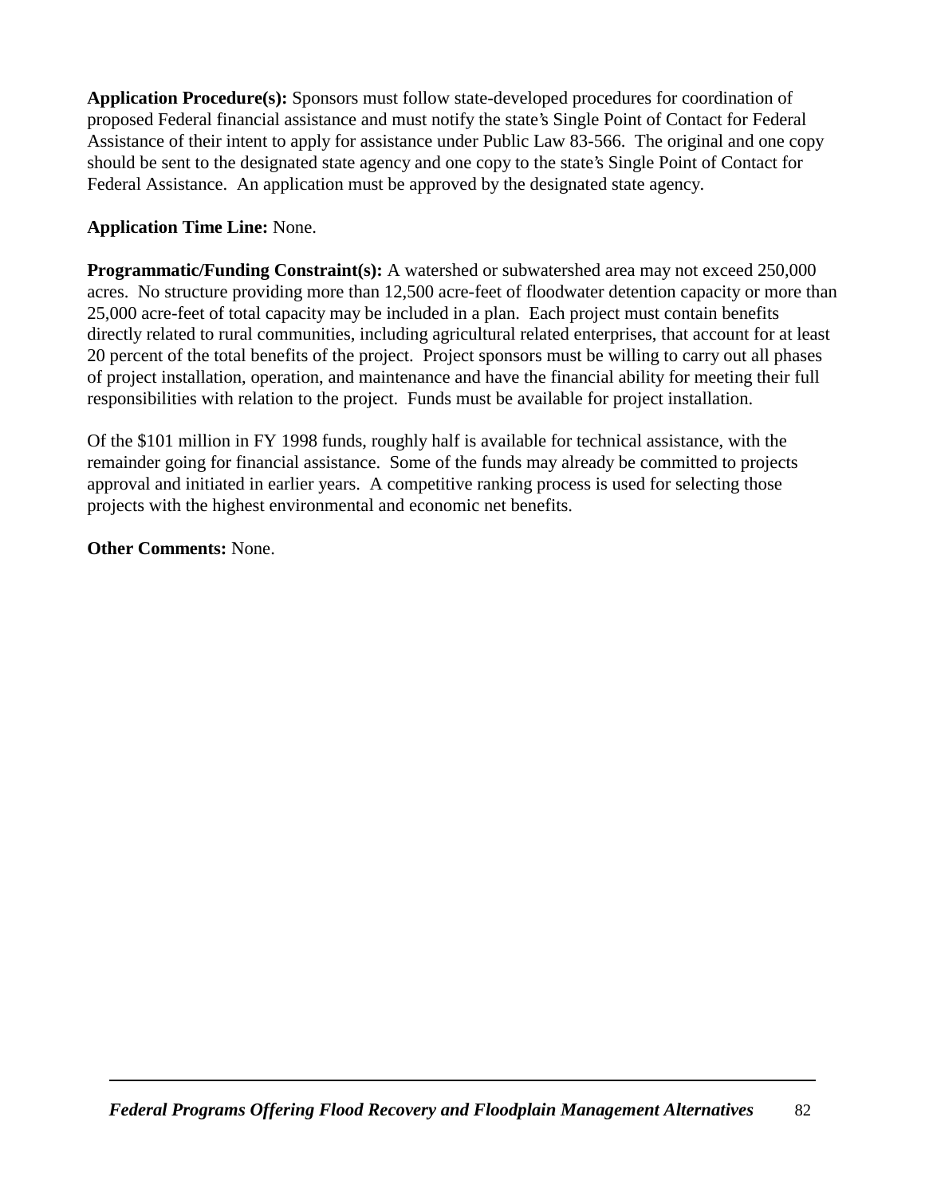**Application Procedure(s):** Sponsors must follow state-developed procedures for coordination of proposed Federal financial assistance and must notify the state's Single Point of Contact for Federal Assistance of their intent to apply for assistance under Public Law 83-566. The original and one copy should be sent to the designated state agency and one copy to the state's Single Point of Contact for Federal Assistance. An application must be approved by the designated state agency.

**Application Time Line:** None.

**Programmatic/Funding Constraint(s):** A watershed or subwatershed area may not exceed 250,000 acres. No structure providing more than 12,500 acre-feet of floodwater detention capacity or more than 25,000 acre-feet of total capacity may be included in a plan. Each project must contain benefits directly related to rural communities, including agricultural related enterprises, that account for at least 20 percent of the total benefits of the project. Project sponsors must be willing to carry out all phases of project installation, operation, and maintenance and have the financial ability for meeting their full responsibilities with relation to the project. Funds must be available for project installation.

Of the $101 million in FY 1998 funds, roughly half is available for technical assistance, with the remainder going for financial assistance. Some of the funds may already be committed to projects approval and initiated in earlier years. A competitive ranking process is used for selecting those projects with the highest environmental and economic net benefits.

**Other Comments:** None.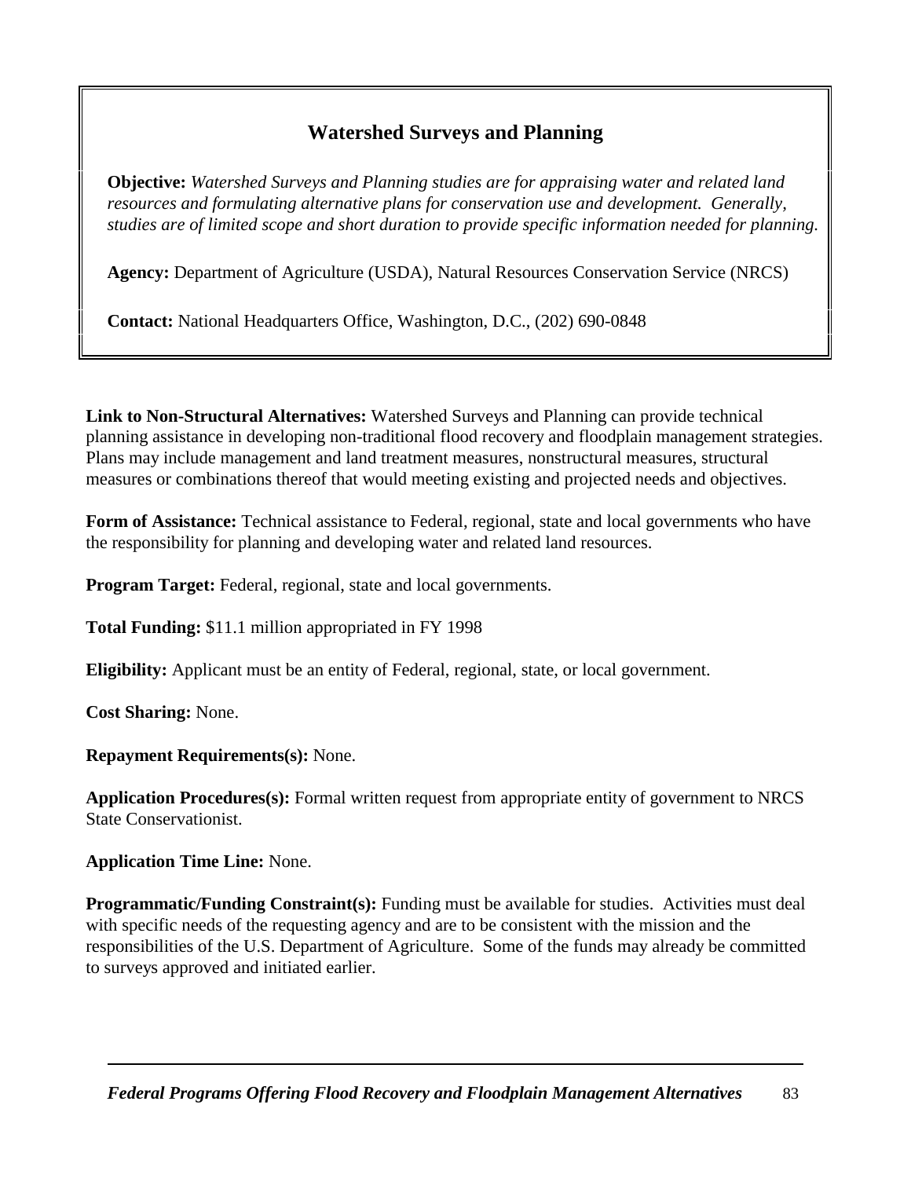## Watershed Surveys and Planning

**Objective:** *Watershed Surveys and Planning studies are for appraising water and related land resources and formulating alternative plans for conservation use and development. Generally, studies are of limited scope and short duration to provide specific information needed for planning.*

**Agency:** Department of Agriculture (USDA), Natural Resources Conservation Service (NRCS)

**Contact:** National Headquarters Office, Washington, D.C., (202) 690-0848

**Link to Non-Structural Alternatives:** Watershed Surveys and Planning can provide technical planning assistance in developing non-traditional flood recovery and floodplain management strategies. Plans may include management and land treatment measures, nonstructural measures, structural measures or combinations thereof that would meeting existing and projected needs and objectives.

**Form of Assistance:** Technical assistance to Federal, regional, state and local governments who have the responsibility for planning and developing water and related land resources.

**Program Target:** Federal, regional, state and local governments.

**Total Funding:** \$11.1 million appropriated in FY 1998

**Eligibility:** Applicant must be an entity of Federal, regional, state, or local government.

**Cost Sharing:** None.

**Repayment Requirements(s):** None.

**Application Procedures(s):** Formal written request from appropriate entity of government to NRCS State Conservationist.

**Application Time Line:** None.

**Programmatic/Funding Constraint(s):** Funding must be available for studies. Activities must deal with specific needs of the requesting agency and are to be consistent with the mission and the responsibilities of the U.S. Department of Agriculture. Some of the funds may already be committed to surveys approved and initiated earlier.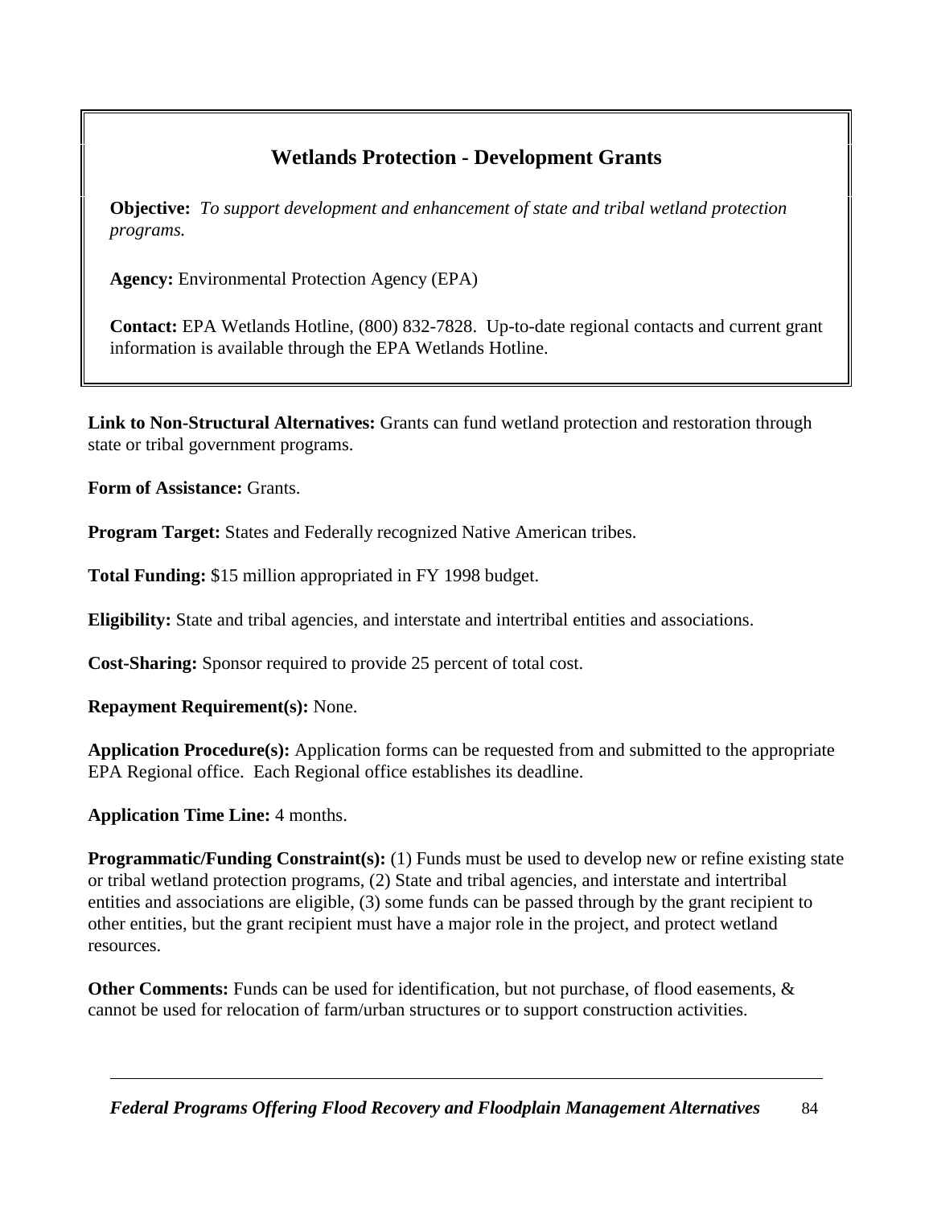## Wetlands Protection - Development Grants

**Objective:** *To support development and enhancement of state and tribal wetland protection programs.*

**Agency:** Environmental Protection Agency (EPA)

**Contact:** EPA Wetlands Hotline, (800) 832-7828. Up-to-date regional contacts and current grant information is available through the EPA Wetlands Hotline.

**Link to Non-Structural Alternatives:** Grants can fund wetland protection and restoration through state or tribal government programs.

**Form of Assistance:** Grants.

**Program Target:** States and Federally recognized Native American tribes.

**Total Funding:** $15 million appropriated in FY 1998 budget.

**Eligibility:** State and tribal agencies, and interstate and intertribal entities and associations.

**Cost-Sharing:** Sponsor required to provide 25 percent of total cost.

**Repayment Requirement(s):** None.

**Application Procedure(s):** Application forms can be requested from and submitted to the appropriate EPA Regional office. Each Regional office establishes its deadline.

**Application Time Line:** 4 months.

**Programmatic/Funding Constraint(s):** (1) Funds must be used to develop new or refine existing state or tribal wetland protection programs, (2) State and tribal agencies, and interstate and intertribal entities and associations are eligible, (3) some funds can be passed through by the grant recipient to other entities, but the grant recipient must have a major role in the project, and protect wetland resources.

**Other Comments:** Funds can be used for identification, but not purchase, of flood easements, & cannot be used for relocation of farm/urban structures or to support construction activities.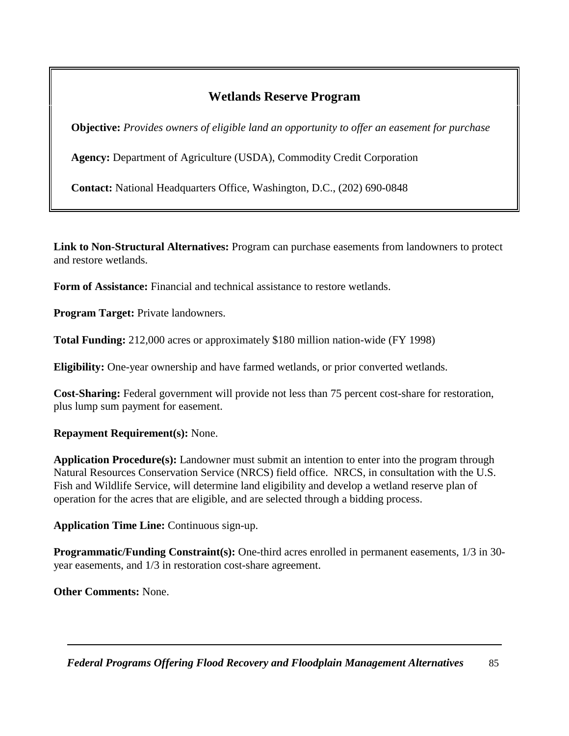## Wetlands Reserve Program

**Objective:** *Provides owners of eligible land an opportunity to offer an easement for purchase*

**Agency:** Department of Agriculture (USDA), Commodity Credit Corporation

**Contact:** National Headquarters Office, Washington, D.C., (202) 690-0848

**Link to Non-Structural Alternatives:** Program can purchase easements from landowners to protect and restore wetlands.

**Form of Assistance:** Financial and technical assistance to restore wetlands.

**Program Target:** Private landowners.

**Total Funding:** 212,000 acres or approximately $180 million nation-wide (FY 1998)

**Eligibility:** One-year ownership and have farmed wetlands, or prior converted wetlands.

**Cost-Sharing:** Federal government will provide not less than 75 percent cost-share for restoration, plus lump sum payment for easement.

**Repayment Requirement(s):** None.

**Application Procedure(s):** Landowner must submit an intention to enter into the program through Natural Resources Conservation Service (NRCS) field office. NRCS, in consultation with the U.S. Fish and Wildlife Service, will determine land eligibility and develop a wetland reserve plan of operation for the acres that are eligible, and are selected through a bidding process.

**Application Time Line:** Continuous sign-up.

**Programmatic/Funding Constraint(s):** One-third acres enrolled in permanent easements, 1/3 in 30-year easements, and 1/3 in restoration cost-share agreement.

**Other Comments:** None.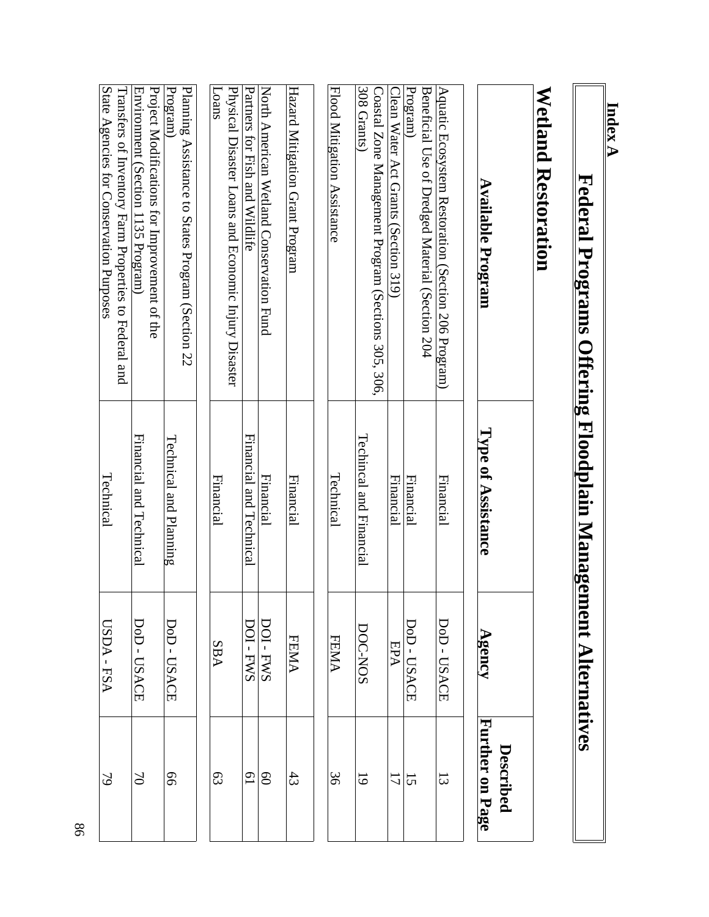**Index A**

# Federal Programs Offering Floodplain Management Alternatives

## Wetland Restoration

| Available Program | Type of Assistance | Agency | Described Further on Page |
|---|---|---|---|
| Aquatic Ecosystem Restoration (Section 206 Program) | Financial | DoD - USACE | 13 |
| Beneficial Use of Dredged Material (Section 204 Program) | Financial | DoD - USACE | 15 |
| Clean Water Act Grants (Section 319) | Financial | EPA | 17 |
| Coastal Zone Management Program (Sections 305, 306, 308 Grants) | Techincal and Financial | DOC-NOS | 19 |
| Flood Mitigation Assistance | Technical | FEMA | 36 |
| Hazard Mitigation Grant Program | Financial | FEMA | 43 |
| North American Wetland Conservation Fund | Financial | DOI - FWS | 60 |
| Partners for Fish and Wildlife | Financial and Technical | DOI - FWS | 61 |
| Physical Disaster Loans and Economic Injury Disaster Loans | Financial | SBA | 63 |
| Planning Assistance to States Program (Section 22 Program) | Technical and Planning | DoD - USACE | 66 |
| Project Modifications for Improvement of the Environment (Section 1135 Program) | Financial and Technical | DoD - USACE | 70 |
| Transfers of Inventory Farm Properties to Federal and State Agencies for Conservation Purposes | Technical | USDA - FSA | 79 |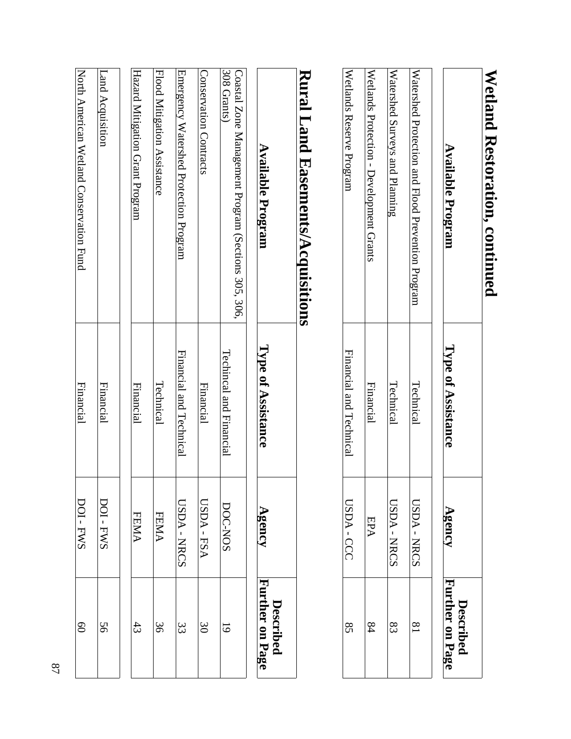# Wetland Restoration, continued

| Available Program | Type of Assistance | Agency | Described Further on Page |
| --- | --- | --- | --- |
| Watershed Protection and Flood Prevention Program | Technical | USDA - NRCS | 81 |
| Watershed Surveys and Planning | Technical | USDA - NRCS | 83 |
| Wetlands Protection - Development Grants | Financial | EPA | 84 |
| Wetlands Reserve Program | Financial and Technical | USDA - CCC | 85 |

# Rural Land Easements/Acquisitions

| Available Program | Type of Assistance | Agency | Described Further on Page |
| --- | --- | --- | --- |
| Coastal Zone Management Program (Sections 305, 306, 308 Grants) | Techincal and Financial | DOC-NOS | 19 |
| Conservation Contracts | Financial | USDA - FSA | 30 |
| Emergency Watershed Protection Program | Financial and Technical | USDA - NRCS | 33 |
| Flood Mitigation Assistance | Technical | FEMA | 36 |
| Hazard Mitigation Grant Program | Financial | FEMA | 43 |
| Land Acquisition | Financial | DOI - FWS | 56 |
| North American Wetland Conservation Fund | Financial | DOI - FWS | 60 |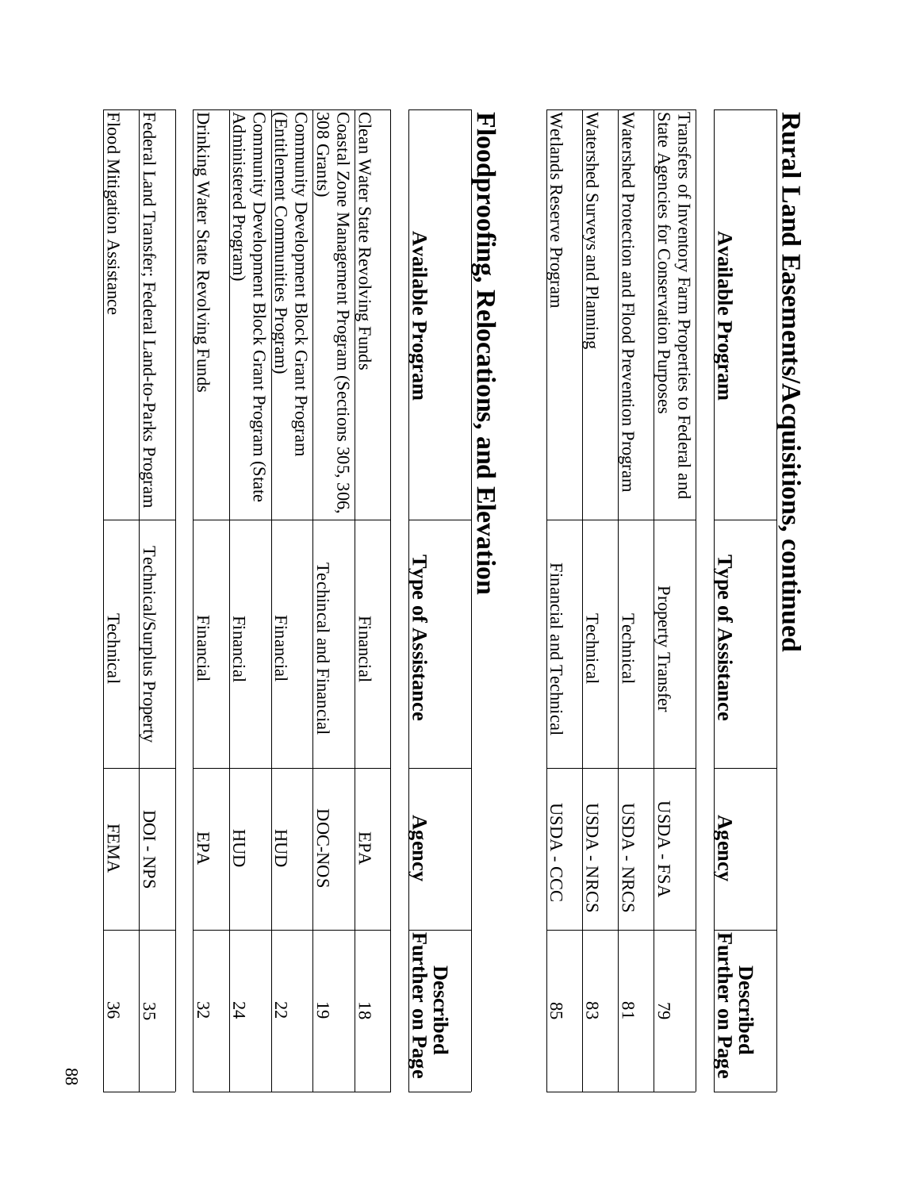# Rural Land Easements/Acquisitions, continued

| Available Program | Type of Assistance | Agency | Described Further on Page |
|---|---|---|---|
| Transfers of Inventory Farm Properties to Federal and State Agencies for Conservation Purposes | Property Transfer | USDA - FSA | 79 |
| Watershed Protection and Flood Prevention Program | Technical | USDA - NRCS | 81 |
| Watershed Surveys and Planning | Technical | USDA - NRCS | 83 |
| Wetlands Reserve Program | Financial and Technical | USDA - CCC | 85 |

# Floodproofing, Relocations, and Elevation

| Available Program | Type of Assistance | Agency | Described Further on Page |
|---|---|---|---|
| Clean Water State Revolving Funds | Financial | EPA | 18 |
| Coastal Zone Management Program (Sections 305, 306, 308 Grants) | Techincal and Financial | DOC-NOS | 19 |
| Community Development Block Grant Program (Entitlement Communities Program) | Financial | HUD | 22 |
| Community Development Block Grant Program (State Administered Program) | Financial | HUD | 24 |
| Drinking Water State Revolving Funds | Financial | EPA | 32 |
| Federal Land Transfer; Federal Land-to-Parks Program | Technical/Surplus Property | DOI - NPS | 35 |
| Flood Mitigation Assistance | Technical | FEMA | 36 |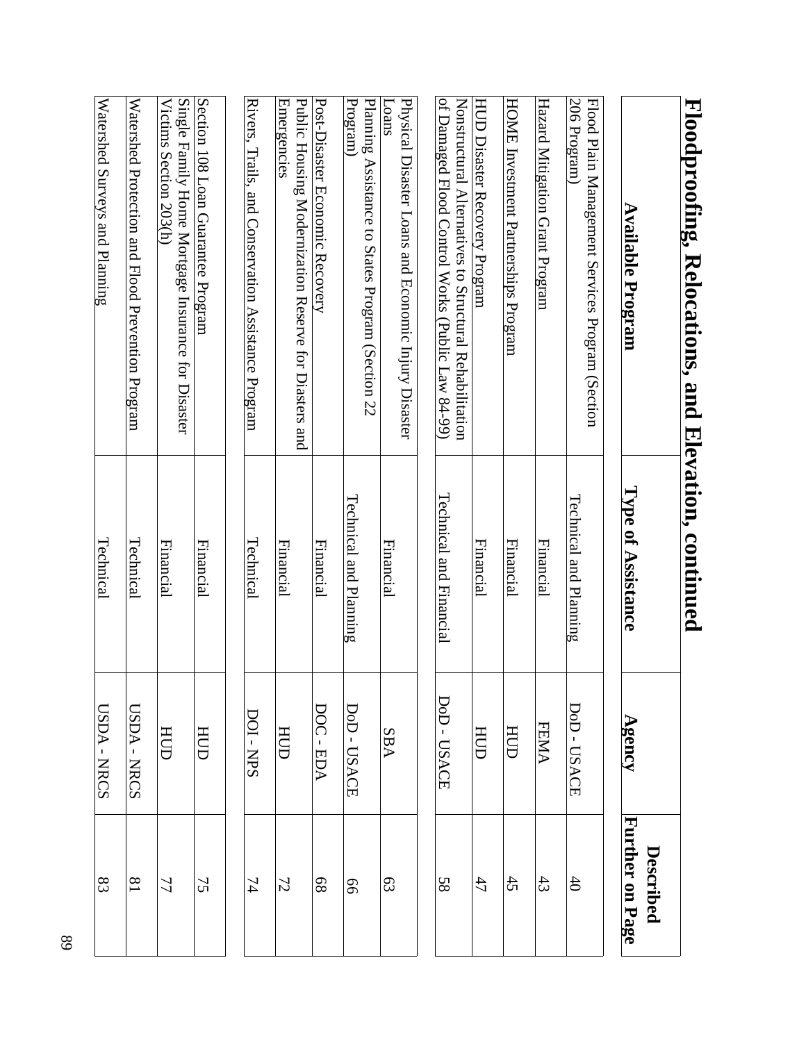# Floodproofing, Relocations, and Elevation, continued

| Available Program | Type of Assistance | Agency | Described Further on Page |
|---|---|---|---|
| Flood Plain Management Services Program (Section 206 Program) | Technical and Planning | DoD - USACE | 40 |
| Hazard Mitigation Grant Program | Financial | FEMA | 43 |
| HOME Investment Partnerships Program | Financial | HUD | 45 |
| HUD Disaster Recovery Program | Financial | HUD | 47 |
| Nonstructural Alternatives to Structural Rehabilitation of Damaged Flood Control Works (Public Law 84-99) | Technical and Financial | DoD - USACE | 58 |
| Physical Disaster Loans and Economic Injury Disaster Loans | Financial | SBA | 63 |
| Planning Assistance to States Program (Section 22 Program) | Technical and Planning | DoD - USACE | 66 |
| Post-Disaster Economic Recovery | Financial | DOC - EDA | 68 |
| Public Housing Modernization Reserve for Disasters and Emergencies | Financial | HUD | 72 |
| Rivers, Trails, and Conservation Assistance Program | Technical | DOI - NPS | 74 |
| Section 108 Loan Guarantee Program | Financial | HUD | 75 |
| Single Family Home Mortgage Insurance for Disaster Victims Section 203(h) | Financial | HUD | 77 |
| Watershed Protection and Flood Prevention Program | Technical | USDA - NRCS | 81 |
| Watershed Surveys and Planning | Technical | USDA - NRCS | 83 |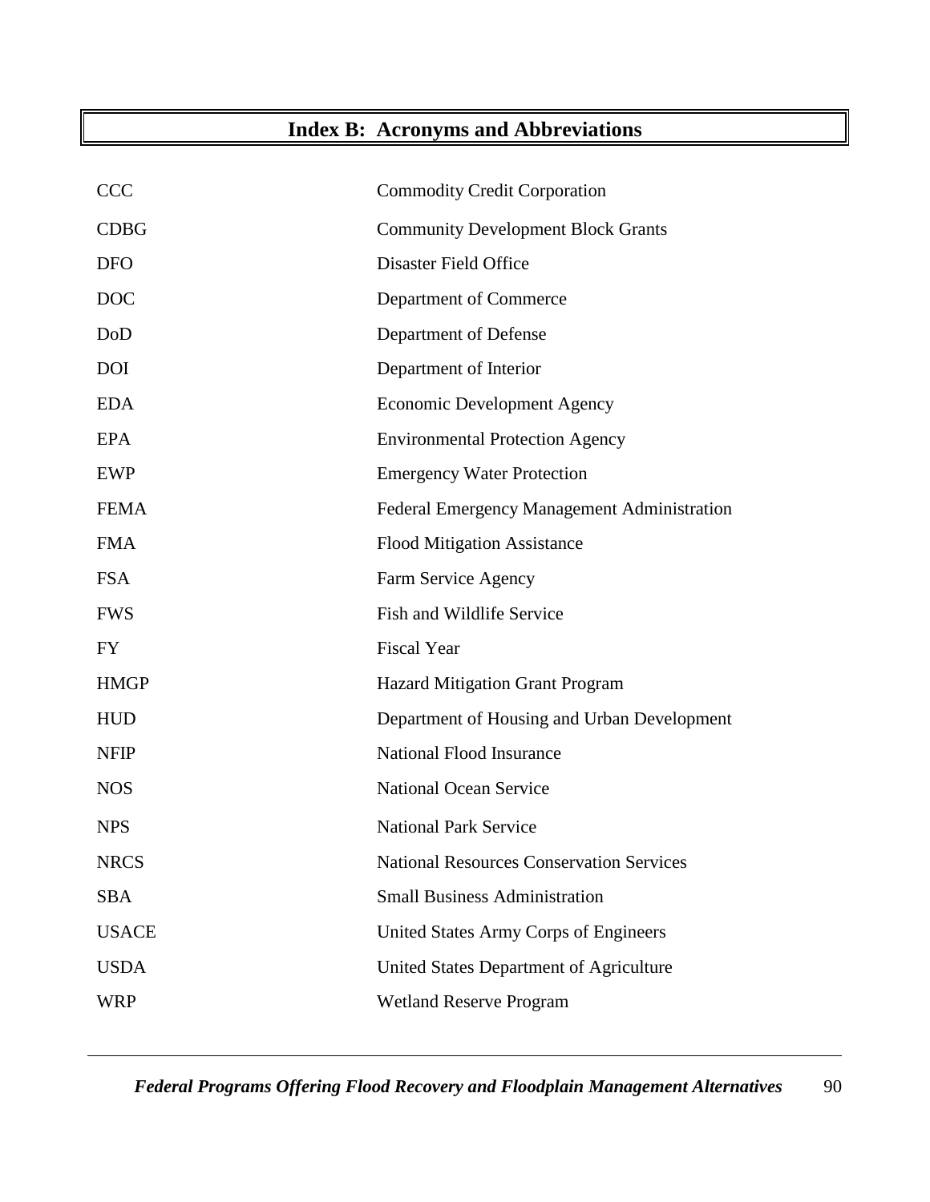# Index B: Acronyms and Abbreviations

| | |
|---|---|
| CCC | Commodity Credit Corporation |
| CDBG | Community Development Block Grants |
| DFO | Disaster Field Office |
| DOC | Department of Commerce |
| DoD | Department of Defense |
| DOI | Department of Interior |
| EDA | Economic Development Agency |
| EPA | Environmental Protection Agency |
| EWP | Emergency Water Protection |
| FEMA | Federal Emergency Management Administration |
| FMA | Flood Mitigation Assistance |
| FSA | Farm Service Agency |
| FWS | Fish and Wildlife Service |
| FY | Fiscal Year |
| HMGP | Hazard Mitigation Grant Program |
| HUD | Department of Housing and Urban Development |
| NFIP | National Flood Insurance |
| NOS | National Ocean Service |
| NPS | National Park Service |
| NRCS | National Resources Conservation Services |
| SBA | Small Business Administration |
| USACE | United States Army Corps of Engineers |
| USDA | United States Department of Agriculture |
| WRP | Wetland Reserve Program |